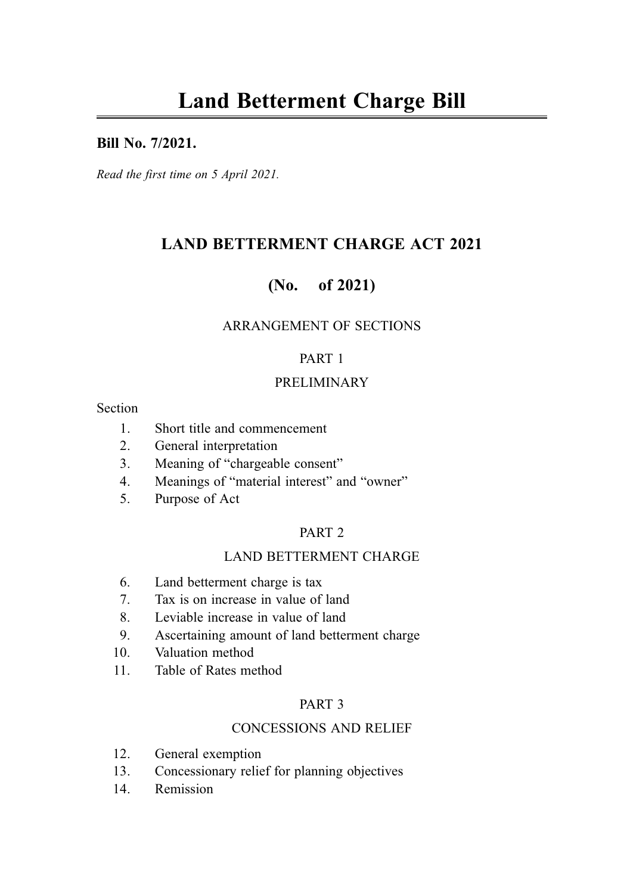# Land Betterment Charge Bill

**Bill No. 7/2021.**

*Read the first time on 5 April 2021.*

## LAND BETTERMENT CHARGE ACT 2021

## (No.  of 2021)

ARRANGEMENT OF SECTIONS

PART 1

PRELIMINARY

Section

1. Short title and commencement
2. General interpretation
3. Meaning of "chargeable consent"
4. Meanings of "material interest" and "owner"
5. Purpose of Act

PART 2

LAND BETTERMENT CHARGE

6. Land betterment charge is tax
7. Tax is on increase in value of land
8. Leviable increase in value of land
9. Ascertaining amount of land betterment charge
10. Valuation method
11. Table of Rates method

PART 3

CONCESSIONS AND RELIEF

12. General exemption
13. Concessionary relief for planning objectives
14. Remission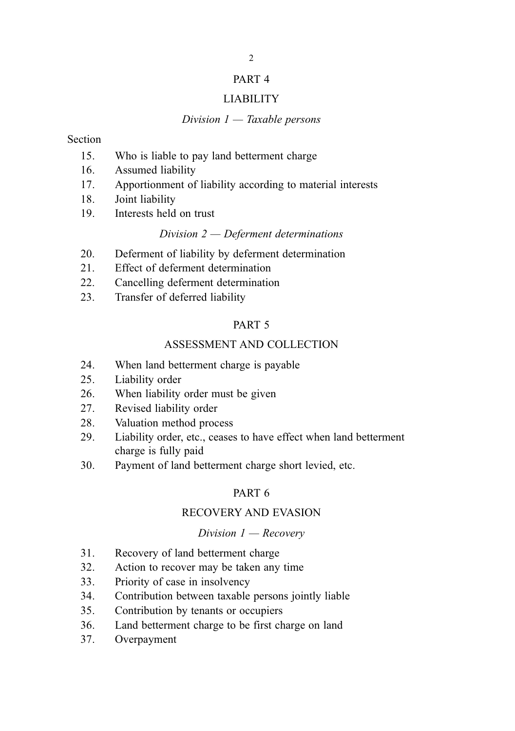## PART 4

## LIABILITY

### *Division 1 — Taxable persons*

Section

15. Who is liable to pay land betterment charge
16. Assumed liability
17. Apportionment of liability according to material interests
18. Joint liability
19. Interests held on trust

### *Division 2 — Deferment determinations*

20. Deferment of liability by deferment determination
21. Effect of deferment determination
22. Cancelling deferment determination
23. Transfer of deferred liability

## PART 5

## ASSESSMENT AND COLLECTION

24. When land betterment charge is payable
25. Liability order
26. When liability order must be given
27. Revised liability order
28. Valuation method process
29. Liability order, etc., ceases to have effect when land betterment charge is fully paid
30. Payment of land betterment charge short levied, etc.

## PART 6

## RECOVERY AND EVASION

### *Division 1 — Recovery*

31. Recovery of land betterment charge
32. Action to recover may be taken any time
33. Priority of case in insolvency
34. Contribution between taxable persons jointly liable
35. Contribution by tenants or occupiers
36. Land betterment charge to be first charge on land
37. Overpayment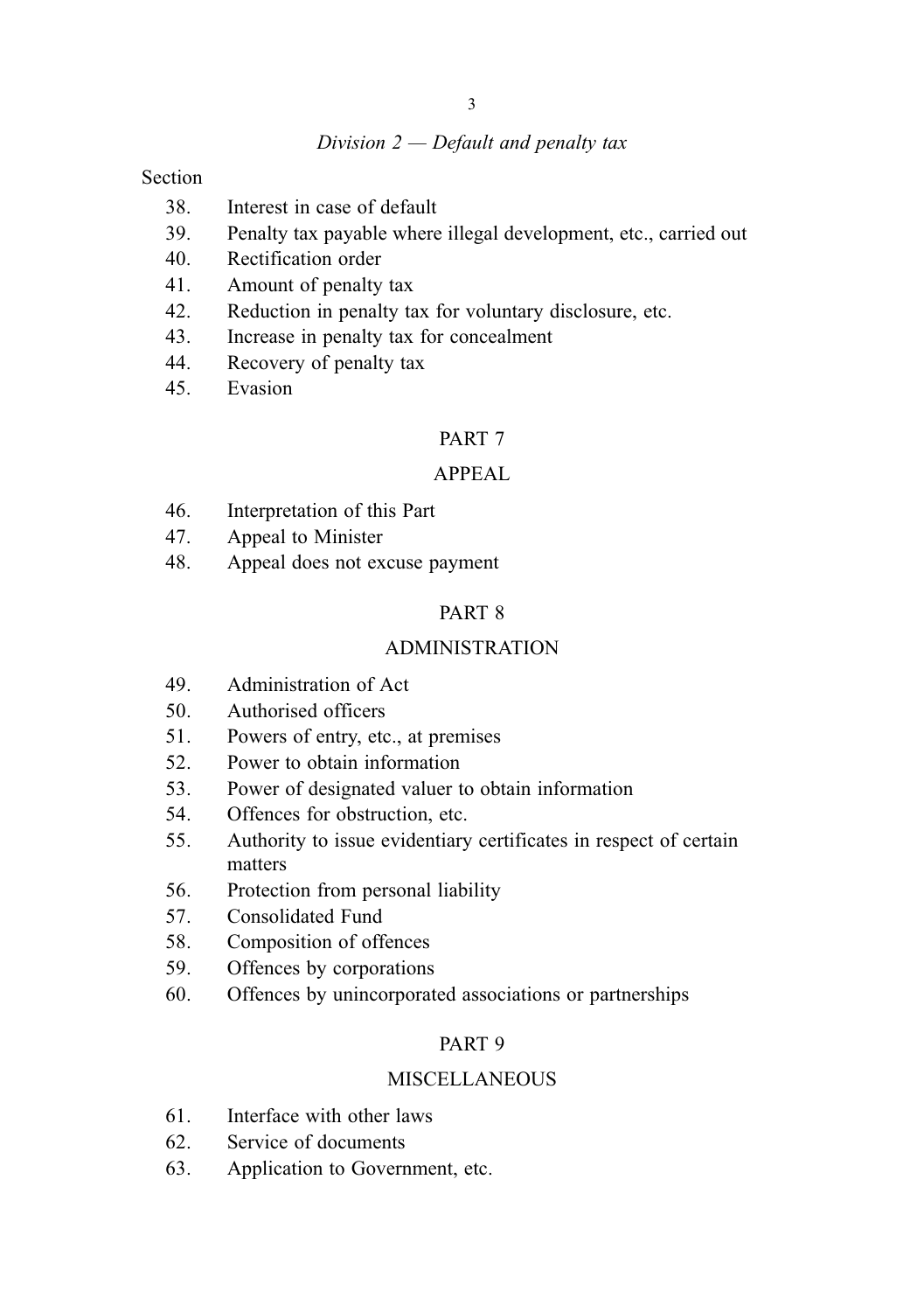*Division 2 — Default and penalty tax*

Section

38. Interest in case of default
39. Penalty tax payable where illegal development, etc., carried out
40. Rectification order
41. Amount of penalty tax
42. Reduction in penalty tax for voluntary disclosure, etc.
43. Increase in penalty tax for concealment
44. Recovery of penalty tax
45. Evasion

PART 7

APPEAL

46. Interpretation of this Part
47. Appeal to Minister
48. Appeal does not excuse payment

PART 8

ADMINISTRATION

49. Administration of Act
50. Authorised officers
51. Powers of entry, etc., at premises
52. Power to obtain information
53. Power of designated valuer to obtain information
54. Offences for obstruction, etc.
55. Authority to issue evidentiary certificates in respect of certain matters
56. Protection from personal liability
57. Consolidated Fund
58. Composition of offences
59. Offences by corporations
60. Offences by unincorporated associations or partnerships

PART 9

MISCELLANEOUS

61. Interface with other laws
62. Service of documents
63. Application to Government, etc.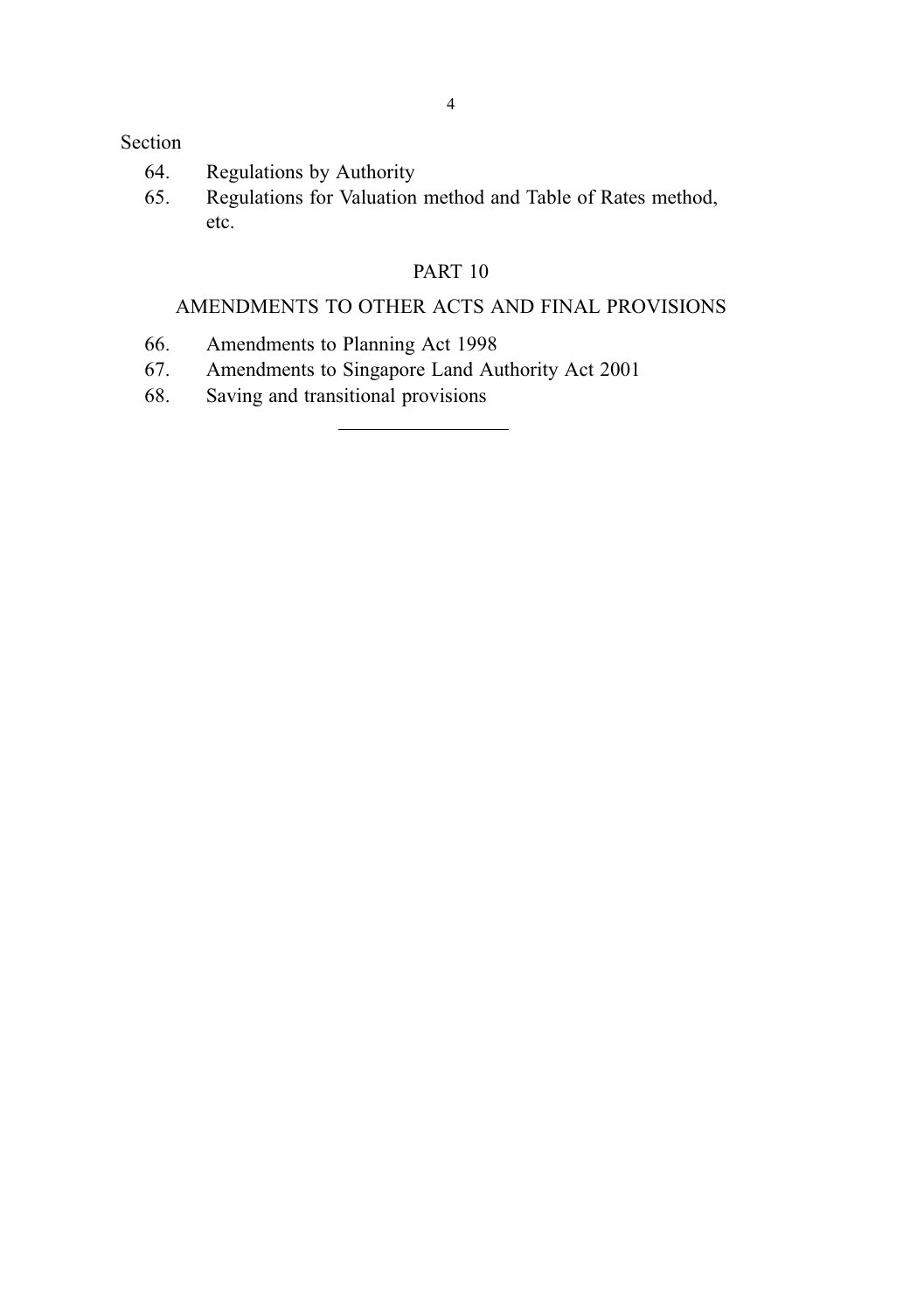Section

64. Regulations by Authority
65. Regulations for Valuation method and Table of Rates method, etc.

## PART 10

## AMENDMENTS TO OTHER ACTS AND FINAL PROVISIONS

66. Amendments to Planning Act 1998
67. Amendments to Singapore Land Authority Act 2001
68. Saving and transitional provisions

---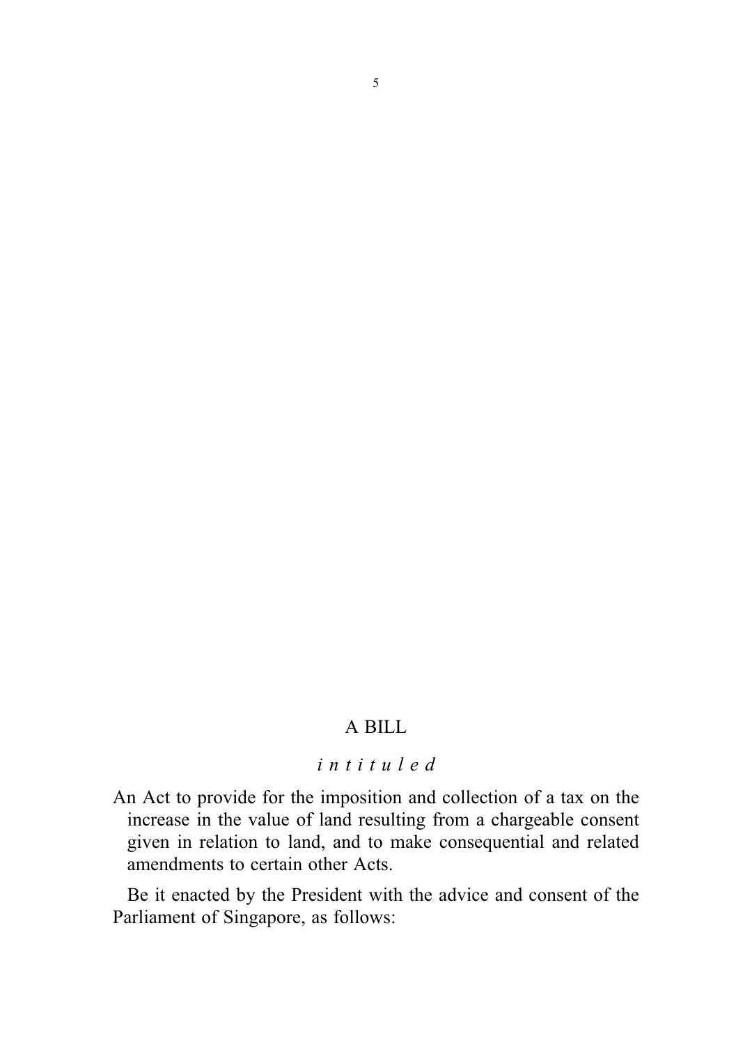A BILL

*intituled*

An Act to provide for the imposition and collection of a tax on the increase in the value of land resulting from a chargeable consent given in relation to land, and to make consequential and related amendments to certain other Acts.

Be it enacted by the President with the advice and consent of the Parliament of Singapore, as follows: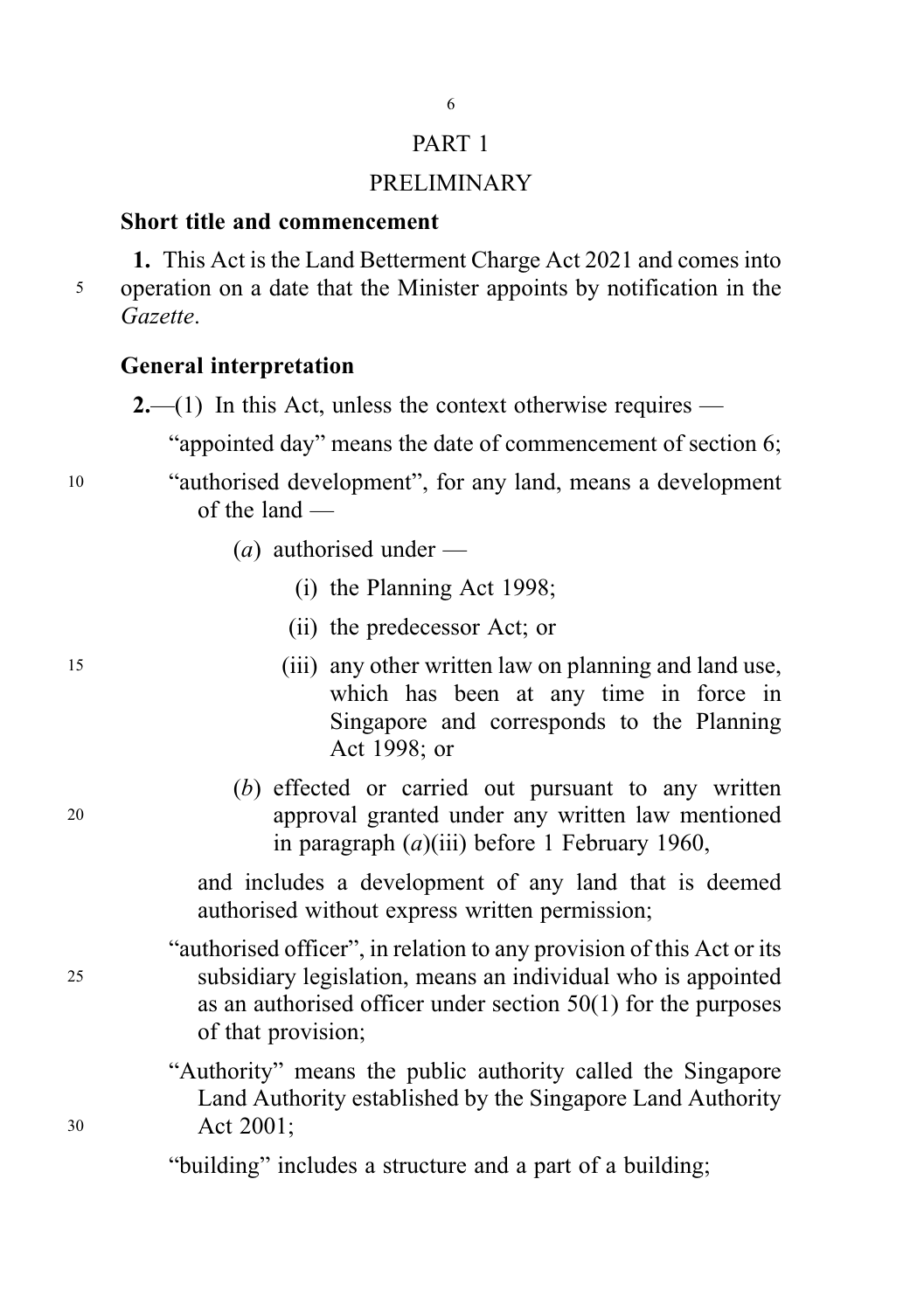# PART 1

# PRELIMINARY

## Short title and commencement

**1.** This Act is the Land Betterment Charge Act 2021 and comes into operation on a date that the Minister appoints by notification in the *Gazette*.

## General interpretation

**2.**—(1) In this Act, unless the context otherwise requires —

"appointed day" means the date of commencement of section 6;

"authorised development", for any land, means a development of the land —

(*a*) authorised under —

(i) the Planning Act 1998;

(ii) the predecessor Act; or

(iii) any other written law on planning and land use, which has been at any time in force in Singapore and corresponds to the Planning Act 1998; or

(*b*) effected or carried out pursuant to any written approval granted under any written law mentioned in paragraph (*a*)(iii) before 1 February 1960,

and includes a development of any land that is deemed authorised without express written permission;

"authorised officer", in relation to any provision of this Act or its subsidiary legislation, means an individual who is appointed as an authorised officer under section 50(1) for the purposes of that provision;

"Authority" means the public authority called the Singapore Land Authority established by the Singapore Land Authority Act 2001;

"building" includes a structure and a part of a building;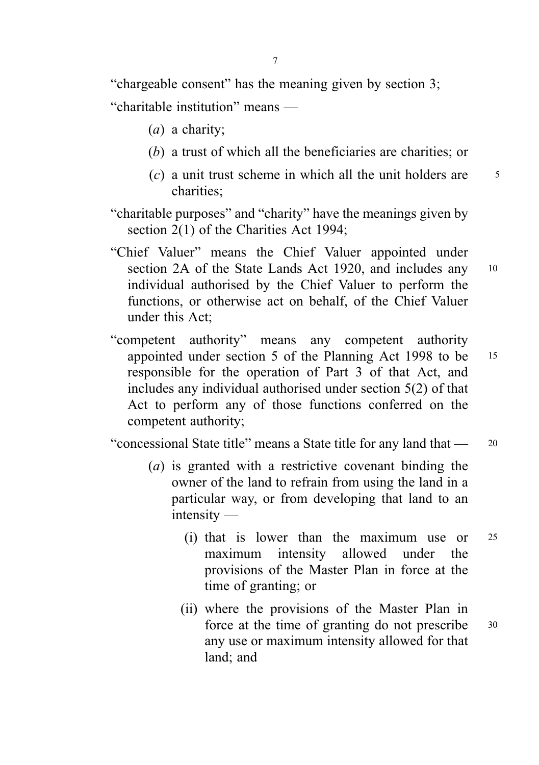"chargeable consent" has the meaning given by section 3;

"charitable institution" means —

(*a*) a charity;

(*b*) a trust of which all the beneficiaries are charities; or

(*c*) a unit trust scheme in which all the unit holders are charities;

"charitable purposes" and "charity" have the meanings given by section 2(1) of the Charities Act 1994;

"Chief Valuer" means the Chief Valuer appointed under section 2A of the State Lands Act 1920, and includes any individual authorised by the Chief Valuer to perform the functions, or otherwise act on behalf, of the Chief Valuer under this Act;

"competent authority" means any competent authority appointed under section 5 of the Planning Act 1998 to be responsible for the operation of Part 3 of that Act, and includes any individual authorised under section 5(2) of that Act to perform any of those functions conferred on the competent authority;

"concessional State title" means a State title for any land that —

(*a*) is granted with a restrictive covenant binding the owner of the land to refrain from using the land in a particular way, or from developing that land to an intensity —

(i) that is lower than the maximum use or maximum intensity allowed under the provisions of the Master Plan in force at the time of granting; or

(ii) where the provisions of the Master Plan in force at the time of granting do not prescribe any use or maximum intensity allowed for that land; and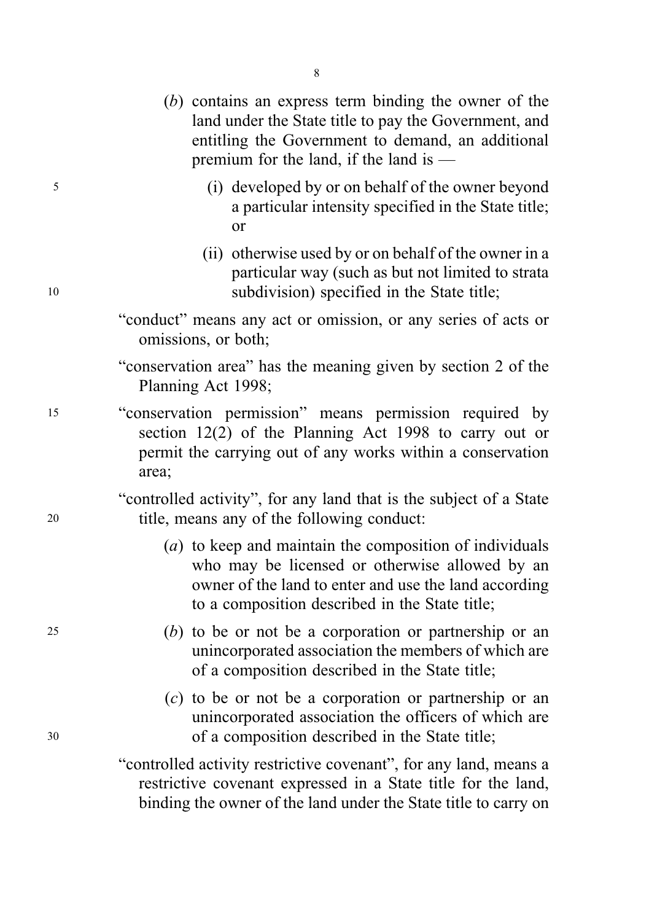(*b*) contains an express term binding the owner of the land under the State title to pay the Government, and entitling the Government to demand, an additional premium for the land, if the land is —

(i) developed by or on behalf of the owner beyond a particular intensity specified in the State title; or

(ii) otherwise used by or on behalf of the owner in a particular way (such as but not limited to strata subdivision) specified in the State title;

"conduct" means any act or omission, or any series of acts or omissions, or both;

"conservation area" has the meaning given by section 2 of the Planning Act 1998;

"conservation permission" means permission required by section 12(2) of the Planning Act 1998 to carry out or permit the carrying out of any works within a conservation area;

"controlled activity", for any land that is the subject of a State title, means any of the following conduct:

(*a*) to keep and maintain the composition of individuals who may be licensed or otherwise allowed by an owner of the land to enter and use the land according to a composition described in the State title;

(*b*) to be or not be a corporation or partnership or an unincorporated association the members of which are of a composition described in the State title;

(*c*) to be or not be a corporation or partnership or an unincorporated association the officers of which are of a composition described in the State title;

"controlled activity restrictive covenant", for any land, means a restrictive covenant expressed in a State title for the land, binding the owner of the land under the State title to carry on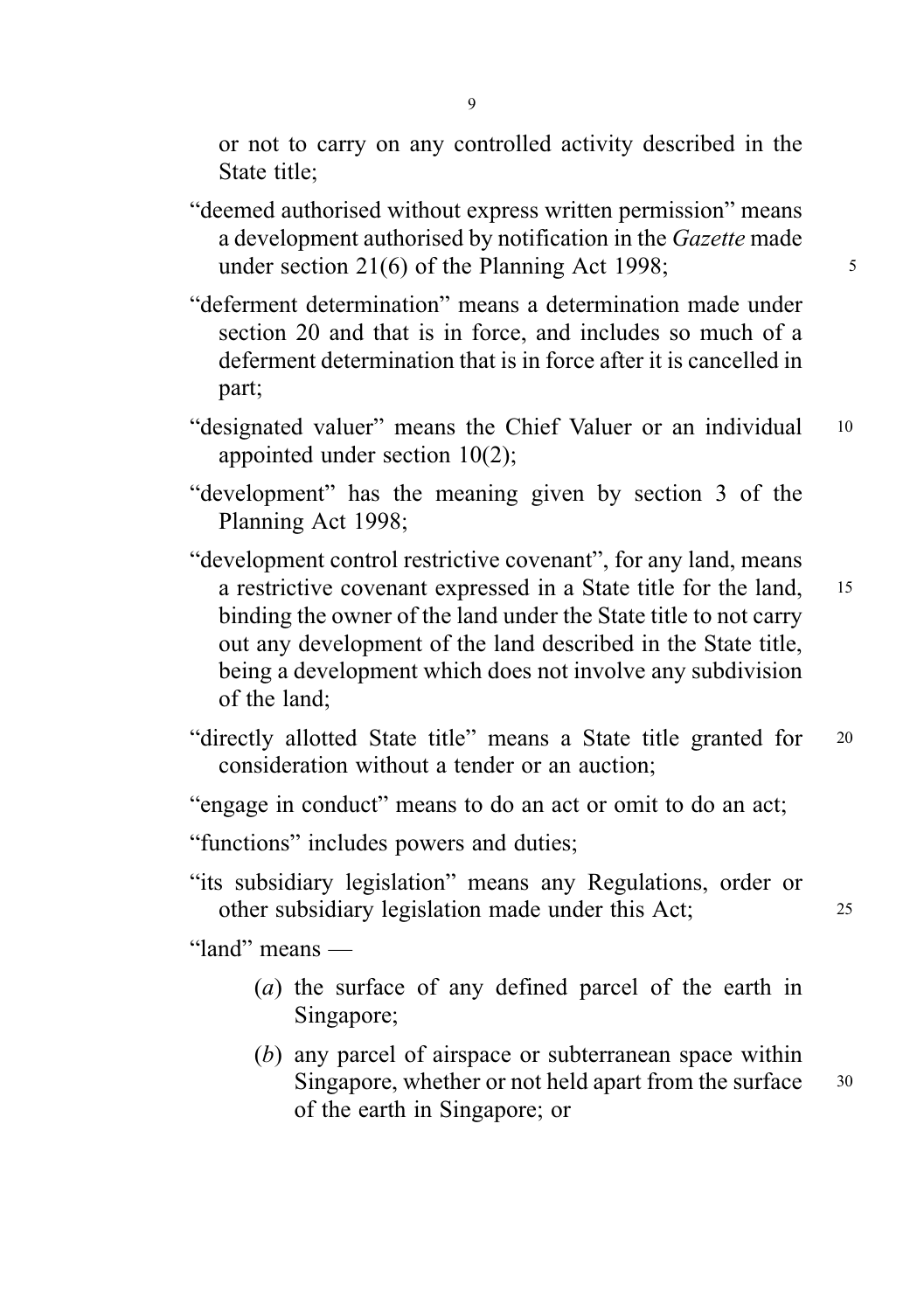or not to carry on any controlled activity described in the State title;

"deemed authorised without express written permission" means a development authorised by notification in the *Gazette* made under section 21(6) of the Planning Act 1998;

"deferment determination" means a determination made under section 20 and that is in force, and includes so much of a deferment determination that is in force after it is cancelled in part;

"designated valuer" means the Chief Valuer or an individual appointed under section 10(2);

"development" has the meaning given by section 3 of the Planning Act 1998;

"development control restrictive covenant", for any land, means a restrictive covenant expressed in a State title for the land, binding the owner of the land under the State title to not carry out any development of the land described in the State title, being a development which does not involve any subdivision of the land;

"directly allotted State title" means a State title granted for consideration without a tender or an auction;

"engage in conduct" means to do an act or omit to do an act;

"functions" includes powers and duties;

"its subsidiary legislation" means any Regulations, order or other subsidiary legislation made under this Act;

"land" means —

(*a*) the surface of any defined parcel of the earth in Singapore;

(*b*) any parcel of airspace or subterranean space within Singapore, whether or not held apart from the surface of the earth in Singapore; or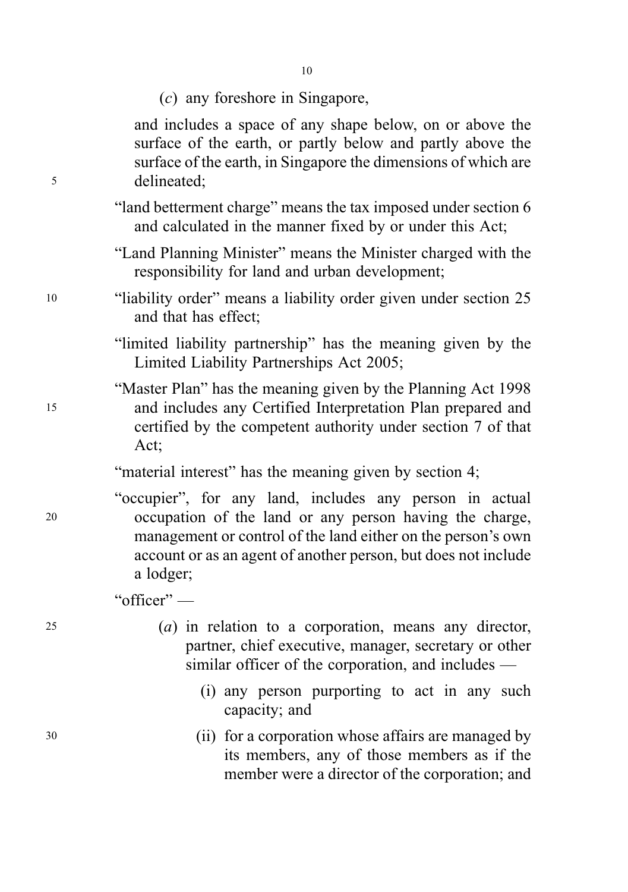(*c*) any foreshore in Singapore,

and includes a space of any shape below, on or above the surface of the earth, or partly below and partly above the surface of the earth, in Singapore the dimensions of which are delineated;

"land betterment charge" means the tax imposed under section 6 and calculated in the manner fixed by or under this Act;

"Land Planning Minister" means the Minister charged with the responsibility for land and urban development;

"liability order" means a liability order given under section 25 and that has effect;

"limited liability partnership" has the meaning given by the Limited Liability Partnerships Act 2005;

"Master Plan" has the meaning given by the Planning Act 1998 and includes any Certified Interpretation Plan prepared and certified by the competent authority under section 7 of that Act;

"material interest" has the meaning given by section 4;

"occupier", for any land, includes any person in actual occupation of the land or any person having the charge, management or control of the land either on the person's own account or as an agent of another person, but does not include a lodger;

"officer" —

(*a*) in relation to a corporation, means any director, partner, chief executive, manager, secretary or other similar officer of the corporation, and includes —

(i) any person purporting to act in any such capacity; and

(ii) for a corporation whose affairs are managed by its members, any of those members as if the member were a director of the corporation; and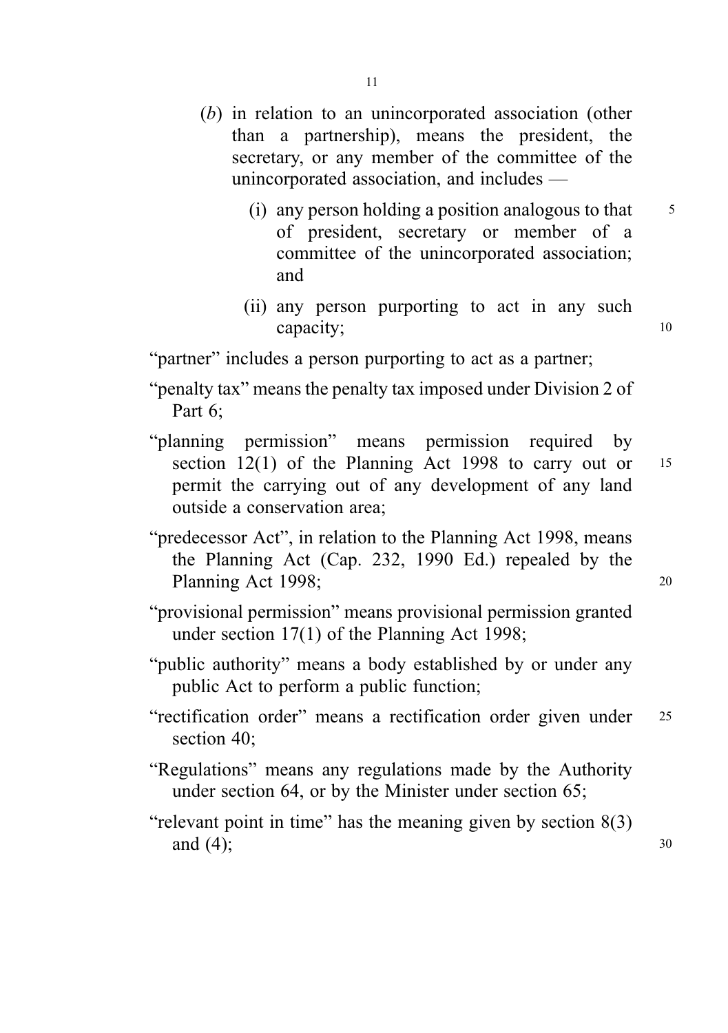(*b*) in relation to an unincorporated association (other than a partnership), means the president, the secretary, or any member of the committee of the unincorporated association, and includes —

(i) any person holding a position analogous to that of president, secretary or member of a committee of the unincorporated association; and

(ii) any person purporting to act in any such capacity;

"partner" includes a person purporting to act as a partner;

"penalty tax" means the penalty tax imposed under Division 2 of Part 6;

"planning permission" means permission required by section 12(1) of the Planning Act 1998 to carry out or permit the carrying out of any development of any land outside a conservation area;

"predecessor Act", in relation to the Planning Act 1998, means the Planning Act (Cap. 232, 1990 Ed.) repealed by the Planning Act 1998;

"provisional permission" means provisional permission granted under section 17(1) of the Planning Act 1998;

"public authority" means a body established by or under any public Act to perform a public function;

"rectification order" means a rectification order given under section 40;

"Regulations" means any regulations made by the Authority under section 64, or by the Minister under section 65;

"relevant point in time" has the meaning given by section 8(3) and (4);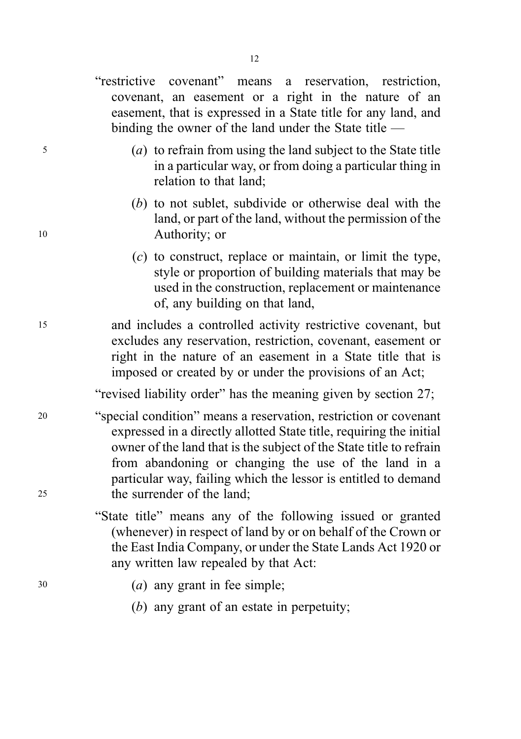"restrictive covenant" means a reservation, restriction, covenant, an easement or a right in the nature of an easement, that is expressed in a State title for any land, and binding the owner of the land under the State title —

(*a*) to refrain from using the land subject to the State title in a particular way, or from doing a particular thing in relation to that land;

(*b*) to not sublet, subdivide or otherwise deal with the land, or part of the land, without the permission of the Authority; or

(*c*) to construct, replace or maintain, or limit the type, style or proportion of building materials that may be used in the construction, replacement or maintenance of, any building on that land,

and includes a controlled activity restrictive covenant, but excludes any reservation, restriction, covenant, easement or right in the nature of an easement in a State title that is imposed or created by or under the provisions of an Act;

"revised liability order" has the meaning given by section 27;

"special condition" means a reservation, restriction or covenant expressed in a directly allotted State title, requiring the initial owner of the land that is the subject of the State title to refrain from abandoning or changing the use of the land in a particular way, failing which the lessor is entitled to demand the surrender of the land;

"State title" means any of the following issued or granted (whenever) in respect of land by or on behalf of the Crown or the East India Company, or under the State Lands Act 1920 or any written law repealed by that Act:

(*a*) any grant in fee simple;

(*b*) any grant of an estate in perpetuity;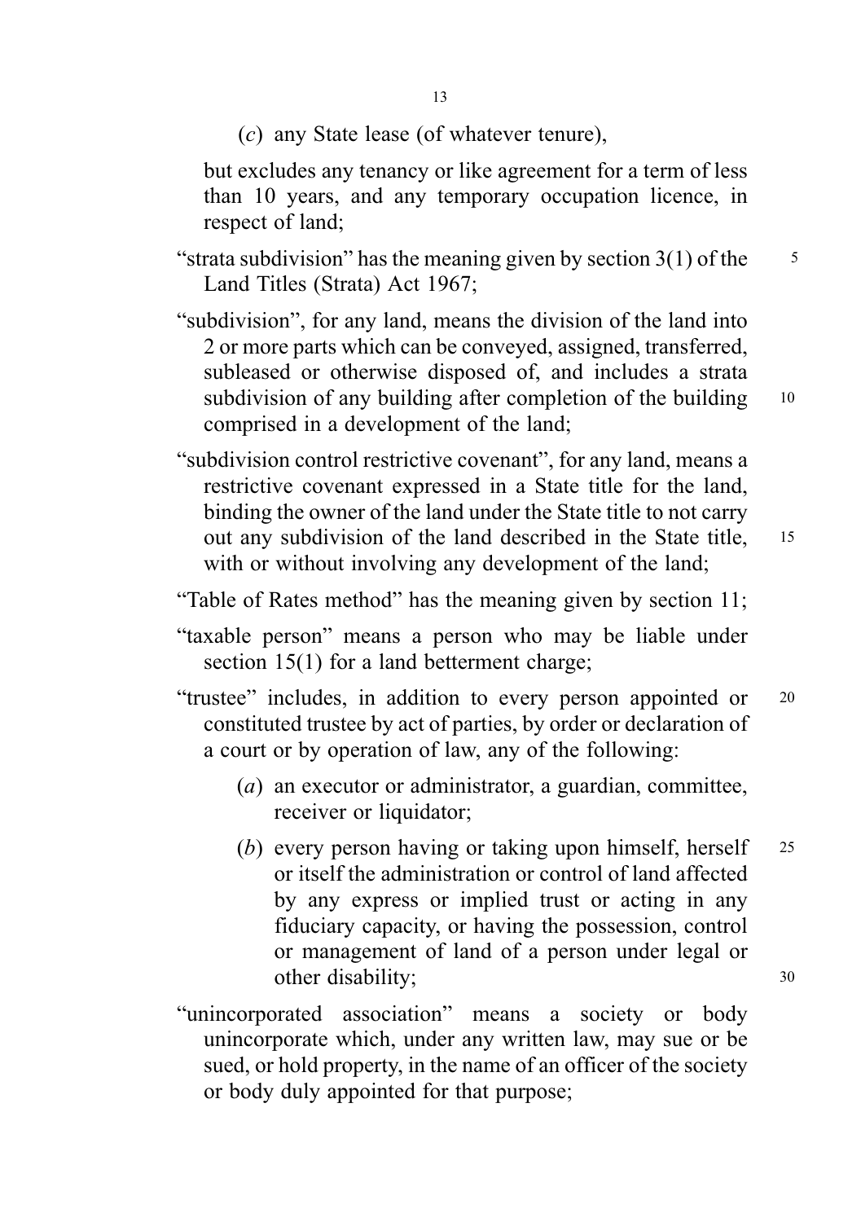(*c*) any State lease (of whatever tenure),

but excludes any tenancy or like agreement for a term of less than 10 years, and any temporary occupation licence, in respect of land;

"strata subdivision" has the meaning given by section 3(1) of the Land Titles (Strata) Act 1967;

"subdivision", for any land, means the division of the land into 2 or more parts which can be conveyed, assigned, transferred, subleased or otherwise disposed of, and includes a strata subdivision of any building after completion of the building comprised in a development of the land;

"subdivision control restrictive covenant", for any land, means a restrictive covenant expressed in a State title for the land, binding the owner of the land under the State title to not carry out any subdivision of the land described in the State title, with or without involving any development of the land;

"Table of Rates method" has the meaning given by section 11;

"taxable person" means a person who may be liable under section 15(1) for a land betterment charge;

"trustee" includes, in addition to every person appointed or constituted trustee by act of parties, by order or declaration of a court or by operation of law, any of the following:

(*a*) an executor or administrator, a guardian, committee, receiver or liquidator;

(*b*) every person having or taking upon himself, herself or itself the administration or control of land affected by any express or implied trust or acting in any fiduciary capacity, or having the possession, control or management of land of a person under legal or other disability;

"unincorporated association" means a society or body unincorporate which, under any written law, may sue or be sued, or hold property, in the name of an officer of the society or body duly appointed for that purpose;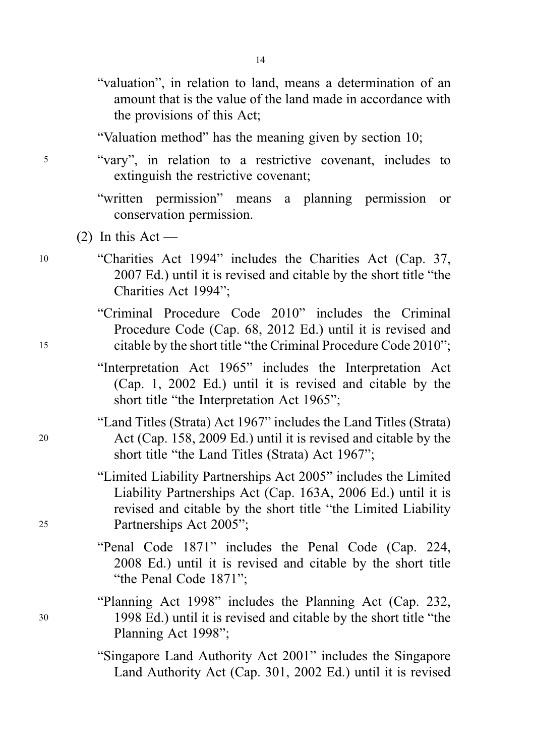"valuation", in relation to land, means a determination of an amount that is the value of the land made in accordance with the provisions of this Act;

"Valuation method" has the meaning given by section 10;

"vary", in relation to a restrictive covenant, includes to extinguish the restrictive covenant;

"written permission" means a planning permission or conservation permission.

(2) In this Act —

"Charities Act 1994" includes the Charities Act (Cap. 37, 2007 Ed.) until it is revised and citable by the short title "the Charities Act 1994";

"Criminal Procedure Code 2010" includes the Criminal Procedure Code (Cap. 68, 2012 Ed.) until it is revised and citable by the short title "the Criminal Procedure Code 2010";

"Interpretation Act 1965" includes the Interpretation Act (Cap. 1, 2002 Ed.) until it is revised and citable by the short title "the Interpretation Act 1965";

"Land Titles (Strata) Act 1967" includes the Land Titles (Strata) Act (Cap. 158, 2009 Ed.) until it is revised and citable by the short title "the Land Titles (Strata) Act 1967";

"Limited Liability Partnerships Act 2005" includes the Limited Liability Partnerships Act (Cap. 163A, 2006 Ed.) until it is revised and citable by the short title "the Limited Liability Partnerships Act 2005";

"Penal Code 1871" includes the Penal Code (Cap. 224, 2008 Ed.) until it is revised and citable by the short title "the Penal Code 1871";

"Planning Act 1998" includes the Planning Act (Cap. 232, 1998 Ed.) until it is revised and citable by the short title "the Planning Act 1998";

"Singapore Land Authority Act 2001" includes the Singapore Land Authority Act (Cap. 301, 2002 Ed.) until it is revised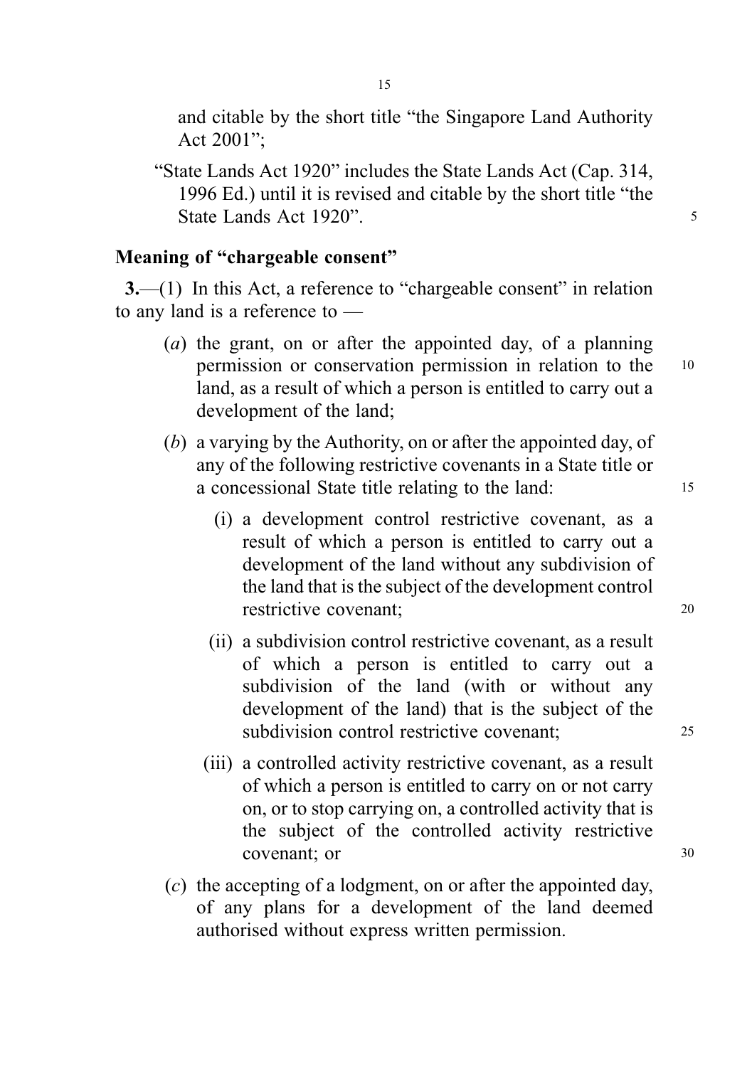and citable by the short title "the Singapore Land Authority Act 2001";

"State Lands Act 1920" includes the State Lands Act (Cap. 314, 1996 Ed.) until it is revised and citable by the short title "the State Lands Act 1920".

### Meaning of "chargeable consent"

**3.**—(1) In this Act, a reference to "chargeable consent" in relation to any land is a reference to —

(*a*) the grant, on or after the appointed day, of a planning permission or conservation permission in relation to the land, as a result of which a person is entitled to carry out a development of the land;

(*b*) a varying by the Authority, on or after the appointed day, of any of the following restrictive covenants in a State title or a concessional State title relating to the land:

(i) a development control restrictive covenant, as a result of which a person is entitled to carry out a development of the land without any subdivision of the land that is the subject of the development control restrictive covenant;

(ii) a subdivision control restrictive covenant, as a result of which a person is entitled to carry out a subdivision of the land (with or without any development of the land) that is the subject of the subdivision control restrictive covenant;

(iii) a controlled activity restrictive covenant, as a result of which a person is entitled to carry on or not carry on, or to stop carrying on, a controlled activity that is the subject of the controlled activity restrictive covenant; or

(*c*) the accepting of a lodgment, on or after the appointed day, of any plans for a development of the land deemed authorised without express written permission.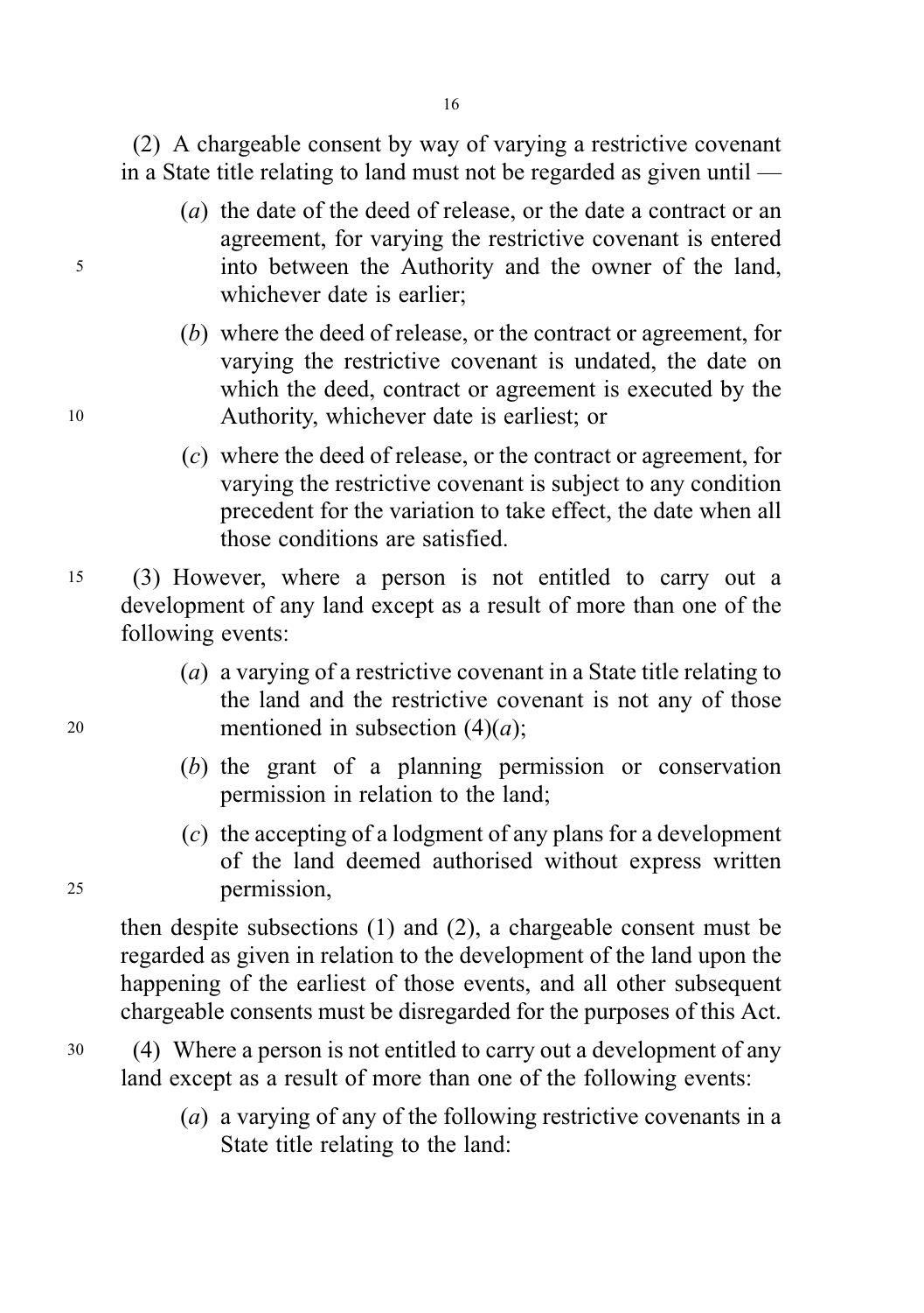(2) A chargeable consent by way of varying a restrictive covenant in a State title relating to land must not be regarded as given until —

(*a*) the date of the deed of release, or the date a contract or an agreement, for varying the restrictive covenant is entered into between the Authority and the owner of the land, whichever date is earlier;

(*b*) where the deed of release, or the contract or agreement, for varying the restrictive covenant is undated, the date on which the deed, contract or agreement is executed by the Authority, whichever date is earliest; or

(*c*) where the deed of release, or the contract or agreement, for varying the restrictive covenant is subject to any condition precedent for the variation to take effect, the date when all those conditions are satisfied.

(3) However, where a person is not entitled to carry out a development of any land except as a result of more than one of the following events:

(*a*) a varying of a restrictive covenant in a State title relating to the land and the restrictive covenant is not any of those mentioned in subsection (4)(*a*);

(*b*) the grant of a planning permission or conservation permission in relation to the land;

(*c*) the accepting of a lodgment of any plans for a development of the land deemed authorised without express written permission,

then despite subsections (1) and (2), a chargeable consent must be regarded as given in relation to the development of the land upon the happening of the earliest of those events, and all other subsequent chargeable consents must be disregarded for the purposes of this Act.

(4) Where a person is not entitled to carry out a development of any land except as a result of more than one of the following events:

(*a*) a varying of any of the following restrictive covenants in a State title relating to the land: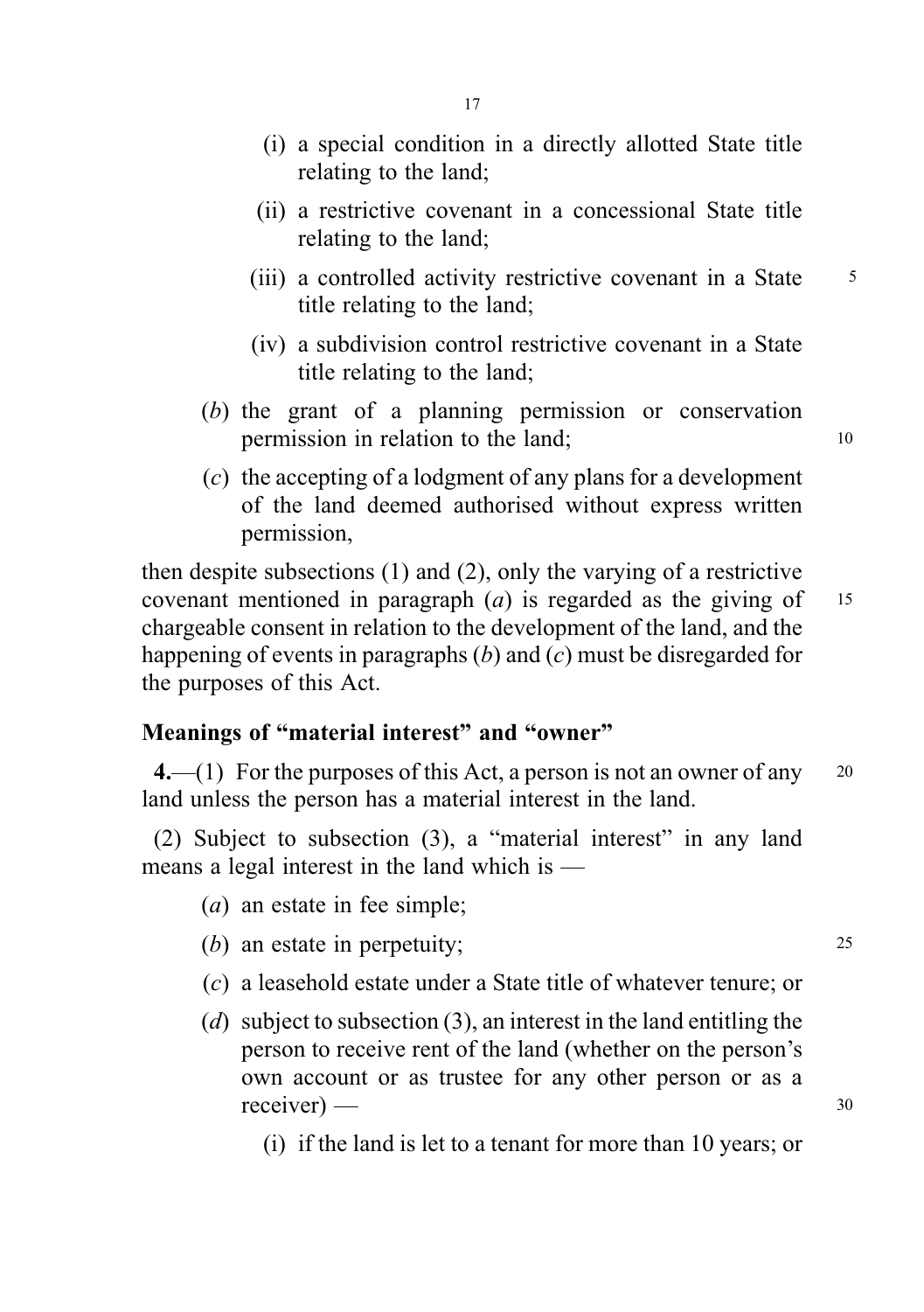(i) a special condition in a directly allotted State title relating to the land;

(ii) a restrictive covenant in a concessional State title relating to the land;

(iii) a controlled activity restrictive covenant in a State title relating to the land;

(iv) a subdivision control restrictive covenant in a State title relating to the land;

(*b*) the grant of a planning permission or conservation permission in relation to the land;

(*c*) the accepting of a lodgment of any plans for a development of the land deemed authorised without express written permission,

then despite subsections (1) and (2), only the varying of a restrictive covenant mentioned in paragraph (*a*) is regarded as the giving of chargeable consent in relation to the development of the land, and the happening of events in paragraphs (*b*) and (*c*) must be disregarded for the purposes of this Act.

### Meanings of "material interest" and "owner"

**4.**—(1) For the purposes of this Act, a person is not an owner of any land unless the person has a material interest in the land.

(2) Subject to subsection (3), a "material interest" in any land means a legal interest in the land which is —

(*a*) an estate in fee simple;

(*b*) an estate in perpetuity;

(*c*) a leasehold estate under a State title of whatever tenure; or

(*d*) subject to subsection (3), an interest in the land entitling the person to receive rent of the land (whether on the person's own account or as trustee for any other person or as a receiver) —

(i) if the land is let to a tenant for more than 10 years; or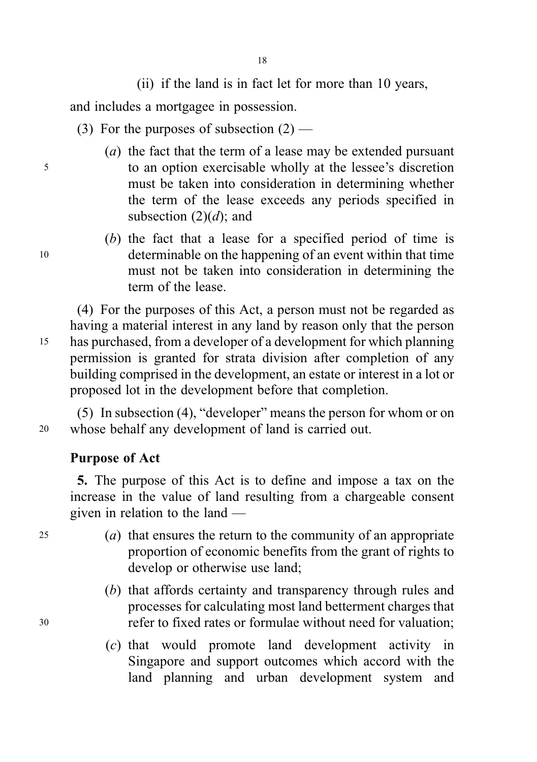(ii) if the land is in fact let for more than 10 years,

and includes a mortgagee in possession.

(3) For the purposes of subsection (2) —

(*a*) the fact that the term of a lease may be extended pursuant to an option exercisable wholly at the lessee's discretion must be taken into consideration in determining whether the term of the lease exceeds any periods specified in subsection (2)(*d*); and

(*b*) the fact that a lease for a specified period of time is determinable on the happening of an event within that time must not be taken into consideration in determining the term of the lease.

(4) For the purposes of this Act, a person must not be regarded as having a material interest in any land by reason only that the person has purchased, from a developer of a development for which planning permission is granted for strata division after completion of any building comprised in the development, an estate or interest in a lot or proposed lot in the development before that completion.

(5) In subsection (4), "developer" means the person for whom or on whose behalf any development of land is carried out.

**Purpose of Act**

**5.** The purpose of this Act is to define and impose a tax on the increase in the value of land resulting from a chargeable consent given in relation to the land —

(*a*) that ensures the return to the community of an appropriate proportion of economic benefits from the grant of rights to develop or otherwise use land;

(*b*) that affords certainty and transparency through rules and processes for calculating most land betterment charges that refer to fixed rates or formulae without need for valuation;

(*c*) that would promote land development activity in Singapore and support outcomes which accord with the land planning and urban development system and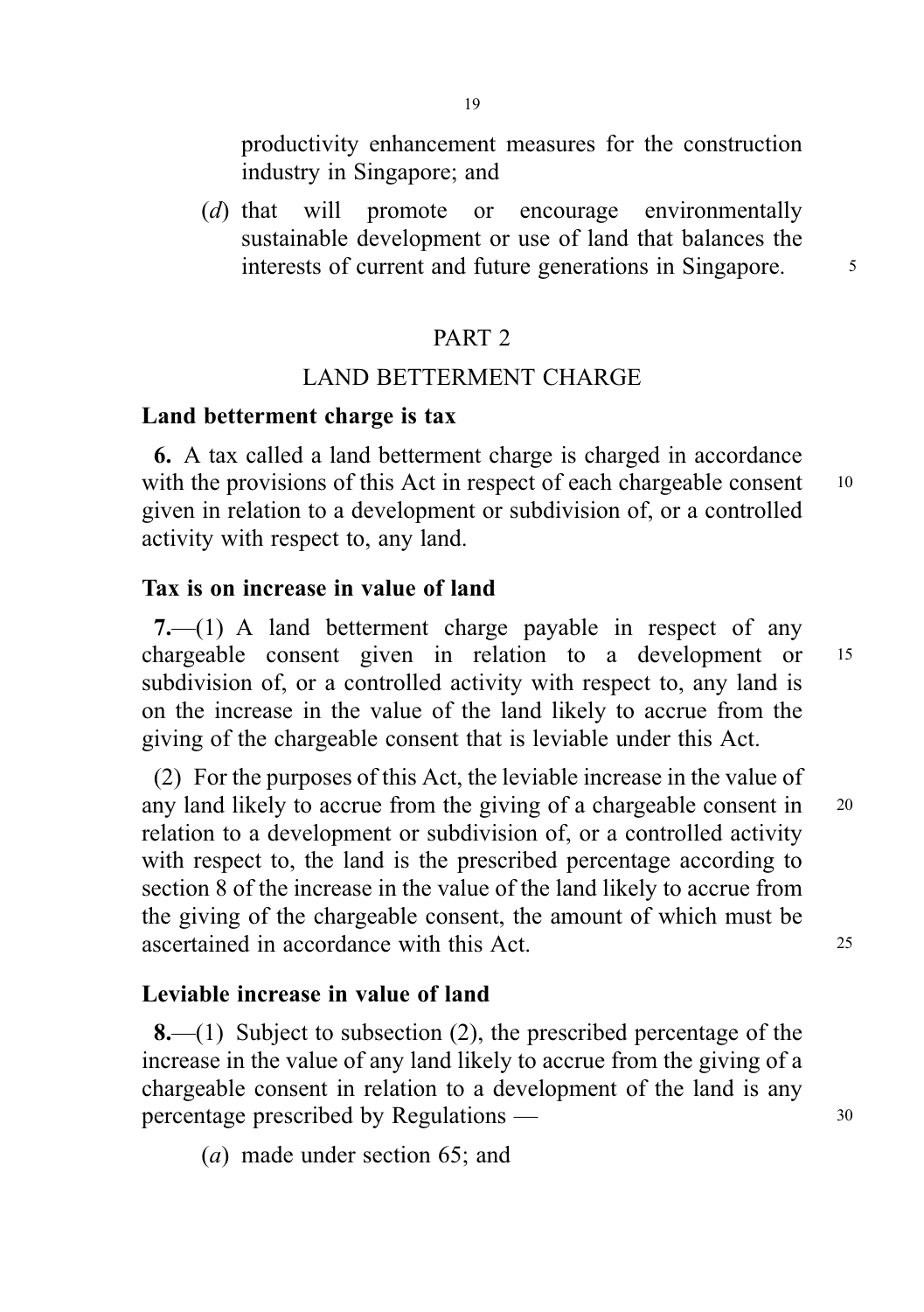productivity enhancement measures for the construction industry in Singapore; and

(*d*) that will promote or encourage environmentally sustainable development or use of land that balances the interests of current and future generations in Singapore.

## PART 2

## LAND BETTERMENT CHARGE

**Land betterment charge is tax**

**6.** A tax called a land betterment charge is charged in accordance with the provisions of this Act in respect of each chargeable consent given in relation to a development or subdivision of, or a controlled activity with respect to, any land.

**Tax is on increase in value of land**

**7.**—(1) A land betterment charge payable in respect of any chargeable consent given in relation to a development or subdivision of, or a controlled activity with respect to, any land is on the increase in the value of the land likely to accrue from the giving of the chargeable consent that is leviable under this Act.

(2) For the purposes of this Act, the leviable increase in the value of any land likely to accrue from the giving of a chargeable consent in relation to a development or subdivision of, or a controlled activity with respect to, the land is the prescribed percentage according to section 8 of the increase in the value of the land likely to accrue from the giving of the chargeable consent, the amount of which must be ascertained in accordance with this Act.

**Leviable increase in value of land**

**8.**—(1) Subject to subsection (2), the prescribed percentage of the increase in the value of any land likely to accrue from the giving of a chargeable consent in relation to a development of the land is any percentage prescribed by Regulations —

(*a*) made under section 65; and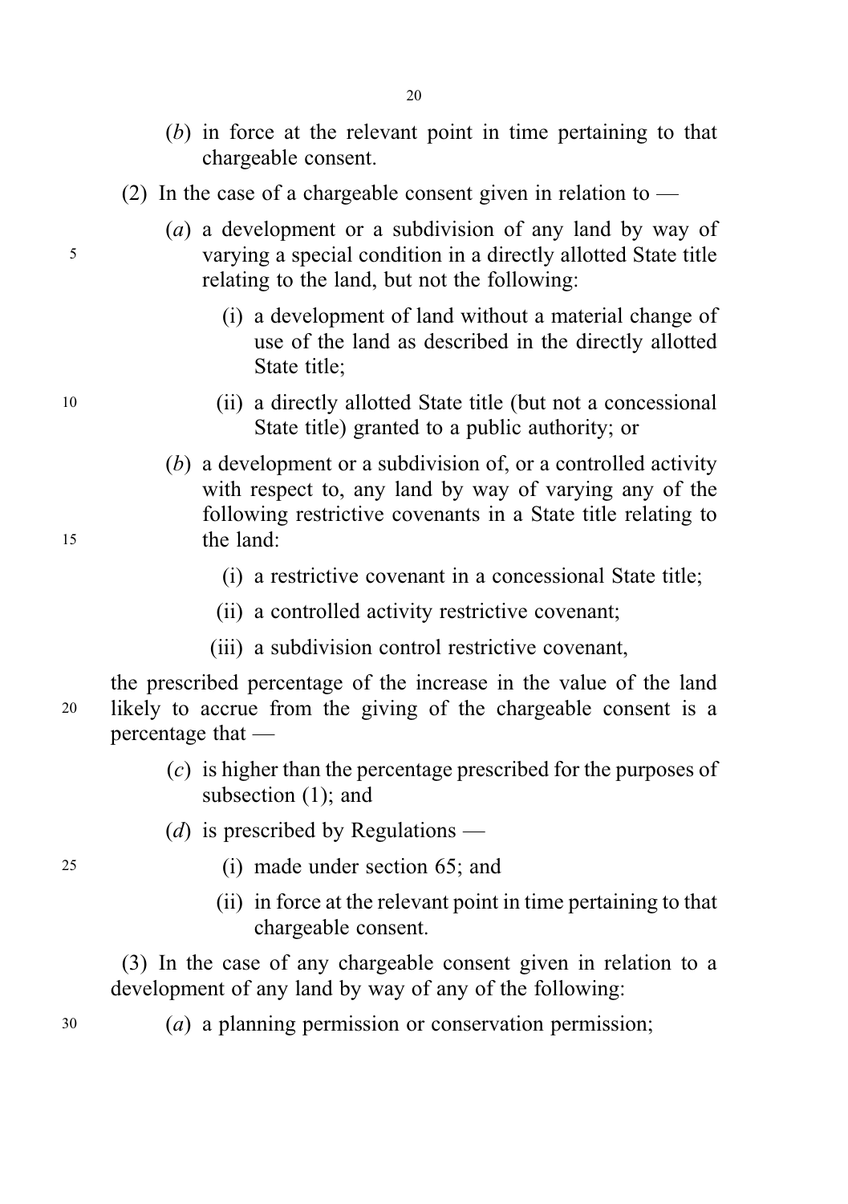(*b*) in force at the relevant point in time pertaining to that chargeable consent.

(2) In the case of a chargeable consent given in relation to —

(*a*) a development or a subdivision of any land by way of varying a special condition in a directly allotted State title relating to the land, but not the following:

(i) a development of land without a material change of use of the land as described in the directly allotted State title;

(ii) a directly allotted State title (but not a concessional State title) granted to a public authority; or

(*b*) a development or a subdivision of, or a controlled activity with respect to, any land by way of varying any of the following restrictive covenants in a State title relating to the land:

(i) a restrictive covenant in a concessional State title;

(ii) a controlled activity restrictive covenant;

(iii) a subdivision control restrictive covenant,

the prescribed percentage of the increase in the value of the land likely to accrue from the giving of the chargeable consent is a percentage that —

(*c*) is higher than the percentage prescribed for the purposes of subsection (1); and

(*d*) is prescribed by Regulations —

(i) made under section 65; and

(ii) in force at the relevant point in time pertaining to that chargeable consent.

(3) In the case of any chargeable consent given in relation to a development of any land by way of any of the following:

(*a*) a planning permission or conservation permission;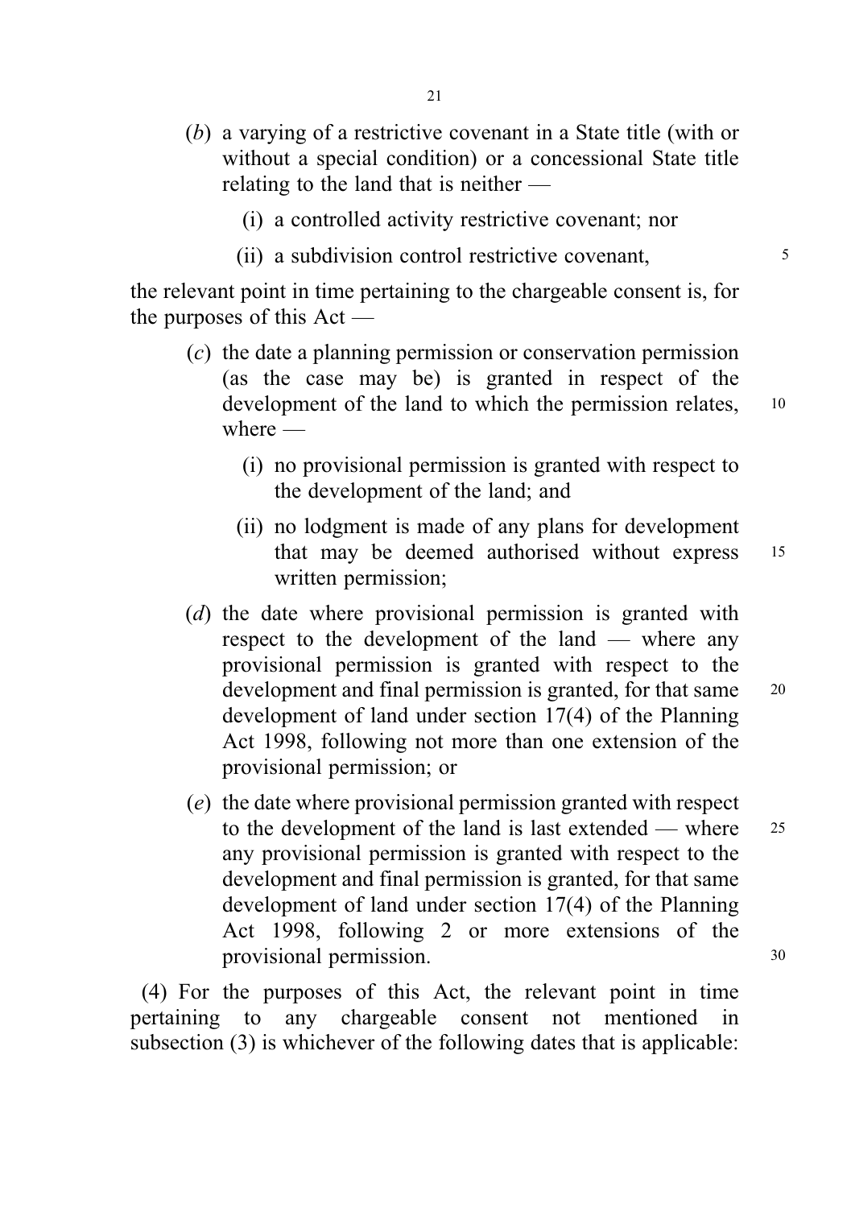(*b*) a varying of a restrictive covenant in a State title (with or without a special condition) or a concessional State title relating to the land that is neither —

(i) a controlled activity restrictive covenant; nor

(ii) a subdivision control restrictive covenant,

the relevant point in time pertaining to the chargeable consent is, for the purposes of this Act —

(*c*) the date a planning permission or conservation permission (as the case may be) is granted in respect of the development of the land to which the permission relates, where —

(i) no provisional permission is granted with respect to the development of the land; and

(ii) no lodgment is made of any plans for development that may be deemed authorised without express written permission;

(*d*) the date where provisional permission is granted with respect to the development of the land — where any provisional permission is granted with respect to the development and final permission is granted, for that same development of land under section 17(4) of the Planning Act 1998, following not more than one extension of the provisional permission; or

(*e*) the date where provisional permission granted with respect to the development of the land is last extended — where any provisional permission is granted with respect to the development and final permission is granted, for that same development of land under section 17(4) of the Planning Act 1998, following 2 or more extensions of the provisional permission.

(4) For the purposes of this Act, the relevant point in time pertaining to any chargeable consent not mentioned in subsection (3) is whichever of the following dates that is applicable: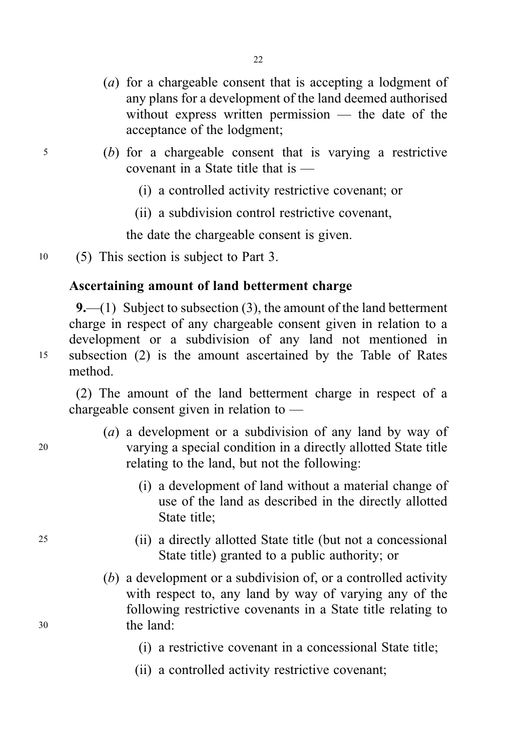(*a*) for a chargeable consent that is accepting a lodgment of any plans for a development of the land deemed authorised without express written permission — the date of the acceptance of the lodgment;

(*b*) for a chargeable consent that is varying a restrictive covenant in a State title that is —

(i) a controlled activity restrictive covenant; or

(ii) a subdivision control restrictive covenant,

the date the chargeable consent is given.

(5) This section is subject to Part 3.

**Ascertaining amount of land betterment charge**

**9.**—(1) Subject to subsection (3), the amount of the land betterment charge in respect of any chargeable consent given in relation to a development or a subdivision of any land not mentioned in subsection (2) is the amount ascertained by the Table of Rates method.

(2) The amount of the land betterment charge in respect of a chargeable consent given in relation to —

(*a*) a development or a subdivision of any land by way of varying a special condition in a directly allotted State title relating to the land, but not the following:

(i) a development of land without a material change of use of the land as described in the directly allotted State title;

(ii) a directly allotted State title (but not a concessional State title) granted to a public authority; or

(*b*) a development or a subdivision of, or a controlled activity with respect to, any land by way of varying any of the following restrictive covenants in a State title relating to the land:

(i) a restrictive covenant in a concessional State title;

(ii) a controlled activity restrictive covenant;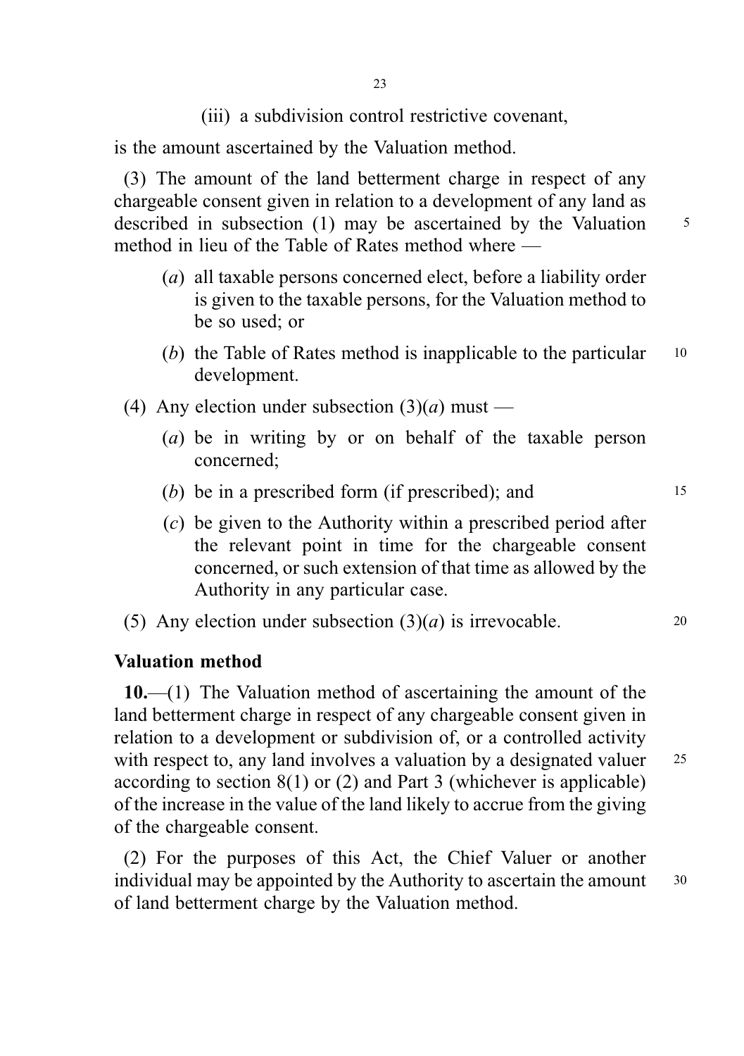(iii) a subdivision control restrictive covenant,

is the amount ascertained by the Valuation method.

(3) The amount of the land betterment charge in respect of any chargeable consent given in relation to a development of any land as described in subsection (1) may be ascertained by the Valuation method in lieu of the Table of Rates method where —

(*a*) all taxable persons concerned elect, before a liability order is given to the taxable persons, for the Valuation method to be so used; or

(*b*) the Table of Rates method is inapplicable to the particular development.

(4) Any election under subsection (3)(*a*) must —

(*a*) be in writing by or on behalf of the taxable person concerned;

(*b*) be in a prescribed form (if prescribed); and

(*c*) be given to the Authority within a prescribed period after the relevant point in time for the chargeable consent concerned, or such extension of that time as allowed by the Authority in any particular case.

(5) Any election under subsection (3)(*a*) is irrevocable.

### Valuation method

**10.**—(1) The Valuation method of ascertaining the amount of the land betterment charge in respect of any chargeable consent given in relation to a development or subdivision of, or a controlled activity with respect to, any land involves a valuation by a designated valuer according to section 8(1) or (2) and Part 3 (whichever is applicable) of the increase in the value of the land likely to accrue from the giving of the chargeable consent.

(2) For the purposes of this Act, the Chief Valuer or another individual may be appointed by the Authority to ascertain the amount of land betterment charge by the Valuation method.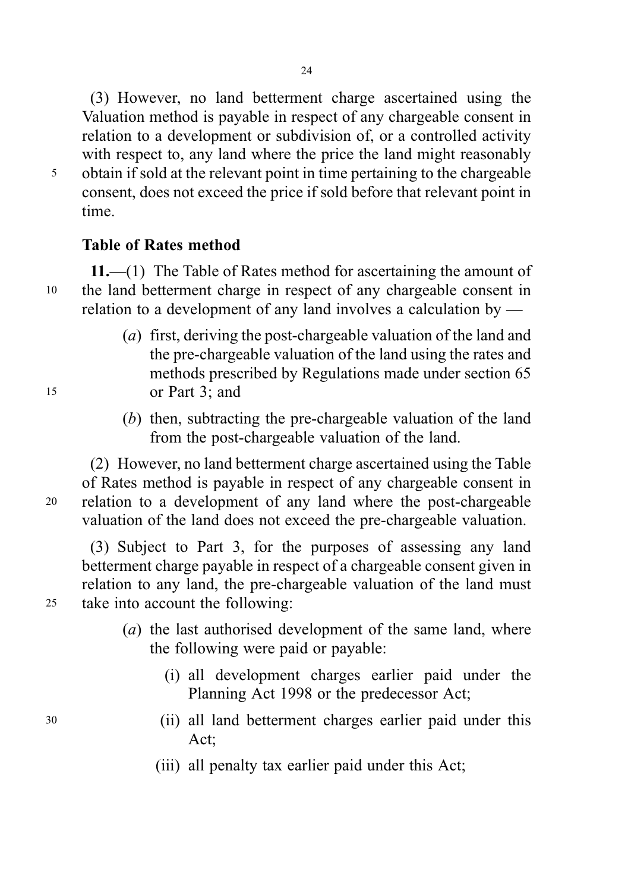(3) However, no land betterment charge ascertained using the Valuation method is payable in respect of any chargeable consent in relation to a development or subdivision of, or a controlled activity with respect to, any land where the price the land might reasonably obtain if sold at the relevant point in time pertaining to the chargeable consent, does not exceed the price if sold before that relevant point in time.

**Table of Rates method**

**11.**—(1) The Table of Rates method for ascertaining the amount of the land betterment charge in respect of any chargeable consent in relation to a development of any land involves a calculation by —

(*a*) first, deriving the post-chargeable valuation of the land and the pre-chargeable valuation of the land using the rates and methods prescribed by Regulations made under section 65 or Part 3; and

(*b*) then, subtracting the pre-chargeable valuation of the land from the post-chargeable valuation of the land.

(2) However, no land betterment charge ascertained using the Table of Rates method is payable in respect of any chargeable consent in relation to a development of any land where the post-chargeable valuation of the land does not exceed the pre-chargeable valuation.

(3) Subject to Part 3, for the purposes of assessing any land betterment charge payable in respect of a chargeable consent given in relation to any land, the pre-chargeable valuation of the land must take into account the following:

(*a*) the last authorised development of the same land, where the following were paid or payable:

(i) all development charges earlier paid under the Planning Act 1998 or the predecessor Act;

(ii) all land betterment charges earlier paid under this Act;

(iii) all penalty tax earlier paid under this Act;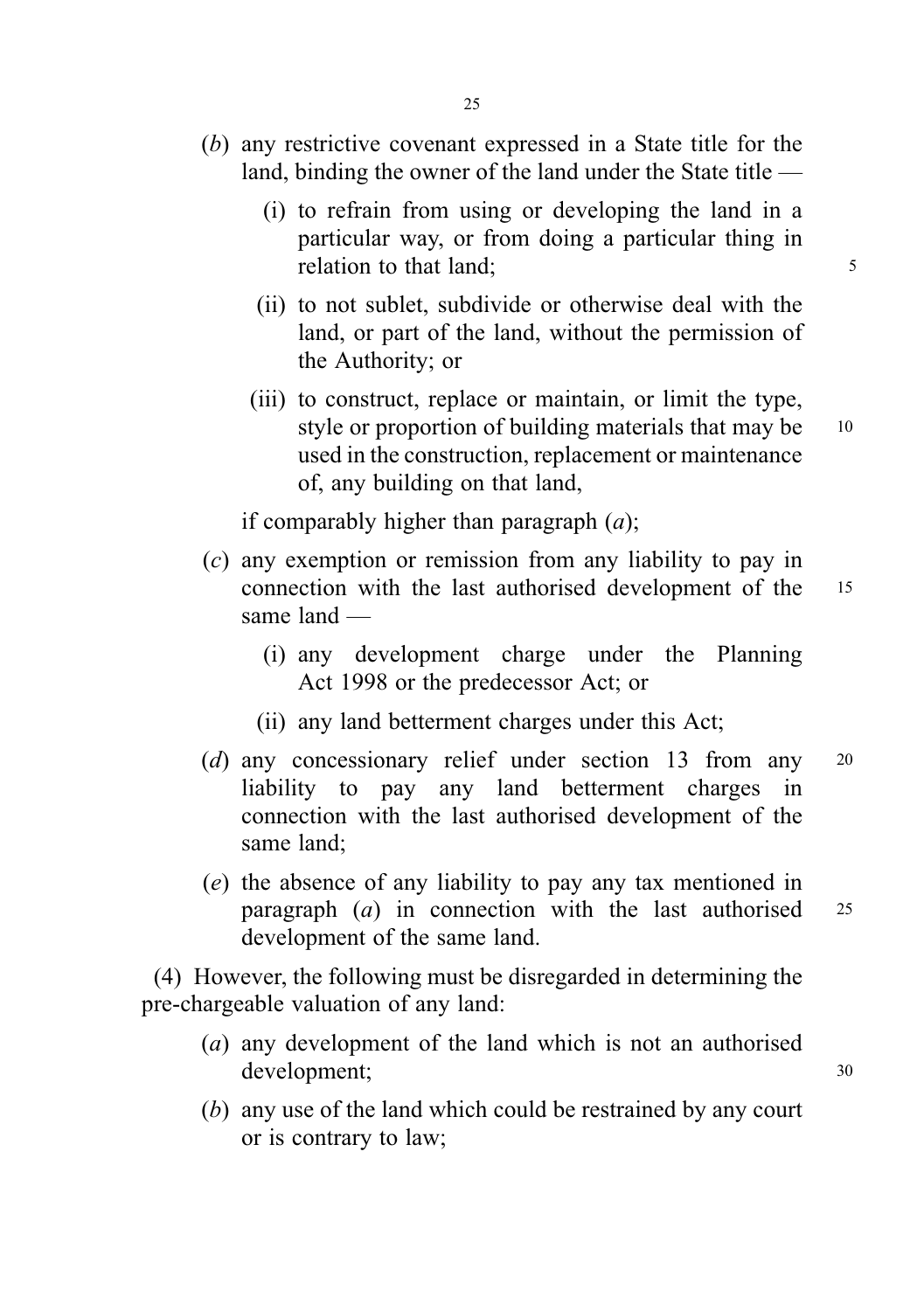(*b*) any restrictive covenant expressed in a State title for the land, binding the owner of the land under the State title —

  (i) to refrain from using or developing the land in a particular way, or from doing a particular thing in relation to that land;

  (ii) to not sublet, subdivide or otherwise deal with the land, or part of the land, without the permission of the Authority; or

  (iii) to construct, replace or maintain, or limit the type, style or proportion of building materials that may be used in the construction, replacement or maintenance of, any building on that land,

if comparably higher than paragraph (*a*);

(*c*) any exemption or remission from any liability to pay in connection with the last authorised development of the same land —

  (i) any development charge under the Planning Act 1998 or the predecessor Act; or

  (ii) any land betterment charges under this Act;

(*d*) any concessionary relief under section 13 from any liability to pay any land betterment charges in connection with the last authorised development of the same land;

(*e*) the absence of any liability to pay any tax mentioned in paragraph (*a*) in connection with the last authorised development of the same land.

(4) However, the following must be disregarded in determining the pre-chargeable valuation of any land:

(*a*) any development of the land which is not an authorised development;

(*b*) any use of the land which could be restrained by any court or is contrary to law;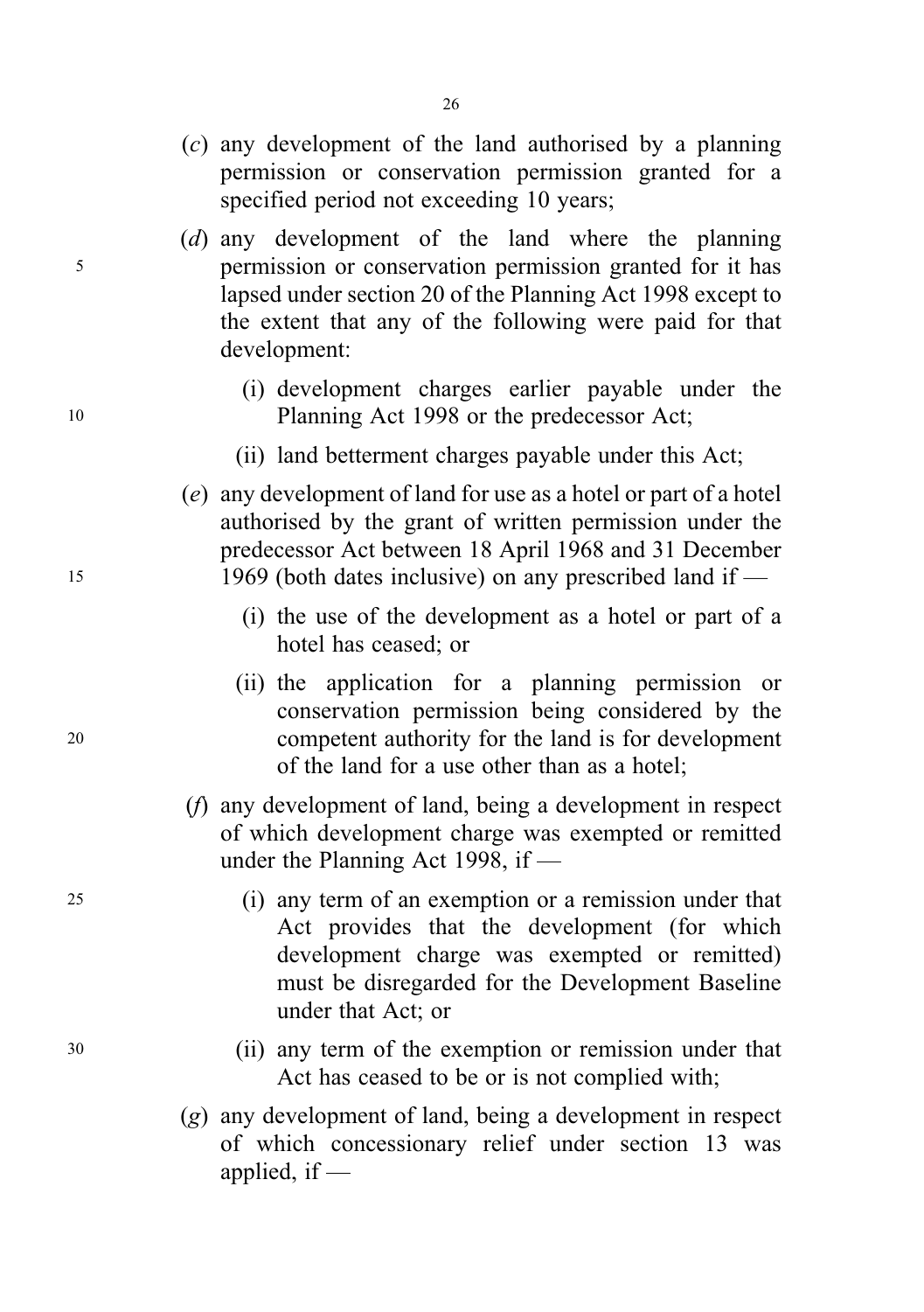(*c*) any development of the land authorised by a planning permission or conservation permission granted for a specified period not exceeding 10 years;

(*d*) any development of the land where the planning permission or conservation permission granted for it has lapsed under section 20 of the Planning Act 1998 except to the extent that any of the following were paid for that development:

  (i) development charges earlier payable under the Planning Act 1998 or the predecessor Act;

  (ii) land betterment charges payable under this Act;

(*e*) any development of land for use as a hotel or part of a hotel authorised by the grant of written permission under the predecessor Act between 18 April 1968 and 31 December 1969 (both dates inclusive) on any prescribed land if —

  (i) the use of the development as a hotel or part of a hotel has ceased; or

  (ii) the application for a planning permission or conservation permission being considered by the competent authority for the land is for development of the land for a use other than as a hotel;

(*f*) any development of land, being a development in respect of which development charge was exempted or remitted under the Planning Act 1998, if —

  (i) any term of an exemption or a remission under that Act provides that the development (for which development charge was exempted or remitted) must be disregarded for the Development Baseline under that Act; or

  (ii) any term of the exemption or remission under that Act has ceased to be or is not complied with;

(*g*) any development of land, being a development in respect of which concessionary relief under section 13 was applied, if —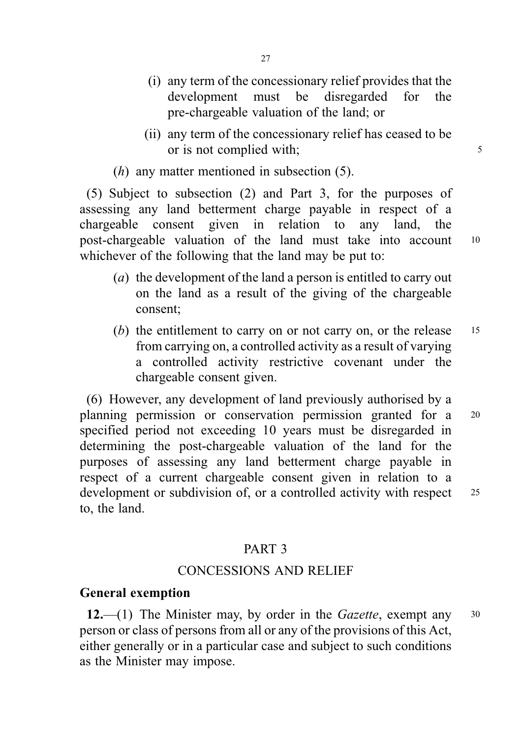(i) any term of the concessionary relief provides that the development must be disregarded for the pre-chargeable valuation of the land; or

(ii) any term of the concessionary relief has ceased to be or is not complied with;

(*h*) any matter mentioned in subsection (5).

(5) Subject to subsection (2) and Part 3, for the purposes of assessing any land betterment charge payable in respect of a chargeable consent given in relation to any land, the post-chargeable valuation of the land must take into account whichever of the following that the land may be put to:

(*a*) the development of the land a person is entitled to carry out on the land as a result of the giving of the chargeable consent;

(*b*) the entitlement to carry on or not carry on, or the release from carrying on, a controlled activity as a result of varying a controlled activity restrictive covenant under the chargeable consent given.

(6) However, any development of land previously authorised by a planning permission or conservation permission granted for a specified period not exceeding 10 years must be disregarded in determining the post-chargeable valuation of the land for the purposes of assessing any land betterment charge payable in respect of a current chargeable consent given in relation to a development or subdivision of, or a controlled activity with respect to, the land.

## PART 3

## CONCESSIONS AND RELIEF

### General exemption

**12.**—(1) The Minister may, by order in the *Gazette*, exempt any person or class of persons from all or any of the provisions of this Act, either generally or in a particular case and subject to such conditions as the Minister may impose.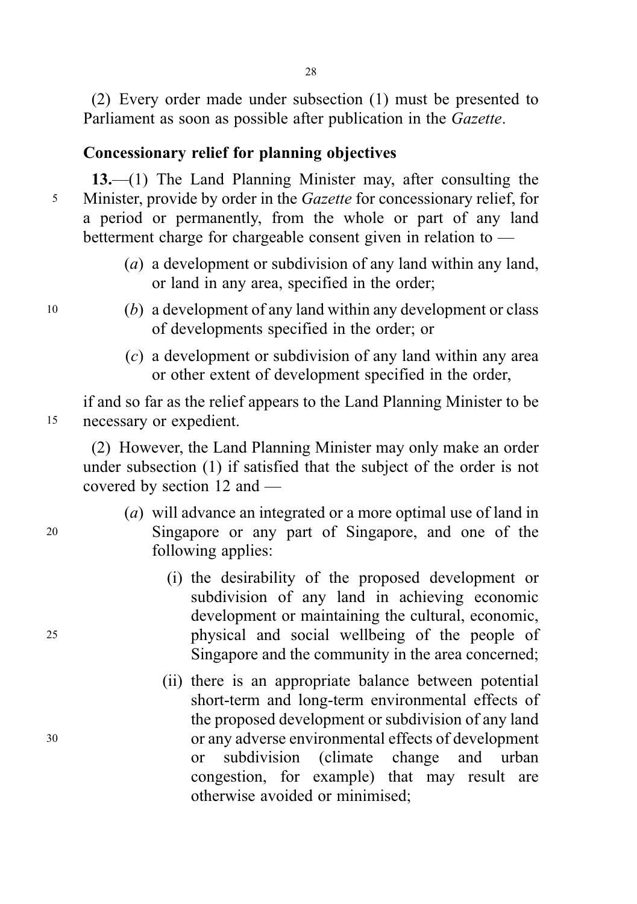(2) Every order made under subsection (1) must be presented to Parliament as soon as possible after publication in the *Gazette*.

### Concessionary relief for planning objectives

**13.**—(1) The Land Planning Minister may, after consulting the Minister, provide by order in the *Gazette* for concessionary relief, for a period or permanently, from the whole or part of any land betterment charge for chargeable consent given in relation to —

(*a*) a development or subdivision of any land within any land, or land in any area, specified in the order;

(*b*) a development of any land within any development or class of developments specified in the order; or

(*c*) a development or subdivision of any land within any area or other extent of development specified in the order,

if and so far as the relief appears to the Land Planning Minister to be necessary or expedient.

(2) However, the Land Planning Minister may only make an order under subsection (1) if satisfied that the subject of the order is not covered by section 12 and —

(*a*) will advance an integrated or a more optimal use of land in Singapore or any part of Singapore, and one of the following applies:

(i) the desirability of the proposed development or subdivision of any land in achieving economic development or maintaining the cultural, economic, physical and social wellbeing of the people of Singapore and the community in the area concerned;

(ii) there is an appropriate balance between potential short-term and long-term environmental effects of the proposed development or subdivision of any land or any adverse environmental effects of development or subdivision (climate change and urban congestion, for example) that may result are otherwise avoided or minimised;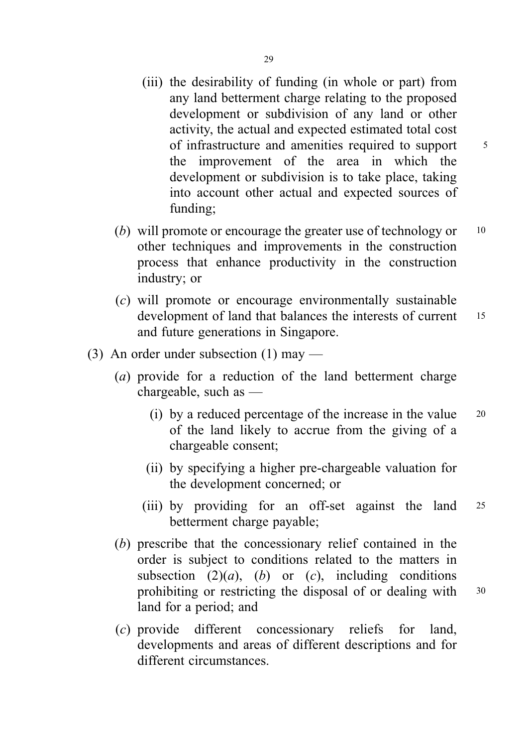(iii) the desirability of funding (in whole or part) from any land betterment charge relating to the proposed development or subdivision of any land or other activity, the actual and expected estimated total cost of infrastructure and amenities required to support the improvement of the area in which the development or subdivision is to take place, taking into account other actual and expected sources of funding;

(*b*) will promote or encourage the greater use of technology or other techniques and improvements in the construction process that enhance productivity in the construction industry; or

(*c*) will promote or encourage environmentally sustainable development of land that balances the interests of current and future generations in Singapore.

(3) An order under subsection (1) may —

(*a*) provide for a reduction of the land betterment charge chargeable, such as —

(i) by a reduced percentage of the increase in the value of the land likely to accrue from the giving of a chargeable consent;

(ii) by specifying a higher pre-chargeable valuation for the development concerned; or

(iii) by providing for an off-set against the land betterment charge payable;

(*b*) prescribe that the concessionary relief contained in the order is subject to conditions related to the matters in subsection (2)(*a*), (*b*) or (*c*), including conditions prohibiting or restricting the disposal of or dealing with land for a period; and

(*c*) provide different concessionary reliefs for land, developments and areas of different descriptions and for different circumstances.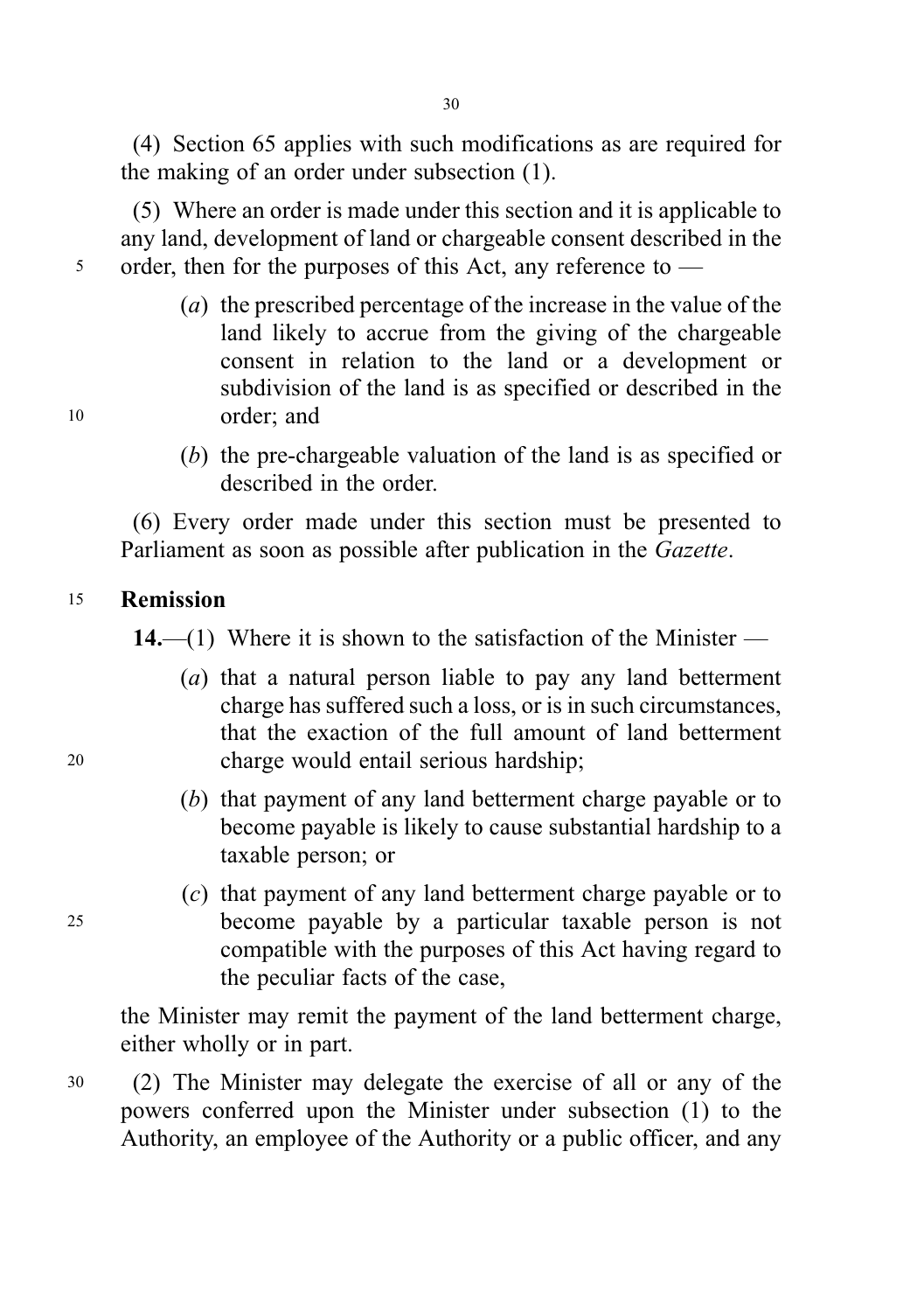(4) Section 65 applies with such modifications as are required for the making of an order under subsection (1).

(5) Where an order is made under this section and it is applicable to any land, development of land or chargeable consent described in the order, then for the purposes of this Act, any reference to —

(*a*) the prescribed percentage of the increase in the value of the land likely to accrue from the giving of the chargeable consent in relation to the land or a development or subdivision of the land is as specified or described in the order; and

(*b*) the pre-chargeable valuation of the land is as specified or described in the order.

(6) Every order made under this section must be presented to Parliament as soon as possible after publication in the *Gazette*.

**Remission**

**14.**—(1) Where it is shown to the satisfaction of the Minister —

(*a*) that a natural person liable to pay any land betterment charge has suffered such a loss, or is in such circumstances, that the exaction of the full amount of land betterment charge would entail serious hardship;

(*b*) that payment of any land betterment charge payable or to become payable is likely to cause substantial hardship to a taxable person; or

(*c*) that payment of any land betterment charge payable or to become payable by a particular taxable person is not compatible with the purposes of this Act having regard to the peculiar facts of the case,

the Minister may remit the payment of the land betterment charge, either wholly or in part.

(2) The Minister may delegate the exercise of all or any of the powers conferred upon the Minister under subsection (1) to the Authority, an employee of the Authority or a public officer, and any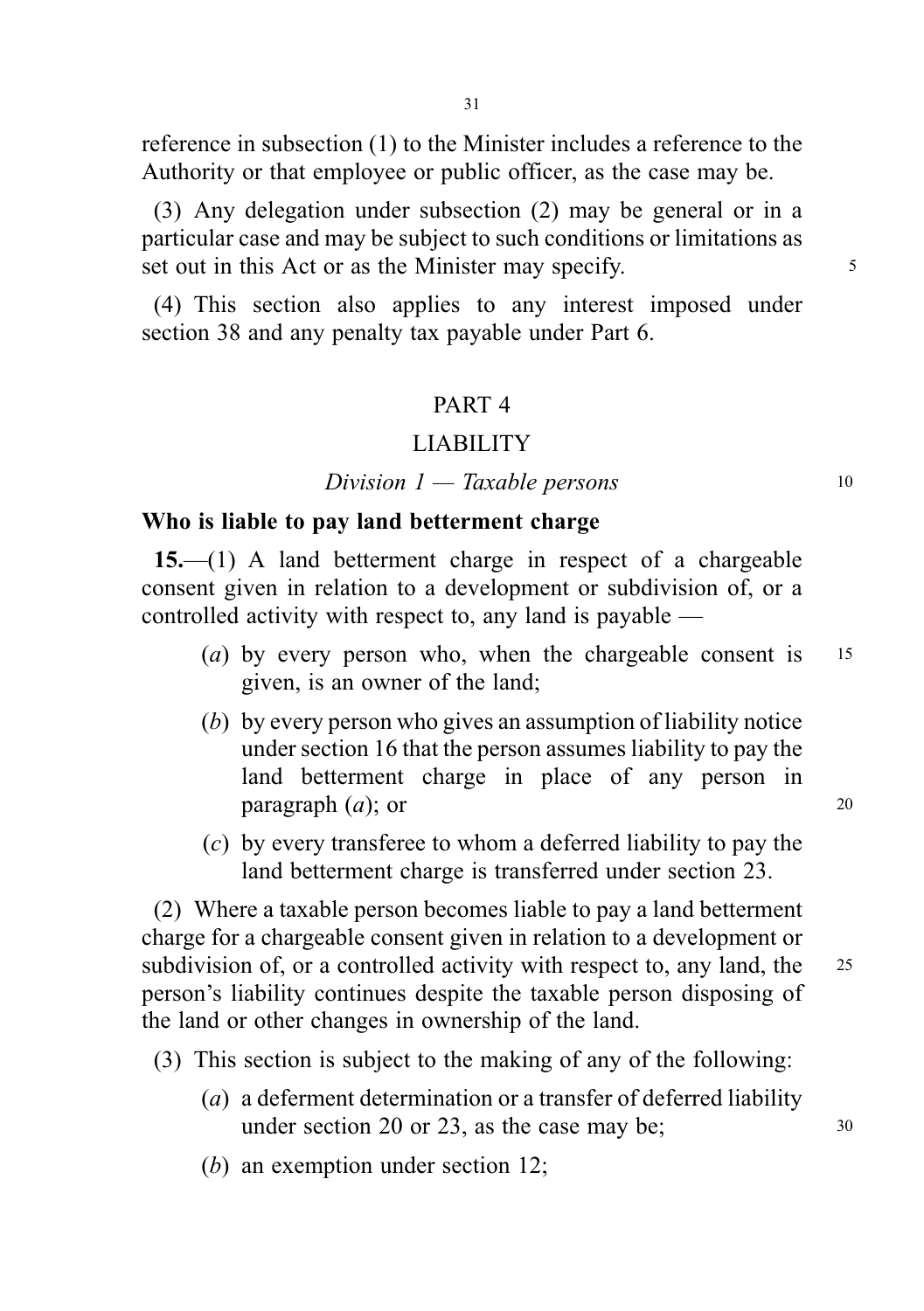reference in subsection (1) to the Minister includes a reference to the Authority or that employee or public officer, as the case may be.

(3) Any delegation under subsection (2) may be general or in a particular case and may be subject to such conditions or limitations as set out in this Act or as the Minister may specify.

(4) This section also applies to any interest imposed under section 38 and any penalty tax payable under Part 6.

## PART 4

## LIABILITY

### *Division 1 — Taxable persons*

**Who is liable to pay land betterment charge**

**15.**—(1) A land betterment charge in respect of a chargeable consent given in relation to a development or subdivision of, or a controlled activity with respect to, any land is payable —

- (*a*) by every person who, when the chargeable consent is given, is an owner of the land;
- (*b*) by every person who gives an assumption of liability notice under section 16 that the person assumes liability to pay the land betterment charge in place of any person in paragraph (*a*); or
- (*c*) by every transferee to whom a deferred liability to pay the land betterment charge is transferred under section 23.

(2) Where a taxable person becomes liable to pay a land betterment charge for a chargeable consent given in relation to a development or subdivision of, or a controlled activity with respect to, any land, the person's liability continues despite the taxable person disposing of the land or other changes in ownership of the land.

(3) This section is subject to the making of any of the following:

- (*a*) a deferment determination or a transfer of deferred liability under section 20 or 23, as the case may be;
- (*b*) an exemption under section 12;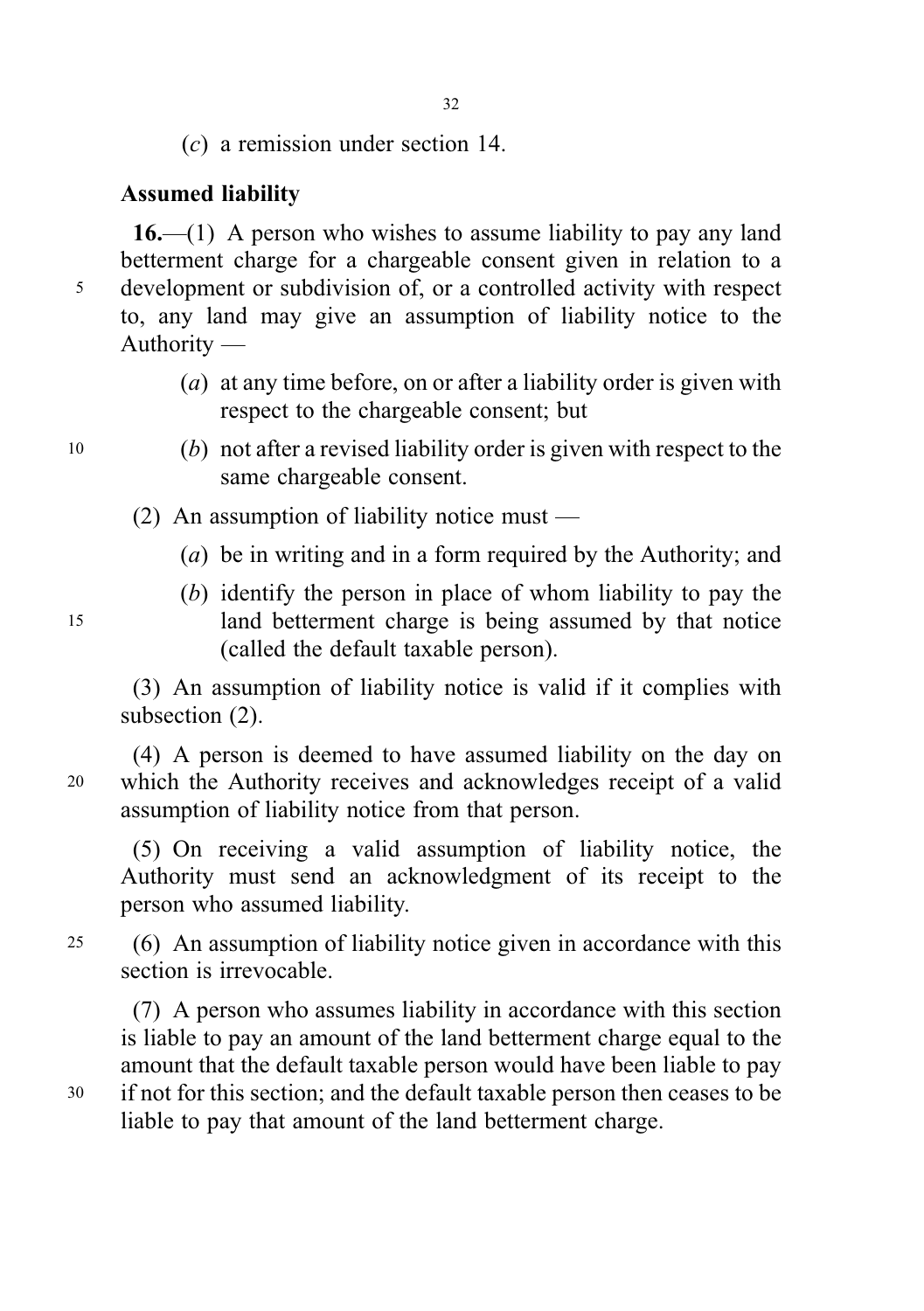(*c*) a remission under section 14.

**Assumed liability**

**16.**—(1) A person who wishes to assume liability to pay any land betterment charge for a chargeable consent given in relation to a development or subdivision of, or a controlled activity with respect to, any land may give an assumption of liability notice to the Authority —

(*a*) at any time before, on or after a liability order is given with respect to the chargeable consent; but

(*b*) not after a revised liability order is given with respect to the same chargeable consent.

(2) An assumption of liability notice must —

(*a*) be in writing and in a form required by the Authority; and

(*b*) identify the person in place of whom liability to pay the land betterment charge is being assumed by that notice (called the default taxable person).

(3) An assumption of liability notice is valid if it complies with subsection (2).

(4) A person is deemed to have assumed liability on the day on which the Authority receives and acknowledges receipt of a valid assumption of liability notice from that person.

(5) On receiving a valid assumption of liability notice, the Authority must send an acknowledgment of its receipt to the person who assumed liability.

(6) An assumption of liability notice given in accordance with this section is irrevocable.

(7) A person who assumes liability in accordance with this section is liable to pay an amount of the land betterment charge equal to the amount that the default taxable person would have been liable to pay if not for this section; and the default taxable person then ceases to be liable to pay that amount of the land betterment charge.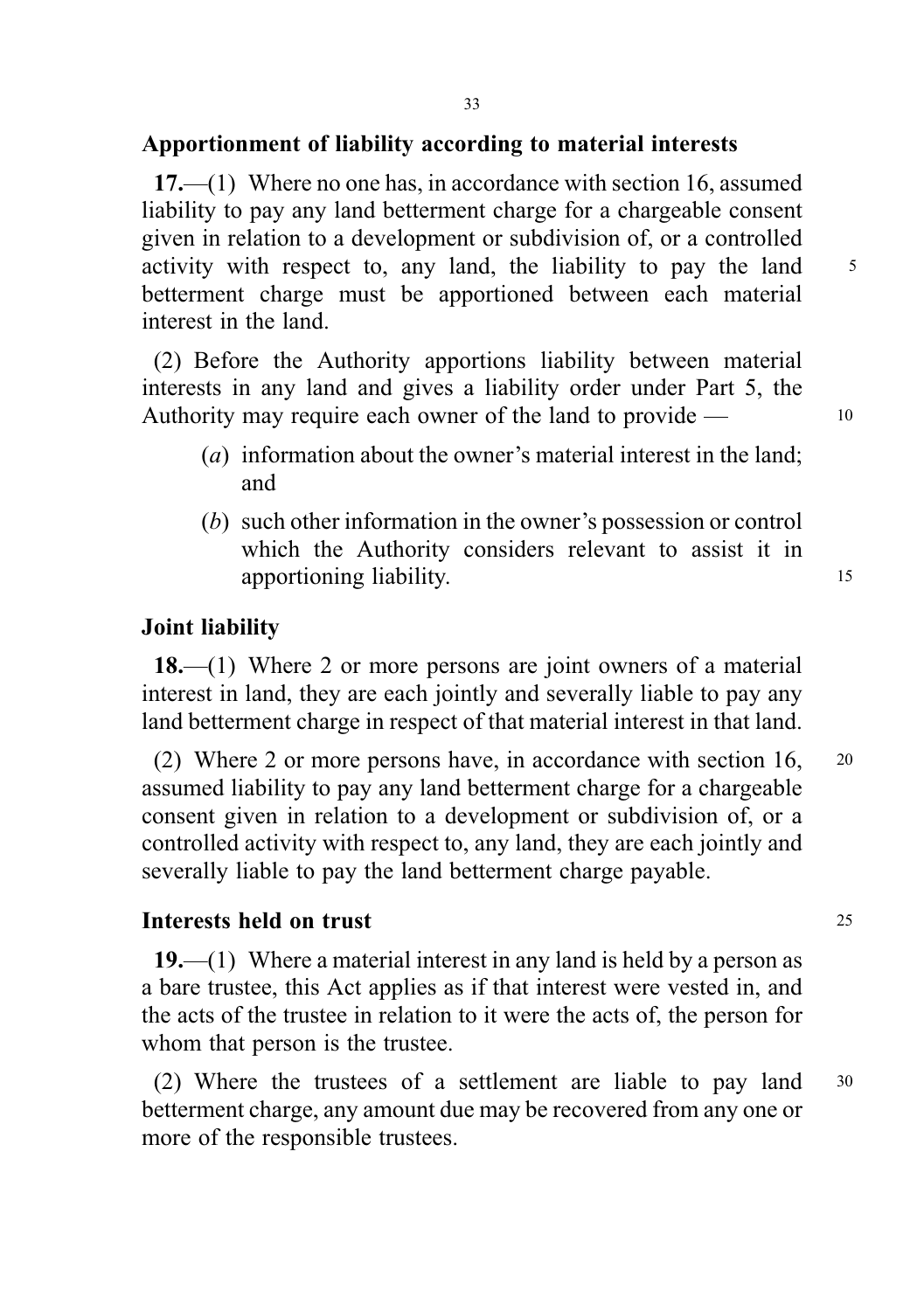### Apportionment of liability according to material interests

**17.**—(1) Where no one has, in accordance with section 16, assumed liability to pay any land betterment charge for a chargeable consent given in relation to a development or subdivision of, or a controlled activity with respect to, any land, the liability to pay the land betterment charge must be apportioned between each material interest in the land.

(2) Before the Authority apportions liability between material interests in any land and gives a liability order under Part 5, the Authority may require each owner of the land to provide —

(*a*) information about the owner's material interest in the land; and

(*b*) such other information in the owner's possession or control which the Authority considers relevant to assist it in apportioning liability.

### Joint liability

**18.**—(1) Where 2 or more persons are joint owners of a material interest in land, they are each jointly and severally liable to pay any land betterment charge in respect of that material interest in that land.

(2) Where 2 or more persons have, in accordance with section 16, assumed liability to pay any land betterment charge for a chargeable consent given in relation to a development or subdivision of, or a controlled activity with respect to, any land, they are each jointly and severally liable to pay the land betterment charge payable.

### Interests held on trust

**19.**—(1) Where a material interest in any land is held by a person as a bare trustee, this Act applies as if that interest were vested in, and the acts of the trustee in relation to it were the acts of, the person for whom that person is the trustee.

(2) Where the trustees of a settlement are liable to pay land betterment charge, any amount due may be recovered from any one or more of the responsible trustees.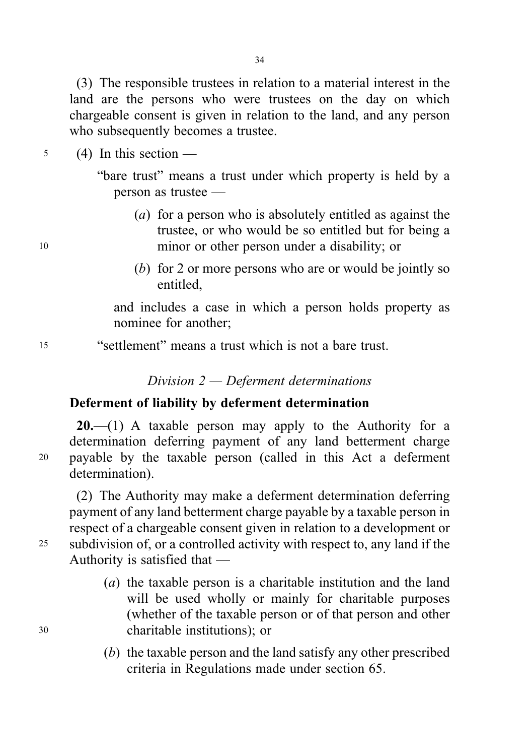(3) The responsible trustees in relation to a material interest in the land are the persons who were trustees on the day on which chargeable consent is given in relation to the land, and any person who subsequently becomes a trustee.

(4) In this section —

"bare trust" means a trust under which property is held by a person as trustee —

(*a*) for a person who is absolutely entitled as against the trustee, or who would be so entitled but for being a minor or other person under a disability; or

(*b*) for 2 or more persons who are or would be jointly so entitled,

and includes a case in which a person holds property as nominee for another;

"settlement" means a trust which is not a bare trust.

*Division 2 — Deferment determinations*

**Deferment of liability by deferment determination**

**20.**—(1) A taxable person may apply to the Authority for a determination deferring payment of any land betterment charge payable by the taxable person (called in this Act a deferment determination).

(2) The Authority may make a deferment determination deferring payment of any land betterment charge payable by a taxable person in respect of a chargeable consent given in relation to a development or subdivision of, or a controlled activity with respect to, any land if the Authority is satisfied that —

(*a*) the taxable person is a charitable institution and the land will be used wholly or mainly for charitable purposes (whether of the taxable person or of that person and other charitable institutions); or

(*b*) the taxable person and the land satisfy any other prescribed criteria in Regulations made under section 65.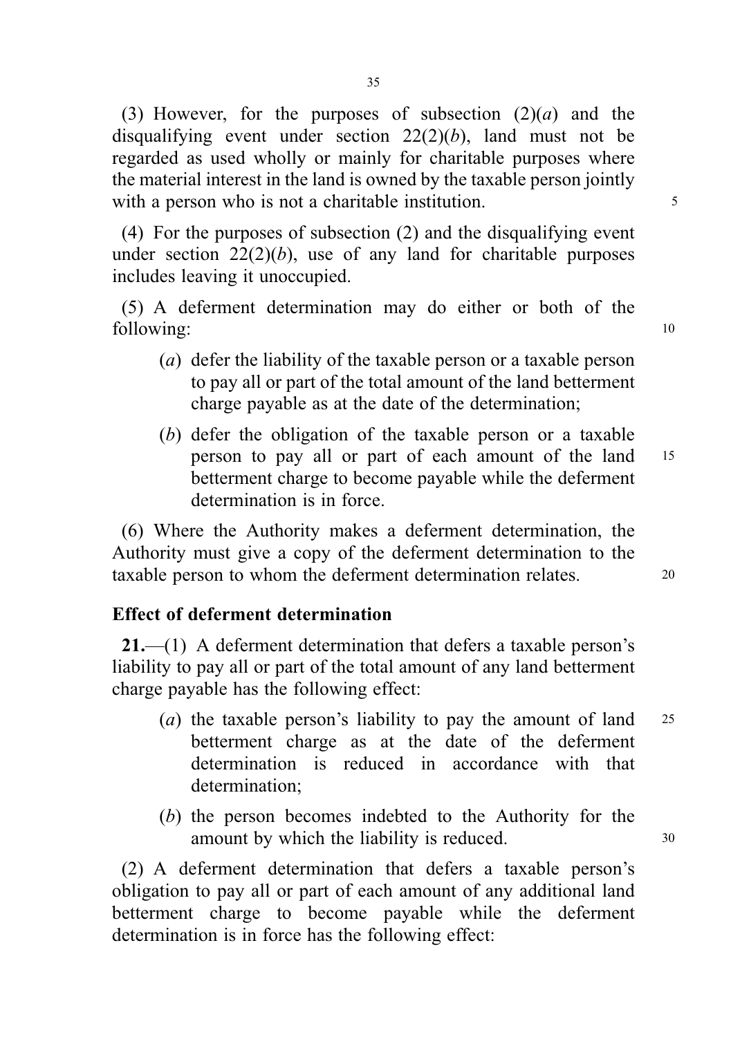(3) However, for the purposes of subsection (2)(*a*) and the disqualifying event under section 22(2)(*b*), land must not be regarded as used wholly or mainly for charitable purposes where the material interest in the land is owned by the taxable person jointly with a person who is not a charitable institution.

(4) For the purposes of subsection (2) and the disqualifying event under section 22(2)(*b*), use of any land for charitable purposes includes leaving it unoccupied.

(5) A deferment determination may do either or both of the following:

(*a*) defer the liability of the taxable person or a taxable person to pay all or part of the total amount of the land betterment charge payable as at the date of the determination;

(*b*) defer the obligation of the taxable person or a taxable person to pay all or part of each amount of the land betterment charge to become payable while the deferment determination is in force.

(6) Where the Authority makes a deferment determination, the Authority must give a copy of the deferment determination to the taxable person to whom the deferment determination relates.

**Effect of deferment determination**

**21.**—(1) A deferment determination that defers a taxable person's liability to pay all or part of the total amount of any land betterment charge payable has the following effect:

(*a*) the taxable person's liability to pay the amount of land betterment charge as at the date of the deferment determination is reduced in accordance with that determination;

(*b*) the person becomes indebted to the Authority for the amount by which the liability is reduced.

(2) A deferment determination that defers a taxable person's obligation to pay all or part of each amount of any additional land betterment charge to become payable while the deferment determination is in force has the following effect: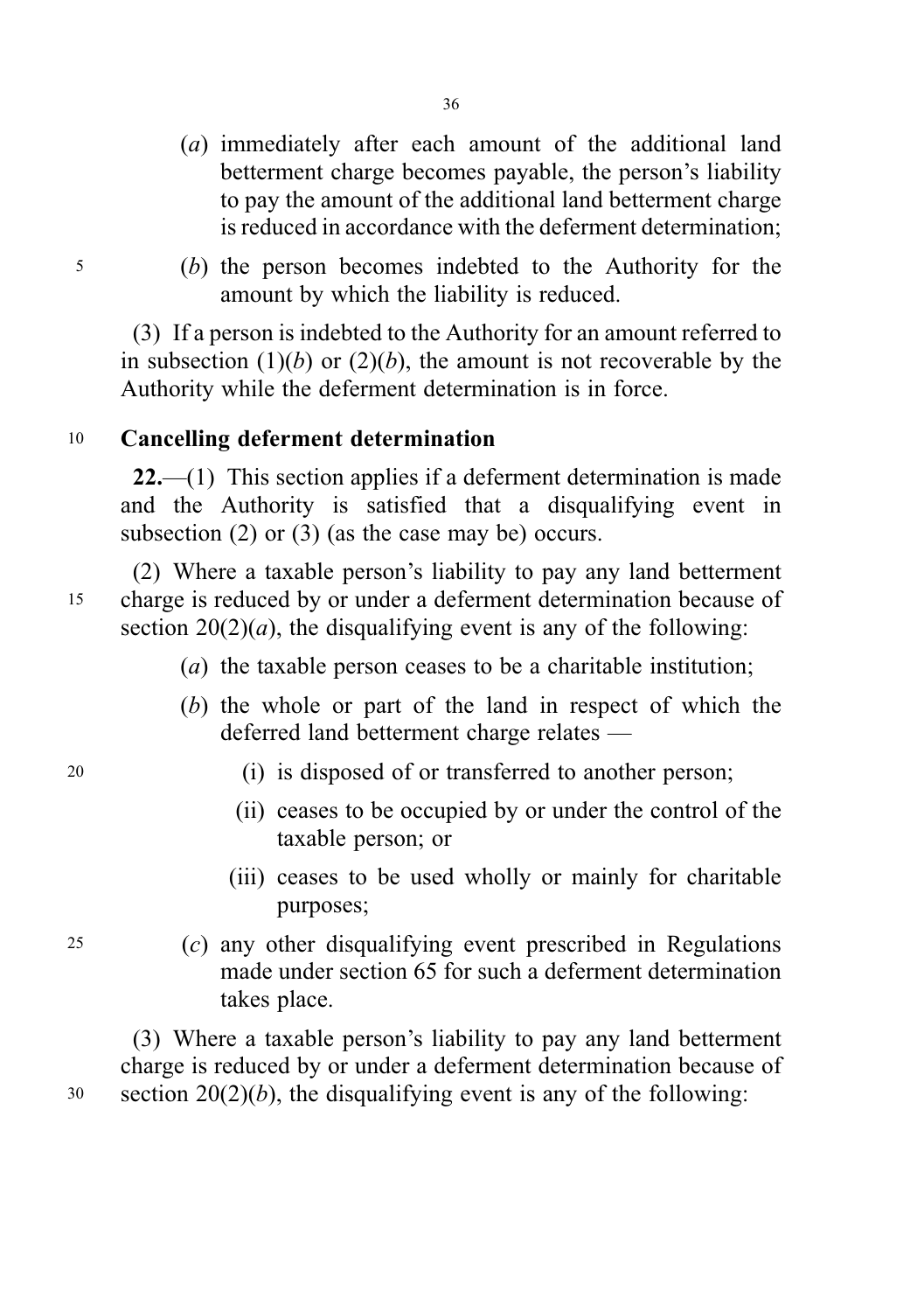(*a*) immediately after each amount of the additional land betterment charge becomes payable, the person's liability to pay the amount of the additional land betterment charge is reduced in accordance with the deferment determination;

(*b*) the person becomes indebted to the Authority for the amount by which the liability is reduced.

(3) If a person is indebted to the Authority for an amount referred to in subsection (1)(*b*) or (2)(*b*), the amount is not recoverable by the Authority while the deferment determination is in force.

**Cancelling deferment determination**

**22.**—(1) This section applies if a deferment determination is made and the Authority is satisfied that a disqualifying event in subsection (2) or (3) (as the case may be) occurs.

(2) Where a taxable person's liability to pay any land betterment charge is reduced by or under a deferment determination because of section 20(2)(*a*), the disqualifying event is any of the following:

(*a*) the taxable person ceases to be a charitable institution;

(*b*) the whole or part of the land in respect of which the deferred land betterment charge relates —

(i) is disposed of or transferred to another person;

(ii) ceases to be occupied by or under the control of the taxable person; or

(iii) ceases to be used wholly or mainly for charitable purposes;

(*c*) any other disqualifying event prescribed in Regulations made under section 65 for such a deferment determination takes place.

(3) Where a taxable person's liability to pay any land betterment charge is reduced by or under a deferment determination because of section 20(2)(*b*), the disqualifying event is any of the following: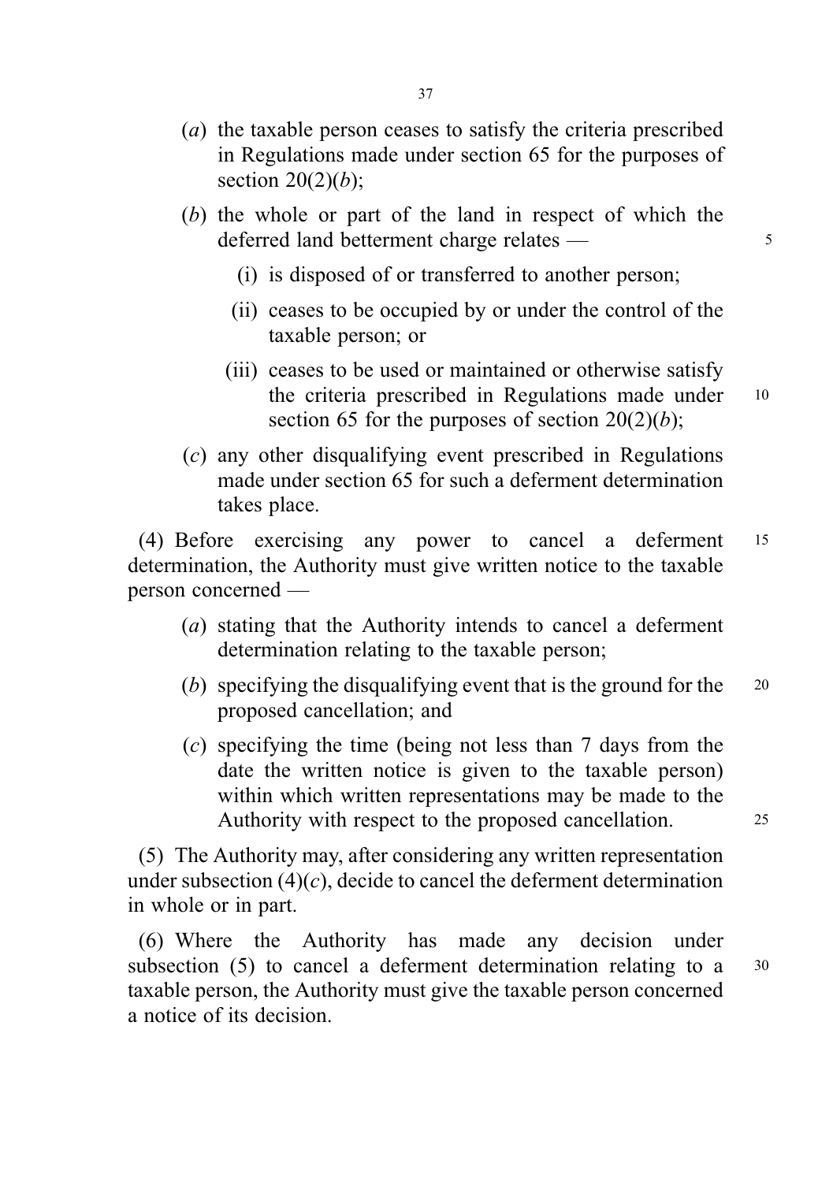(*a*) the taxable person ceases to satisfy the criteria prescribed in Regulations made under section 65 for the purposes of section 20(2)(*b*);

(*b*) the whole or part of the land in respect of which the deferred land betterment charge relates —

(i) is disposed of or transferred to another person;

(ii) ceases to be occupied by or under the control of the taxable person; or

(iii) ceases to be used or maintained or otherwise satisfy the criteria prescribed in Regulations made under section 65 for the purposes of section 20(2)(*b*);

(*c*) any other disqualifying event prescribed in Regulations made under section 65 for such a deferment determination takes place.

(4) Before exercising any power to cancel a deferment determination, the Authority must give written notice to the taxable person concerned —

(*a*) stating that the Authority intends to cancel a deferment determination relating to the taxable person;

(*b*) specifying the disqualifying event that is the ground for the proposed cancellation; and

(*c*) specifying the time (being not less than 7 days from the date the written notice is given to the taxable person) within which written representations may be made to the Authority with respect to the proposed cancellation.

(5) The Authority may, after considering any written representation under subsection (4)(*c*), decide to cancel the deferment determination in whole or in part.

(6) Where the Authority has made any decision under subsection (5) to cancel a deferment determination relating to a taxable person, the Authority must give the taxable person concerned a notice of its decision.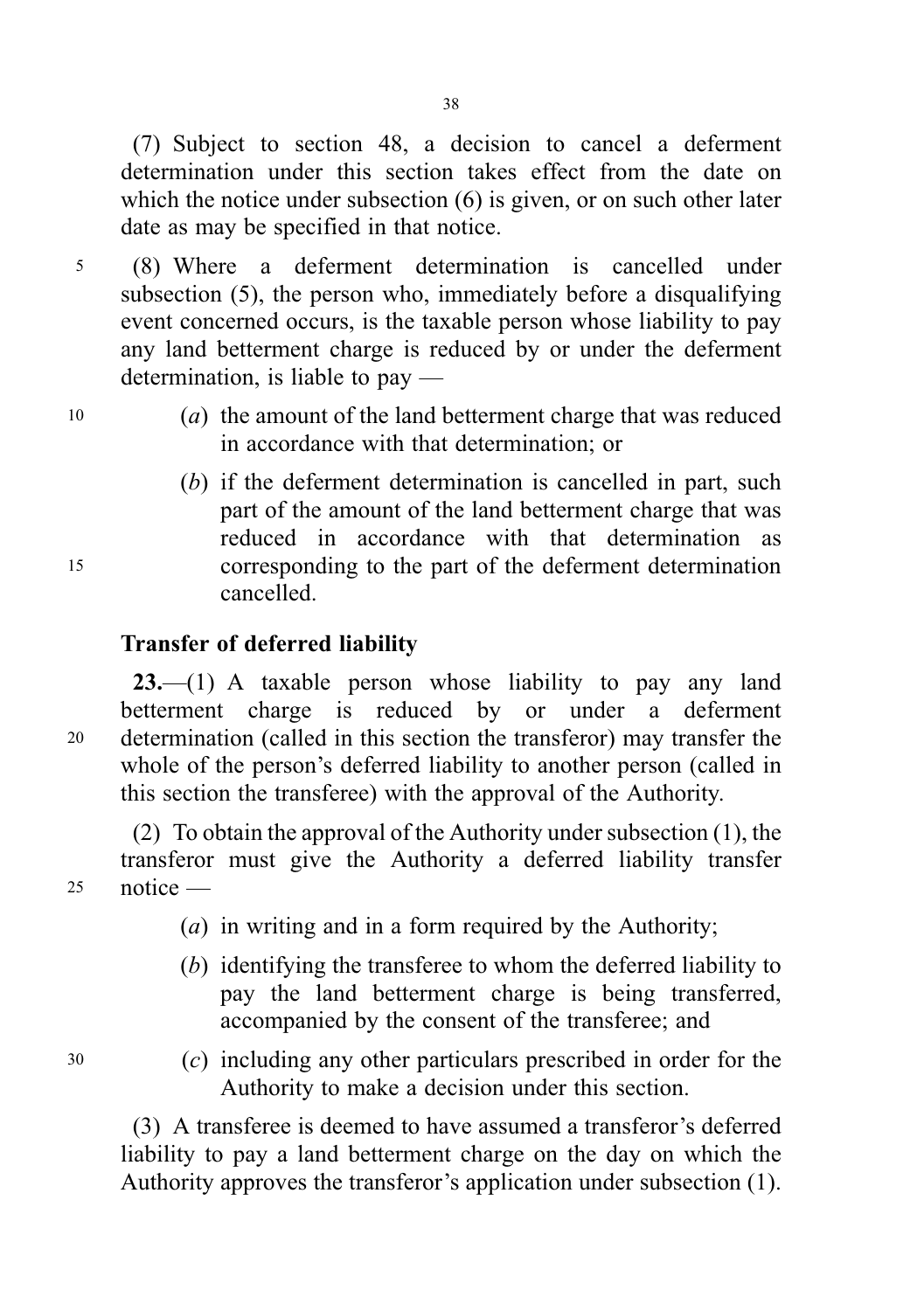(7) Subject to section 48, a decision to cancel a deferment determination under this section takes effect from the date on which the notice under subsection (6) is given, or on such other later date as may be specified in that notice.

(8) Where a deferment determination is cancelled under subsection (5), the person who, immediately before a disqualifying event concerned occurs, is the taxable person whose liability to pay any land betterment charge is reduced by or under the deferment determination, is liable to pay —

(*a*) the amount of the land betterment charge that was reduced in accordance with that determination; or

(*b*) if the deferment determination is cancelled in part, such part of the amount of the land betterment charge that was reduced in accordance with that determination as corresponding to the part of the deferment determination cancelled.

**Transfer of deferred liability**

**23.**—(1) A taxable person whose liability to pay any land betterment charge is reduced by or under a deferment determination (called in this section the transferor) may transfer the whole of the person's deferred liability to another person (called in this section the transferee) with the approval of the Authority.

(2) To obtain the approval of the Authority under subsection (1), the transferor must give the Authority a deferred liability transfer notice —

(*a*) in writing and in a form required by the Authority;

(*b*) identifying the transferee to whom the deferred liability to pay the land betterment charge is being transferred, accompanied by the consent of the transferee; and

(*c*) including any other particulars prescribed in order for the Authority to make a decision under this section.

(3) A transferee is deemed to have assumed a transferor's deferred liability to pay a land betterment charge on the day on which the Authority approves the transferor's application under subsection (1).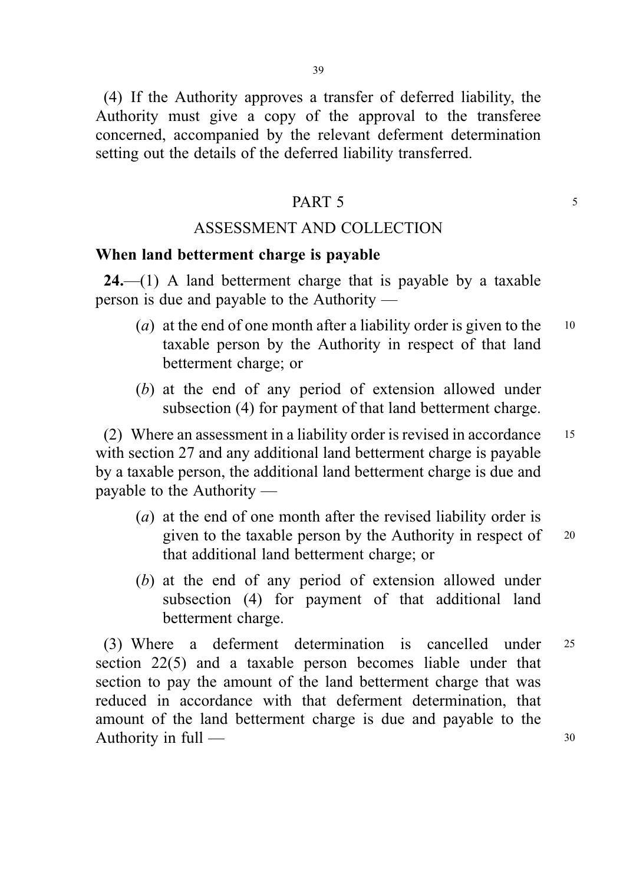(4) If the Authority approves a transfer of deferred liability, the Authority must give a copy of the approval to the transferee concerned, accompanied by the relevant deferment determination setting out the details of the deferred liability transferred.

## PART 5

## ASSESSMENT AND COLLECTION

### When land betterment charge is payable

**24.**—(1) A land betterment charge that is payable by a taxable person is due and payable to the Authority —

(*a*) at the end of one month after a liability order is given to the taxable person by the Authority in respect of that land betterment charge; or

(*b*) at the end of any period of extension allowed under subsection (4) for payment of that land betterment charge.

(2) Where an assessment in a liability order is revised in accordance with section 27 and any additional land betterment charge is payable by a taxable person, the additional land betterment charge is due and payable to the Authority —

(*a*) at the end of one month after the revised liability order is given to the taxable person by the Authority in respect of that additional land betterment charge; or

(*b*) at the end of any period of extension allowed under subsection (4) for payment of that additional land betterment charge.

(3) Where a deferment determination is cancelled under section 22(5) and a taxable person becomes liable under that section to pay the amount of the land betterment charge that was reduced in accordance with that deferment determination, that amount of the land betterment charge is due and payable to the Authority in full —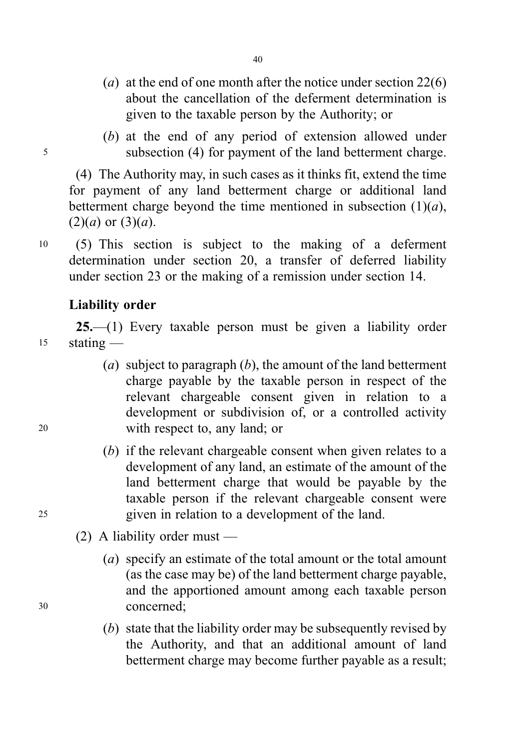(*a*) at the end of one month after the notice under section 22(6) about the cancellation of the deferment determination is given to the taxable person by the Authority; or

(*b*) at the end of any period of extension allowed under subsection (4) for payment of the land betterment charge.

(4) The Authority may, in such cases as it thinks fit, extend the time for payment of any land betterment charge or additional land betterment charge beyond the time mentioned in subsection (1)(*a*), (2)(*a*) or (3)(*a*).

(5) This section is subject to the making of a deferment determination under section 20, a transfer of deferred liability under section 23 or the making of a remission under section 14.

**Liability order**

**25.**—(1) Every taxable person must be given a liability order stating —

(*a*) subject to paragraph (*b*), the amount of the land betterment charge payable by the taxable person in respect of the relevant chargeable consent given in relation to a development or subdivision of, or a controlled activity with respect to, any land; or

(*b*) if the relevant chargeable consent when given relates to a development of any land, an estimate of the amount of the land betterment charge that would be payable by the taxable person if the relevant chargeable consent were given in relation to a development of the land.

(2) A liability order must —

(*a*) specify an estimate of the total amount or the total amount (as the case may be) of the land betterment charge payable, and the apportioned amount among each taxable person concerned;

(*b*) state that the liability order may be subsequently revised by the Authority, and that an additional amount of land betterment charge may become further payable as a result;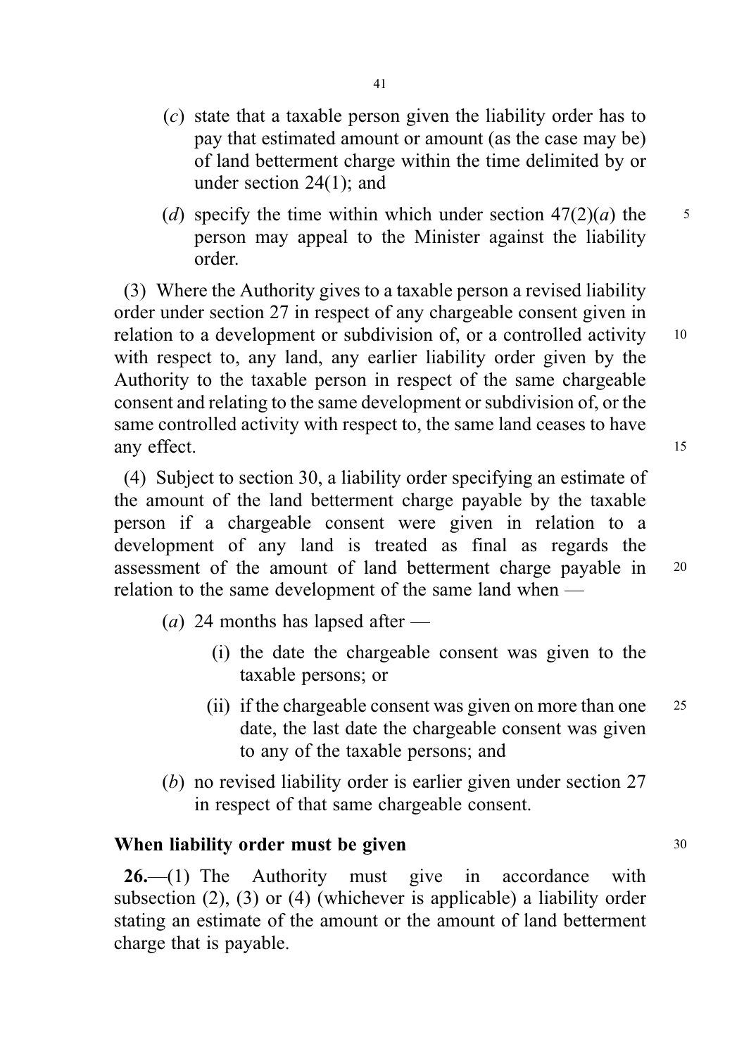(*c*) state that a taxable person given the liability order has to pay that estimated amount or amount (as the case may be) of land betterment charge within the time delimited by or under section 24(1); and

(*d*) specify the time within which under section 47(2)(*a*) the person may appeal to the Minister against the liability order.

(3) Where the Authority gives to a taxable person a revised liability order under section 27 in respect of any chargeable consent given in relation to a development or subdivision of, or a controlled activity with respect to, any land, any earlier liability order given by the Authority to the taxable person in respect of the same chargeable consent and relating to the same development or subdivision of, or the same controlled activity with respect to, the same land ceases to have any effect.

(4) Subject to section 30, a liability order specifying an estimate of the amount of the land betterment charge payable by the taxable person if a chargeable consent were given in relation to a development of any land is treated as final as regards the assessment of the amount of land betterment charge payable in relation to the same development of the same land when —

(*a*) 24 months has lapsed after —

(i) the date the chargeable consent was given to the taxable persons; or

(ii) if the chargeable consent was given on more than one date, the last date the chargeable consent was given to any of the taxable persons; and

(*b*) no revised liability order is earlier given under section 27 in respect of that same chargeable consent.

### When liability order must be given

**26.**—(1) The Authority must give in accordance with subsection (2), (3) or (4) (whichever is applicable) a liability order stating an estimate of the amount or the amount of land betterment charge that is payable.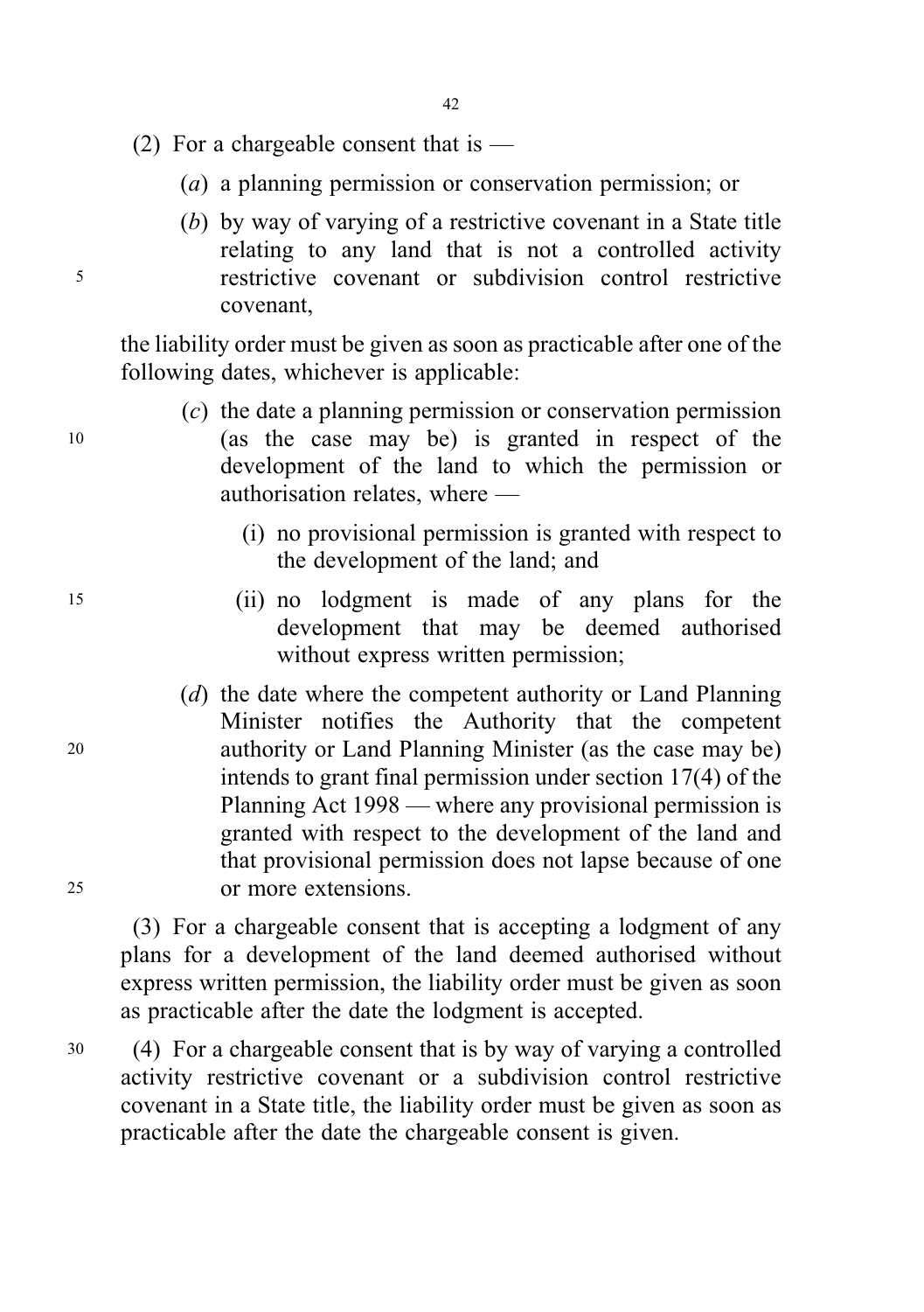(2) For a chargeable consent that is —

(*a*) a planning permission or conservation permission; or

(*b*) by way of varying of a restrictive covenant in a State title relating to any land that is not a controlled activity restrictive covenant or subdivision control restrictive covenant,

the liability order must be given as soon as practicable after one of the following dates, whichever is applicable:

(*c*) the date a planning permission or conservation permission (as the case may be) is granted in respect of the development of the land to which the permission or authorisation relates, where —

(i) no provisional permission is granted with respect to the development of the land; and

(ii) no lodgment is made of any plans for the development that may be deemed authorised without express written permission;

(*d*) the date where the competent authority or Land Planning Minister notifies the Authority that the competent authority or Land Planning Minister (as the case may be) intends to grant final permission under section 17(4) of the Planning Act 1998 — where any provisional permission is granted with respect to the development of the land and that provisional permission does not lapse because of one or more extensions.

(3) For a chargeable consent that is accepting a lodgment of any plans for a development of the land deemed authorised without express written permission, the liability order must be given as soon as practicable after the date the lodgment is accepted.

(4) For a chargeable consent that is by way of varying a controlled activity restrictive covenant or a subdivision control restrictive covenant in a State title, the liability order must be given as soon as practicable after the date the chargeable consent is given.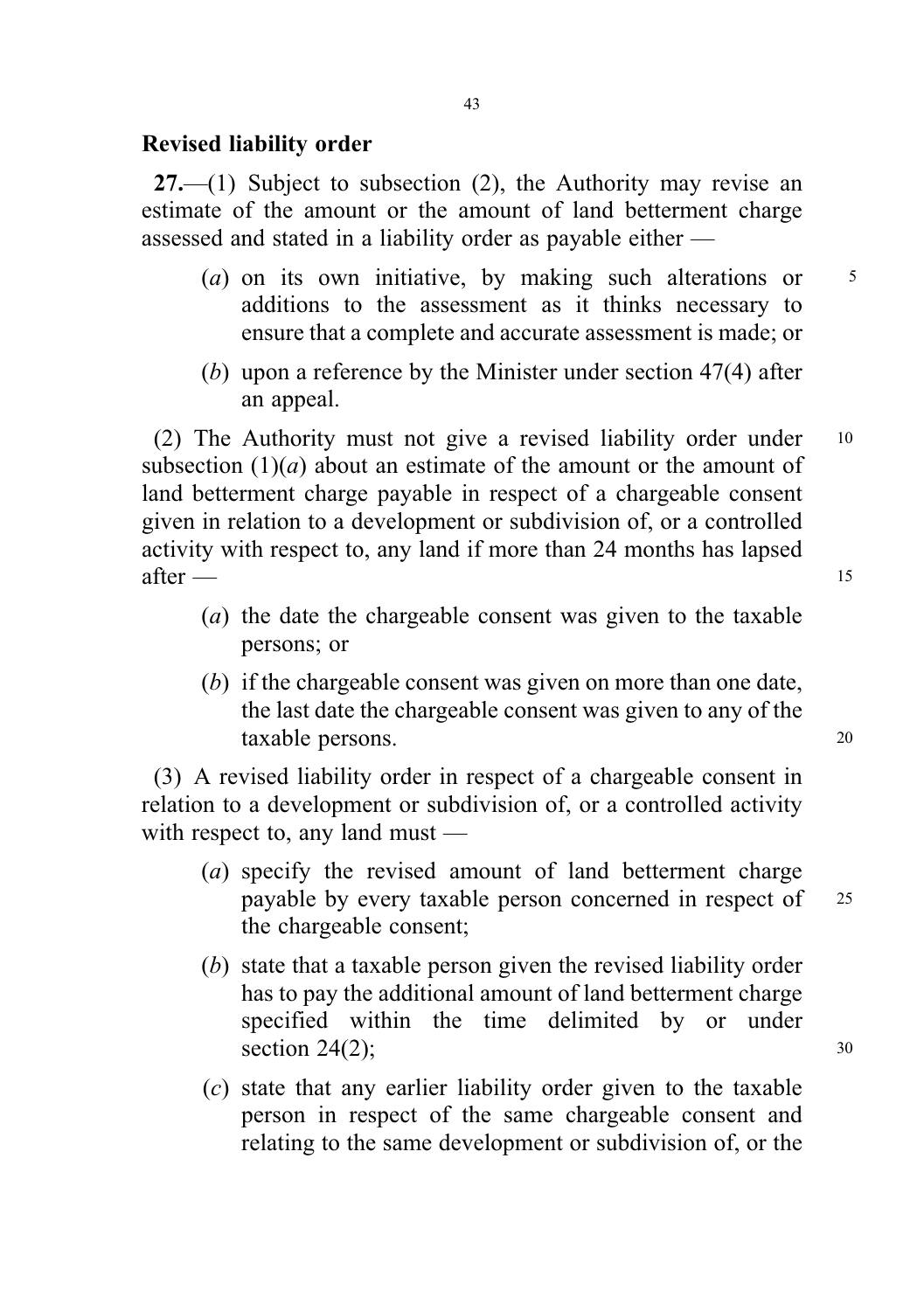## Revised liability order

**27.**—(1) Subject to subsection (2), the Authority may revise an estimate of the amount or the amount of land betterment charge assessed and stated in a liability order as payable either —

(*a*) on its own initiative, by making such alterations or additions to the assessment as it thinks necessary to ensure that a complete and accurate assessment is made; or

(*b*) upon a reference by the Minister under section 47(4) after an appeal.

(2) The Authority must not give a revised liability order under subsection (1)(*a*) about an estimate of the amount or the amount of land betterment charge payable in respect of a chargeable consent given in relation to a development or subdivision of, or a controlled activity with respect to, any land if more than 24 months has lapsed after —

(*a*) the date the chargeable consent was given to the taxable persons; or

(*b*) if the chargeable consent was given on more than one date, the last date the chargeable consent was given to any of the taxable persons.

(3) A revised liability order in respect of a chargeable consent in relation to a development or subdivision of, or a controlled activity with respect to, any land must —

(*a*) specify the revised amount of land betterment charge payable by every taxable person concerned in respect of the chargeable consent;

(*b*) state that a taxable person given the revised liability order has to pay the additional amount of land betterment charge specified within the time delimited by or under section 24(2);

(*c*) state that any earlier liability order given to the taxable person in respect of the same chargeable consent and relating to the same development or subdivision of, or the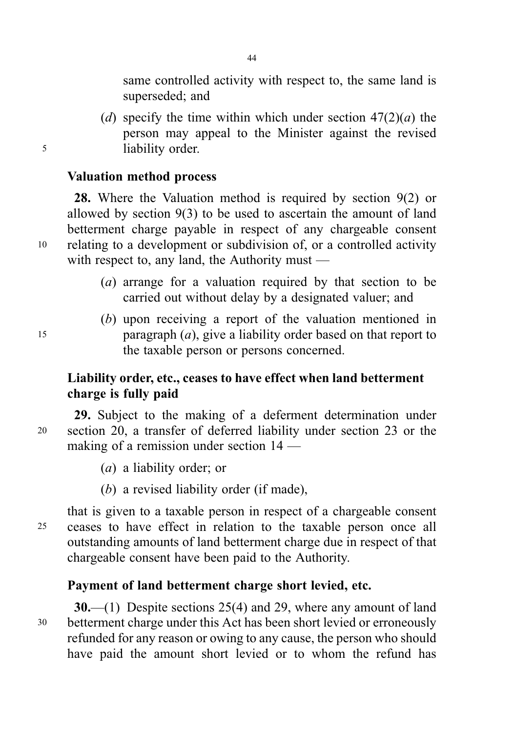same controlled activity with respect to, the same land is superseded; and

(*d*) specify the time within which under section 47(2)(*a*) the person may appeal to the Minister against the revised liability order.

**Valuation method process**

**28.** Where the Valuation method is required by section 9(2) or allowed by section 9(3) to be used to ascertain the amount of land betterment charge payable in respect of any chargeable consent relating to a development or subdivision of, or a controlled activity with respect to, any land, the Authority must —

(*a*) arrange for a valuation required by that section to be carried out without delay by a designated valuer; and

(*b*) upon receiving a report of the valuation mentioned in paragraph (*a*), give a liability order based on that report to the taxable person or persons concerned.

**Liability order, etc., ceases to have effect when land betterment charge is fully paid**

**29.** Subject to the making of a deferment determination under section 20, a transfer of deferred liability under section 23 or the making of a remission under section 14 —

(*a*) a liability order; or

(*b*) a revised liability order (if made),

that is given to a taxable person in respect of a chargeable consent ceases to have effect in relation to the taxable person once all outstanding amounts of land betterment charge due in respect of that chargeable consent have been paid to the Authority.

**Payment of land betterment charge short levied, etc.**

**30.**—(1) Despite sections 25(4) and 29, where any amount of land betterment charge under this Act has been short levied or erroneously refunded for any reason or owing to any cause, the person who should have paid the amount short levied or to whom the refund has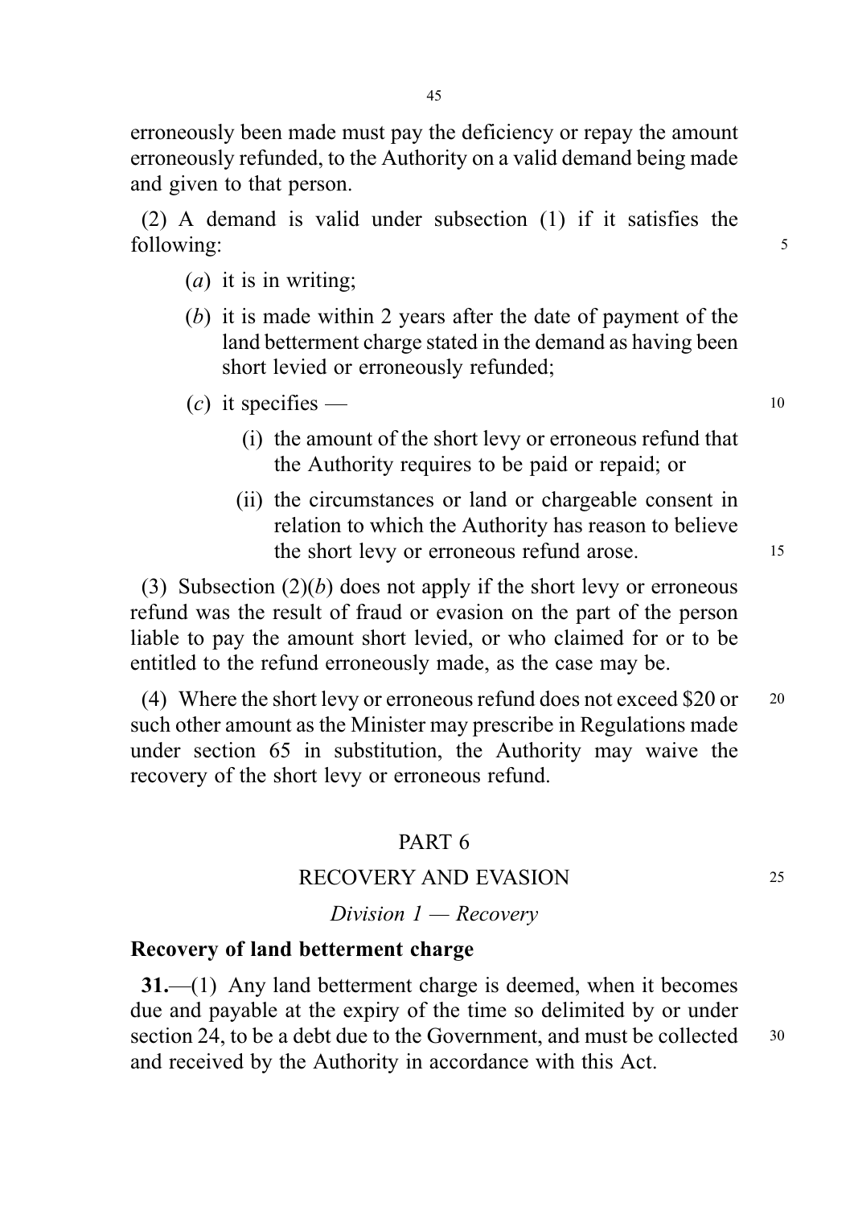erroneously been made must pay the deficiency or repay the amount erroneously refunded, to the Authority on a valid demand being made and given to that person.

(2) A demand is valid under subsection (1) if it satisfies the following:

(*a*) it is in writing;

(*b*) it is made within 2 years after the date of payment of the land betterment charge stated in the demand as having been short levied or erroneously refunded;

(*c*) it specifies —

(i) the amount of the short levy or erroneous refund that the Authority requires to be paid or repaid; or

(ii) the circumstances or land or chargeable consent in relation to which the Authority has reason to believe the short levy or erroneous refund arose.

(3) Subsection (2)(*b*) does not apply if the short levy or erroneous refund was the result of fraud or evasion on the part of the person liable to pay the amount short levied, or who claimed for or to be entitled to the refund erroneously made, as the case may be.

(4) Where the short levy or erroneous refund does not exceed $20 or such other amount as the Minister may prescribe in Regulations made under section 65 in substitution, the Authority may waive the recovery of the short levy or erroneous refund.

## PART 6

## RECOVERY AND EVASION

### *Division 1 — Recovery*

**Recovery of land betterment charge**

**31.**—(1) Any land betterment charge is deemed, when it becomes due and payable at the expiry of the time so delimited by or under section 24, to be a debt due to the Government, and must be collected and received by the Authority in accordance with this Act.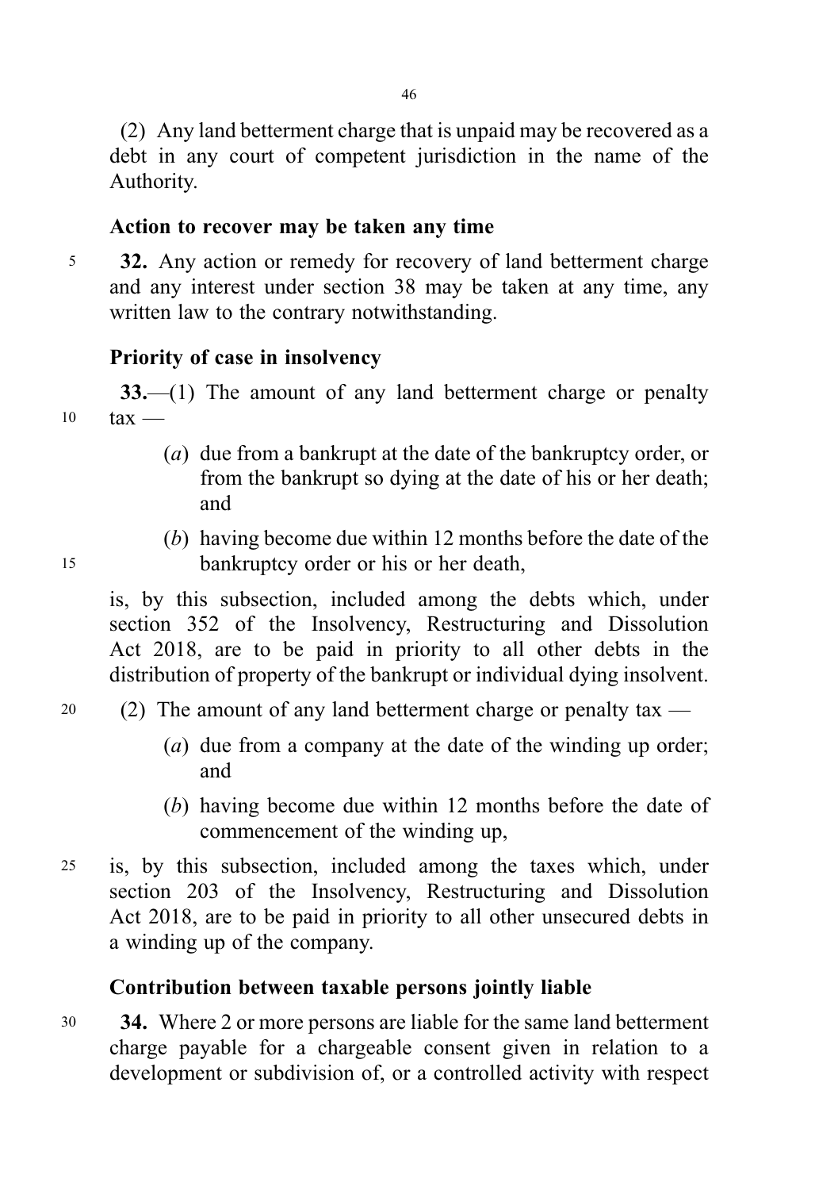(2) Any land betterment charge that is unpaid may be recovered as a debt in any court of competent jurisdiction in the name of the Authority.

### Action to recover may be taken any time

**32.** Any action or remedy for recovery of land betterment charge and any interest under section 38 may be taken at any time, any written law to the contrary notwithstanding.

### Priority of case in insolvency

**33.**—(1) The amount of any land betterment charge or penalty tax —

(*a*) due from a bankrupt at the date of the bankruptcy order, or from the bankrupt so dying at the date of his or her death; and

(*b*) having become due within 12 months before the date of the bankruptcy order or his or her death,

is, by this subsection, included among the debts which, under section 352 of the Insolvency, Restructuring and Dissolution Act 2018, are to be paid in priority to all other debts in the distribution of property of the bankrupt or individual dying insolvent.

(2) The amount of any land betterment charge or penalty tax —

(*a*) due from a company at the date of the winding up order; and

(*b*) having become due within 12 months before the date of commencement of the winding up,

is, by this subsection, included among the taxes which, under section 203 of the Insolvency, Restructuring and Dissolution Act 2018, are to be paid in priority to all other unsecured debts in a winding up of the company.

### Contribution between taxable persons jointly liable

**34.** Where 2 or more persons are liable for the same land betterment charge payable for a chargeable consent given in relation to a development or subdivision of, or a controlled activity with respect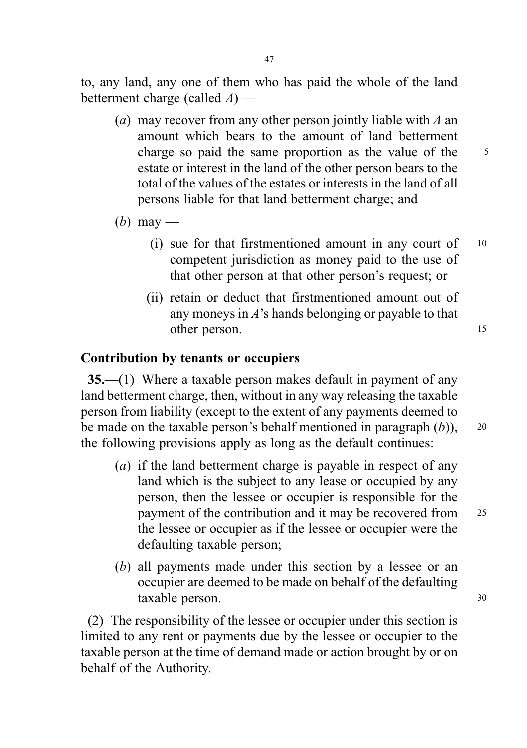to, any land, any one of them who has paid the whole of the land betterment charge (called *A*) —

(*a*) may recover from any other person jointly liable with *A* an amount which bears to the amount of land betterment charge so paid the same proportion as the value of the estate or interest in the land of the other person bears to the total of the values of the estates or interests in the land of all persons liable for that land betterment charge; and

(*b*) may —

(i) sue for that firstmentioned amount in any court of competent jurisdiction as money paid to the use of that other person at that other person's request; or

(ii) retain or deduct that firstmentioned amount out of any moneys in *A*'s hands belonging or payable to that other person.

### Contribution by tenants or occupiers

**35.**—(1) Where a taxable person makes default in payment of any land betterment charge, then, without in any way releasing the taxable person from liability (except to the extent of any payments deemed to be made on the taxable person's behalf mentioned in paragraph (*b*)), the following provisions apply as long as the default continues:

(*a*) if the land betterment charge is payable in respect of any land which is the subject to any lease or occupied by any person, then the lessee or occupier is responsible for the payment of the contribution and it may be recovered from the lessee or occupier as if the lessee or occupier were the defaulting taxable person;

(*b*) all payments made under this section by a lessee or an occupier are deemed to be made on behalf of the defaulting taxable person.

(2) The responsibility of the lessee or occupier under this section is limited to any rent or payments due by the lessee or occupier to the taxable person at the time of demand made or action brought by or on behalf of the Authority.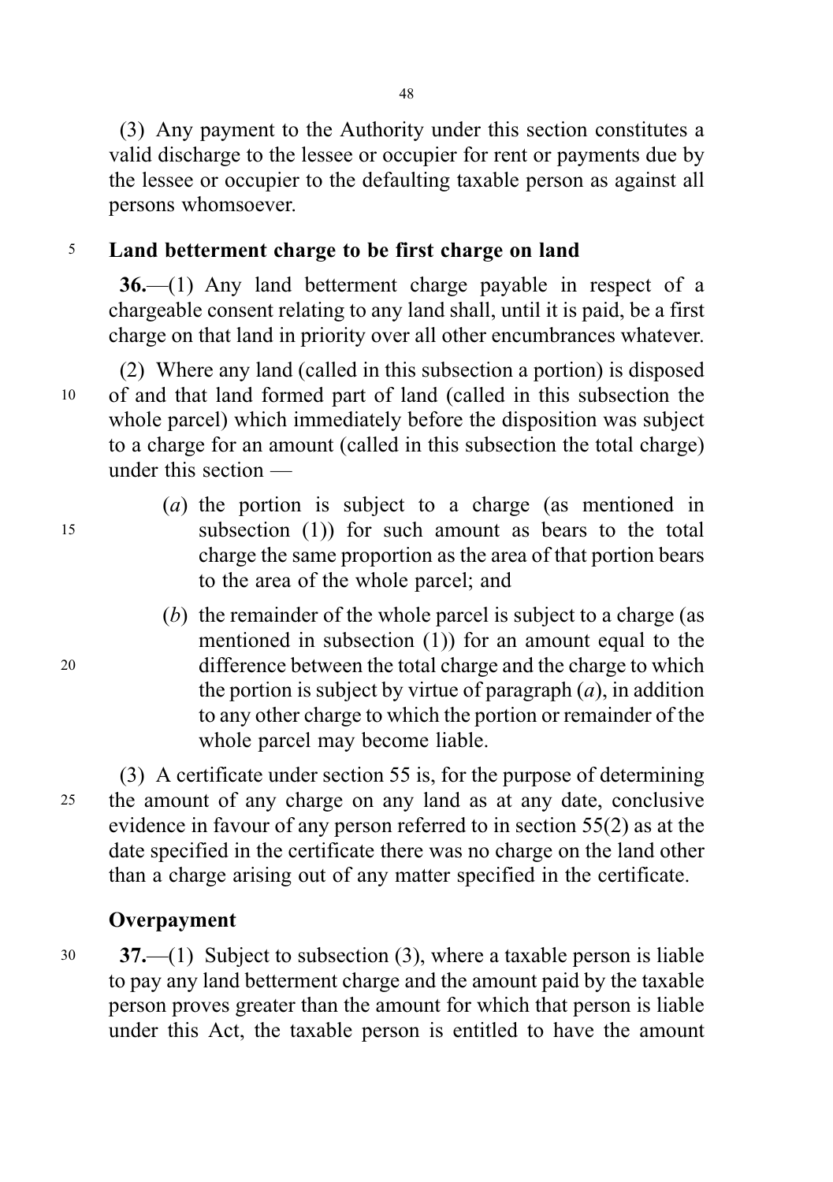(3) Any payment to the Authority under this section constitutes a valid discharge to the lessee or occupier for rent or payments due by the lessee or occupier to the defaulting taxable person as against all persons whomsoever.

**Land betterment charge to be first charge on land**

**36.**—(1) Any land betterment charge payable in respect of a chargeable consent relating to any land shall, until it is paid, be a first charge on that land in priority over all other encumbrances whatever.

(2) Where any land (called in this subsection a portion) is disposed of and that land formed part of land (called in this subsection the whole parcel) which immediately before the disposition was subject to a charge for an amount (called in this subsection the total charge) under this section —

(*a*) the portion is subject to a charge (as mentioned in subsection (1)) for such amount as bears to the total charge the same proportion as the area of that portion bears to the area of the whole parcel; and

(*b*) the remainder of the whole parcel is subject to a charge (as mentioned in subsection (1)) for an amount equal to the difference between the total charge and the charge to which the portion is subject by virtue of paragraph (*a*), in addition to any other charge to which the portion or remainder of the whole parcel may become liable.

(3) A certificate under section 55 is, for the purpose of determining the amount of any charge on any land as at any date, conclusive evidence in favour of any person referred to in section 55(2) as at the date specified in the certificate there was no charge on the land other than a charge arising out of any matter specified in the certificate.

**Overpayment**

**37.**—(1) Subject to subsection (3), where a taxable person is liable to pay any land betterment charge and the amount paid by the taxable person proves greater than the amount for which that person is liable under this Act, the taxable person is entitled to have the amount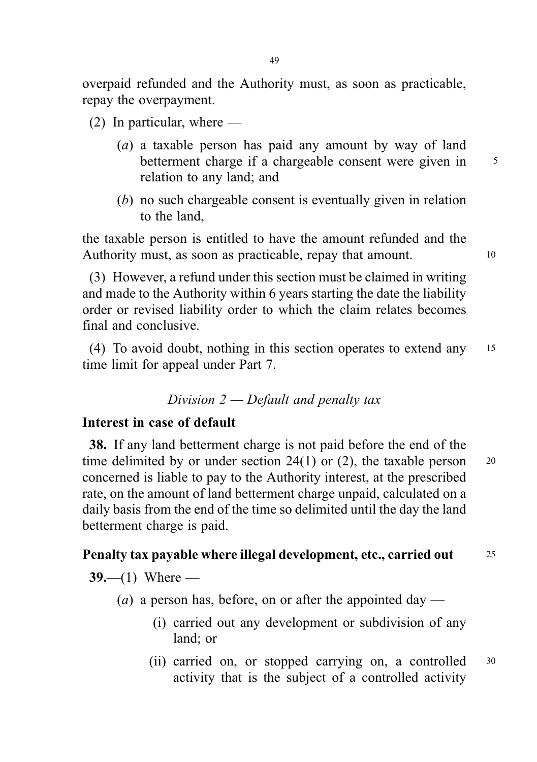overpaid refunded and the Authority must, as soon as practicable, repay the overpayment.

(2) In particular, where —

(*a*) a taxable person has paid any amount by way of land betterment charge if a chargeable consent were given in relation to any land; and

(*b*) no such chargeable consent is eventually given in relation to the land,

the taxable person is entitled to have the amount refunded and the Authority must, as soon as practicable, repay that amount.

(3) However, a refund under this section must be claimed in writing and made to the Authority within 6 years starting the date the liability order or revised liability order to which the claim relates becomes final and conclusive.

(4) To avoid doubt, nothing in this section operates to extend any time limit for appeal under Part 7.

*Division 2 — Default and penalty tax*

**Interest in case of default**

**38.** If any land betterment charge is not paid before the end of the time delimited by or under section 24(1) or (2), the taxable person concerned is liable to pay to the Authority interest, at the prescribed rate, on the amount of land betterment charge unpaid, calculated on a daily basis from the end of the time so delimited until the day the land betterment charge is paid.

**Penalty tax payable where illegal development, etc., carried out**

**39.**—(1) Where —

(*a*) a person has, before, on or after the appointed day —

(i) carried out any development or subdivision of any land; or

(ii) carried on, or stopped carrying on, a controlled activity that is the subject of a controlled activity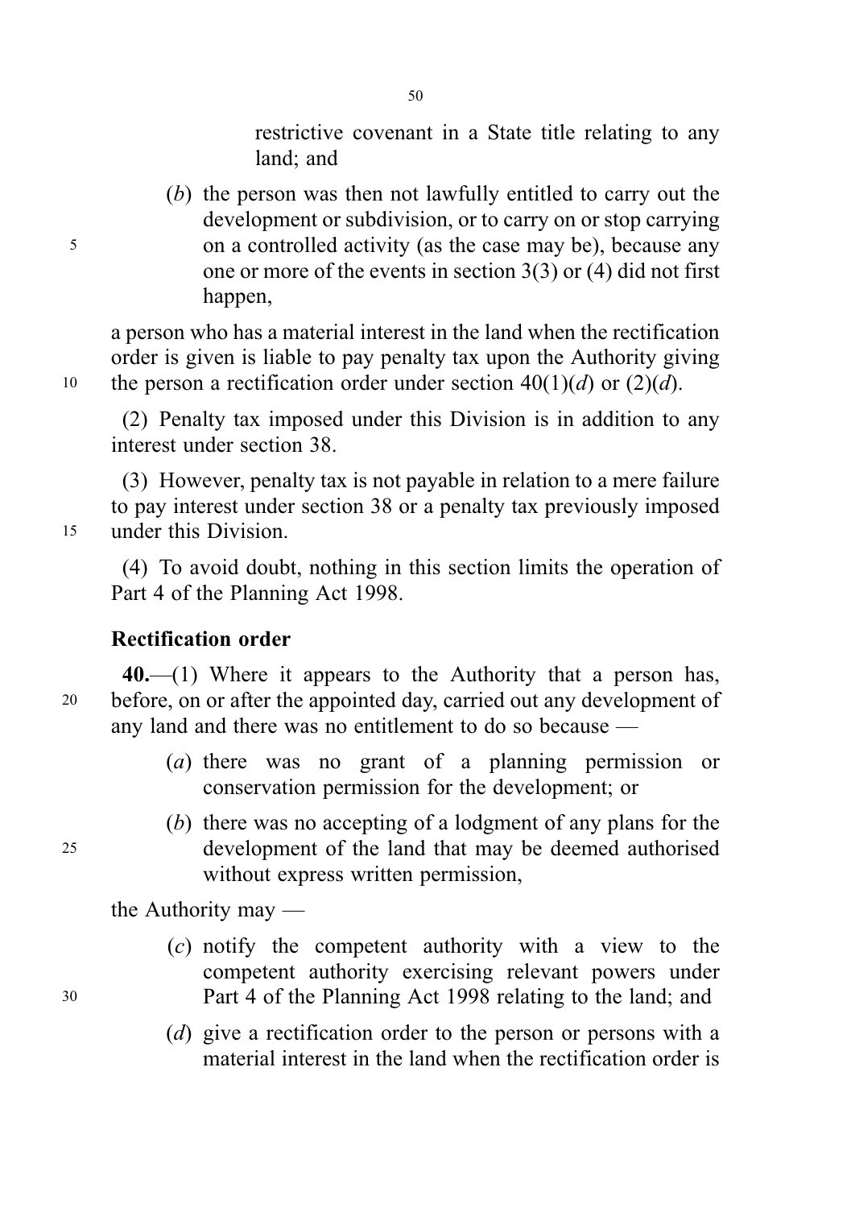restrictive covenant in a State title relating to any land; and

(*b*) the person was then not lawfully entitled to carry out the development or subdivision, or to carry on or stop carrying on a controlled activity (as the case may be), because any one or more of the events in section 3(3) or (4) did not first happen,

a person who has a material interest in the land when the rectification order is given is liable to pay penalty tax upon the Authority giving the person a rectification order under section 40(1)(*d*) or (2)(*d*).

(2) Penalty tax imposed under this Division is in addition to any interest under section 38.

(3) However, penalty tax is not payable in relation to a mere failure to pay interest under section 38 or a penalty tax previously imposed under this Division.

(4) To avoid doubt, nothing in this section limits the operation of Part 4 of the Planning Act 1998.

**Rectification order**

**40.**—(1) Where it appears to the Authority that a person has, before, on or after the appointed day, carried out any development of any land and there was no entitlement to do so because —

(*a*) there was no grant of a planning permission or conservation permission for the development; or

(*b*) there was no accepting of a lodgment of any plans for the development of the land that may be deemed authorised without express written permission,

the Authority may —

(*c*) notify the competent authority with a view to the competent authority exercising relevant powers under Part 4 of the Planning Act 1998 relating to the land; and

(*d*) give a rectification order to the person or persons with a material interest in the land when the rectification order is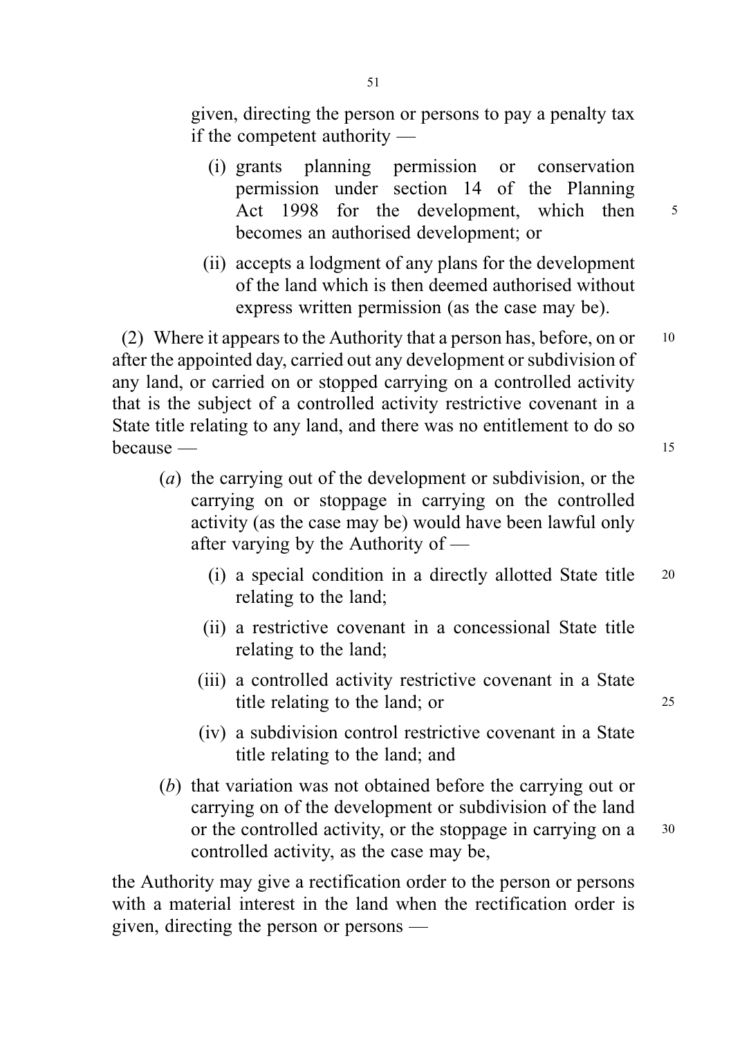given, directing the person or persons to pay a penalty tax if the competent authority —

(i) grants planning permission or conservation permission under section 14 of the Planning Act 1998 for the development, which then becomes an authorised development; or

(ii) accepts a lodgment of any plans for the development of the land which is then deemed authorised without express written permission (as the case may be).

(2) Where it appears to the Authority that a person has, before, on or after the appointed day, carried out any development or subdivision of any land, or carried on or stopped carrying on a controlled activity that is the subject of a controlled activity restrictive covenant in a State title relating to any land, and there was no entitlement to do so because —

(*a*) the carrying out of the development or subdivision, or the carrying on or stoppage in carrying on the controlled activity (as the case may be) would have been lawful only after varying by the Authority of —

(i) a special condition in a directly allotted State title relating to the land;

(ii) a restrictive covenant in a concessional State title relating to the land;

(iii) a controlled activity restrictive covenant in a State title relating to the land; or

(iv) a subdivision control restrictive covenant in a State title relating to the land; and

(*b*) that variation was not obtained before the carrying out or carrying on of the development or subdivision of the land or the controlled activity, or the stoppage in carrying on a controlled activity, as the case may be,

the Authority may give a rectification order to the person or persons with a material interest in the land when the rectification order is given, directing the person or persons —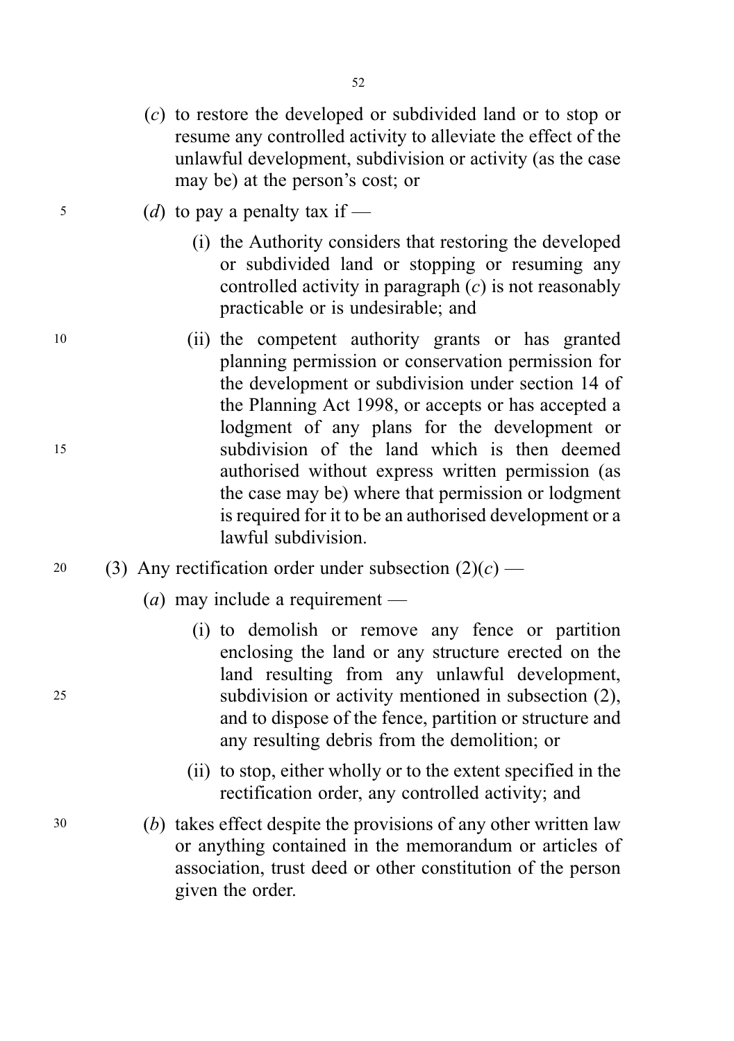(*c*) to restore the developed or subdivided land or to stop or resume any controlled activity to alleviate the effect of the unlawful development, subdivision or activity (as the case may be) at the person's cost; or

(*d*) to pay a penalty tax if —

(i) the Authority considers that restoring the developed or subdivided land or stopping or resuming any controlled activity in paragraph (*c*) is not reasonably practicable or is undesirable; and

(ii) the competent authority grants or has granted planning permission or conservation permission for the development or subdivision under section 14 of the Planning Act 1998, or accepts or has accepted a lodgment of any plans for the development or subdivision of the land which is then deemed authorised without express written permission (as the case may be) where that permission or lodgment is required for it to be an authorised development or a lawful subdivision.

(3) Any rectification order under subsection (2)(*c*) —

(*a*) may include a requirement —

(i) to demolish or remove any fence or partition enclosing the land or any structure erected on the land resulting from any unlawful development, subdivision or activity mentioned in subsection (2), and to dispose of the fence, partition or structure and any resulting debris from the demolition; or

(ii) to stop, either wholly or to the extent specified in the rectification order, any controlled activity; and

(*b*) takes effect despite the provisions of any other written law or anything contained in the memorandum or articles of association, trust deed or other constitution of the person given the order.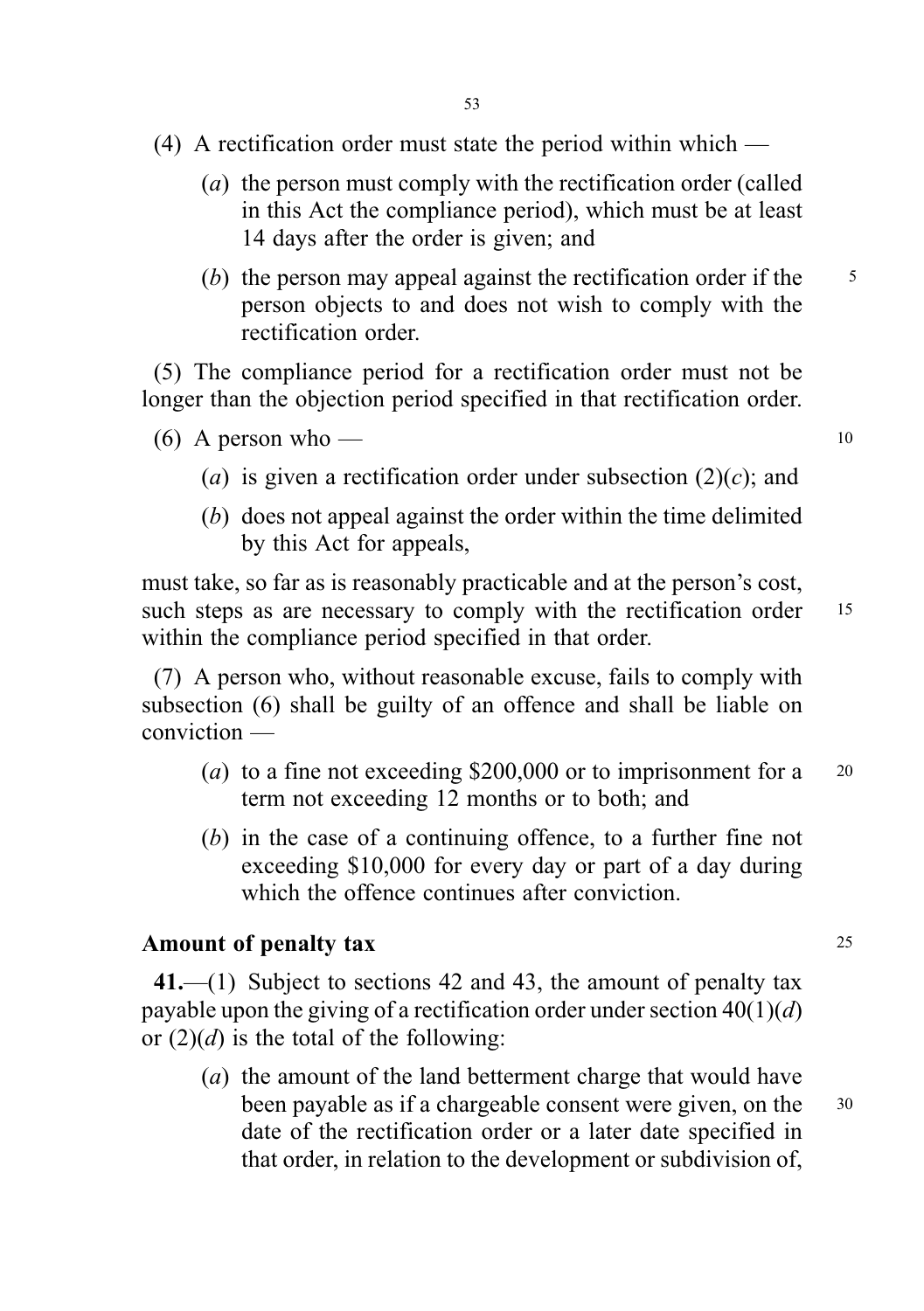(4) A rectification order must state the period within which —

(*a*) the person must comply with the rectification order (called in this Act the compliance period), which must be at least 14 days after the order is given; and

(*b*) the person may appeal against the rectification order if the person objects to and does not wish to comply with the rectification order.

(5) The compliance period for a rectification order must not be longer than the objection period specified in that rectification order.

(6) A person who —

(*a*) is given a rectification order under subsection (2)(*c*); and

(*b*) does not appeal against the order within the time delimited by this Act for appeals,

must take, so far as is reasonably practicable and at the person's cost, such steps as are necessary to comply with the rectification order within the compliance period specified in that order.

(7) A person who, without reasonable excuse, fails to comply with subsection (6) shall be guilty of an offence and shall be liable on conviction —

(*a*) to a fine not exceeding $200,000 or to imprisonment for a term not exceeding 12 months or to both; and

(*b*) in the case of a continuing offence, to a further fine not exceeding $10,000 for every day or part of a day during which the offence continues after conviction.

**Amount of penalty tax**

**41.**—(1) Subject to sections 42 and 43, the amount of penalty tax payable upon the giving of a rectification order under section 40(1)(*d*) or (2)(*d*) is the total of the following:

(*a*) the amount of the land betterment charge that would have been payable as if a chargeable consent were given, on the date of the rectification order or a later date specified in that order, in relation to the development or subdivision of,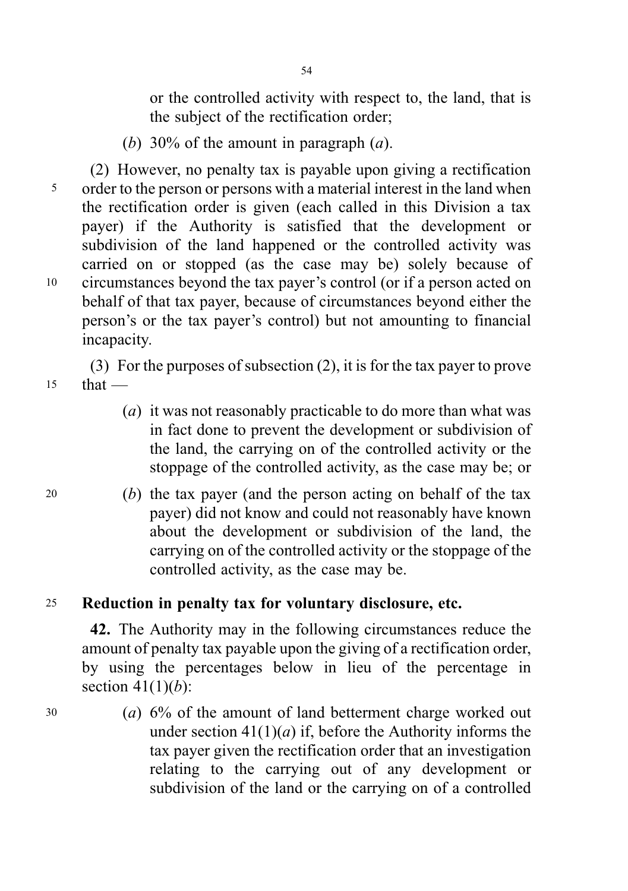or the controlled activity with respect to, the land, that is the subject of the rectification order;

(*b*) 30% of the amount in paragraph (*a*).

(2) However, no penalty tax is payable upon giving a rectification order to the person or persons with a material interest in the land when the rectification order is given (each called in this Division a tax payer) if the Authority is satisfied that the development or subdivision of the land happened or the controlled activity was carried on or stopped (as the case may be) solely because of circumstances beyond the tax payer's control (or if a person acted on behalf of that tax payer, because of circumstances beyond either the person's or the tax payer's control) but not amounting to financial incapacity.

(3) For the purposes of subsection (2), it is for the tax payer to prove that —

(*a*) it was not reasonably practicable to do more than what was in fact done to prevent the development or subdivision of the land, the carrying on of the controlled activity or the stoppage of the controlled activity, as the case may be; or

(*b*) the tax payer (and the person acting on behalf of the tax payer) did not know and could not reasonably have known about the development or subdivision of the land, the carrying on of the controlled activity or the stoppage of the controlled activity, as the case may be.

**Reduction in penalty tax for voluntary disclosure, etc.**

**42.** The Authority may in the following circumstances reduce the amount of penalty tax payable upon the giving of a rectification order, by using the percentages below in lieu of the percentage in section 41(1)(*b*):

(*a*) 6% of the amount of land betterment charge worked out under section 41(1)(*a*) if, before the Authority informs the tax payer given the rectification order that an investigation relating to the carrying out of any development or subdivision of the land or the carrying on of a controlled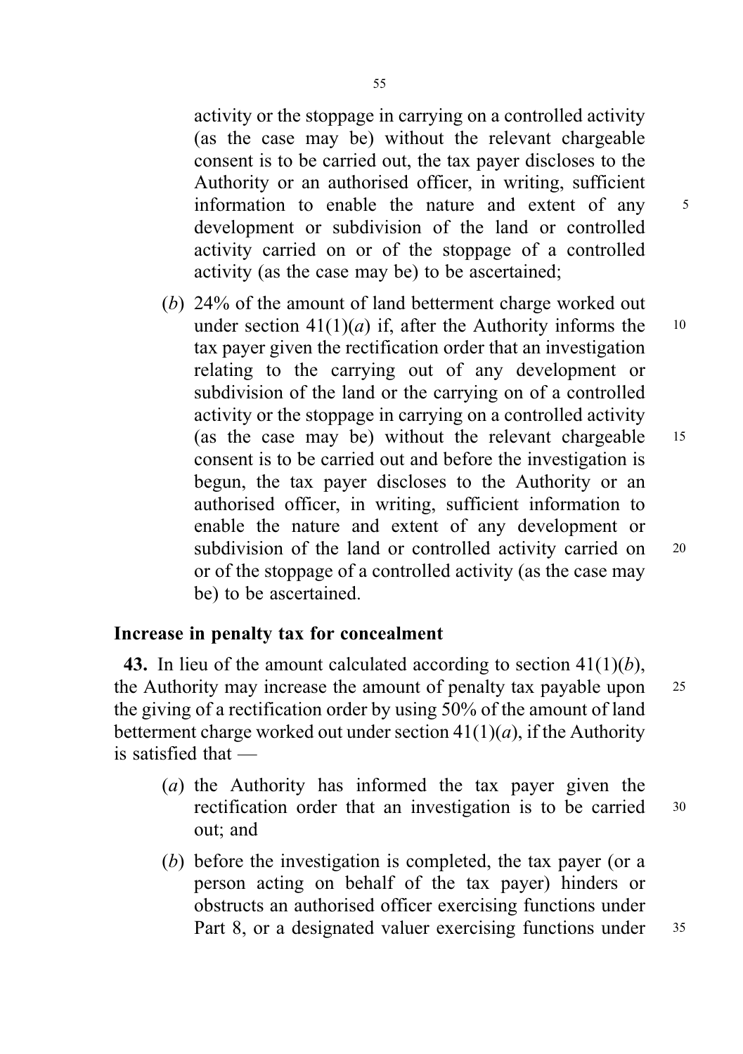activity or the stoppage in carrying on a controlled activity (as the case may be) without the relevant chargeable consent is to be carried out, the tax payer discloses to the Authority or an authorised officer, in writing, sufficient information to enable the nature and extent of any development or subdivision of the land or controlled activity carried on or of the stoppage of a controlled activity (as the case may be) to be ascertained;

(*b*) 24% of the amount of land betterment charge worked out under section 41(1)(*a*) if, after the Authority informs the tax payer given the rectification order that an investigation relating to the carrying out of any development or subdivision of the land or the carrying on of a controlled activity or the stoppage in carrying on a controlled activity (as the case may be) without the relevant chargeable consent is to be carried out and before the investigation is begun, the tax payer discloses to the Authority or an authorised officer, in writing, sufficient information to enable the nature and extent of any development or subdivision of the land or controlled activity carried on or of the stoppage of a controlled activity (as the case may be) to be ascertained.

**Increase in penalty tax for concealment**

**43.** In lieu of the amount calculated according to section 41(1)(*b*), the Authority may increase the amount of penalty tax payable upon the giving of a rectification order by using 50% of the amount of land betterment charge worked out under section 41(1)(*a*), if the Authority is satisfied that —

(*a*) the Authority has informed the tax payer given the rectification order that an investigation is to be carried out; and

(*b*) before the investigation is completed, the tax payer (or a person acting on behalf of the tax payer) hinders or obstructs an authorised officer exercising functions under Part 8, or a designated valuer exercising functions under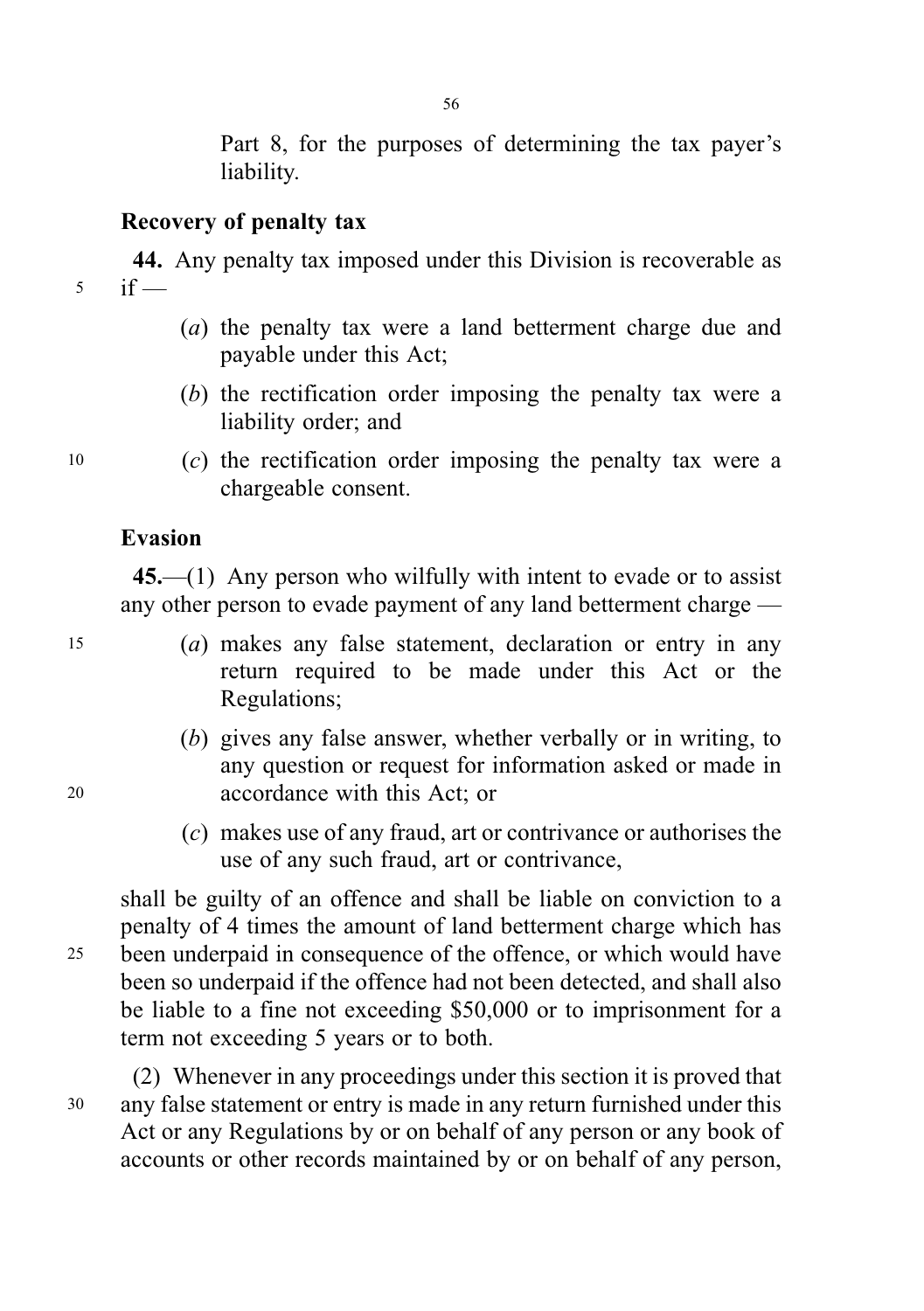Part 8, for the purposes of determining the tax payer's liability.

### Recovery of penalty tax

**44.** Any penalty tax imposed under this Division is recoverable as if —

(*a*) the penalty tax were a land betterment charge due and payable under this Act;

(*b*) the rectification order imposing the penalty tax were a liability order; and

(*c*) the rectification order imposing the penalty tax were a chargeable consent.

### Evasion

**45.**—(1) Any person who wilfully with intent to evade or to assist any other person to evade payment of any land betterment charge —

(*a*) makes any false statement, declaration or entry in any return required to be made under this Act or the Regulations;

(*b*) gives any false answer, whether verbally or in writing, to any question or request for information asked or made in accordance with this Act; or

(*c*) makes use of any fraud, art or contrivance or authorises the use of any such fraud, art or contrivance,

shall be guilty of an offence and shall be liable on conviction to a penalty of 4 times the amount of land betterment charge which has been underpaid in consequence of the offence, or which would have been so underpaid if the offence had not been detected, and shall also be liable to a fine not exceeding $50,000 or to imprisonment for a term not exceeding 5 years or to both.

(2) Whenever in any proceedings under this section it is proved that any false statement or entry is made in any return furnished under this Act or any Regulations by or on behalf of any person or any book of accounts or other records maintained by or on behalf of any person,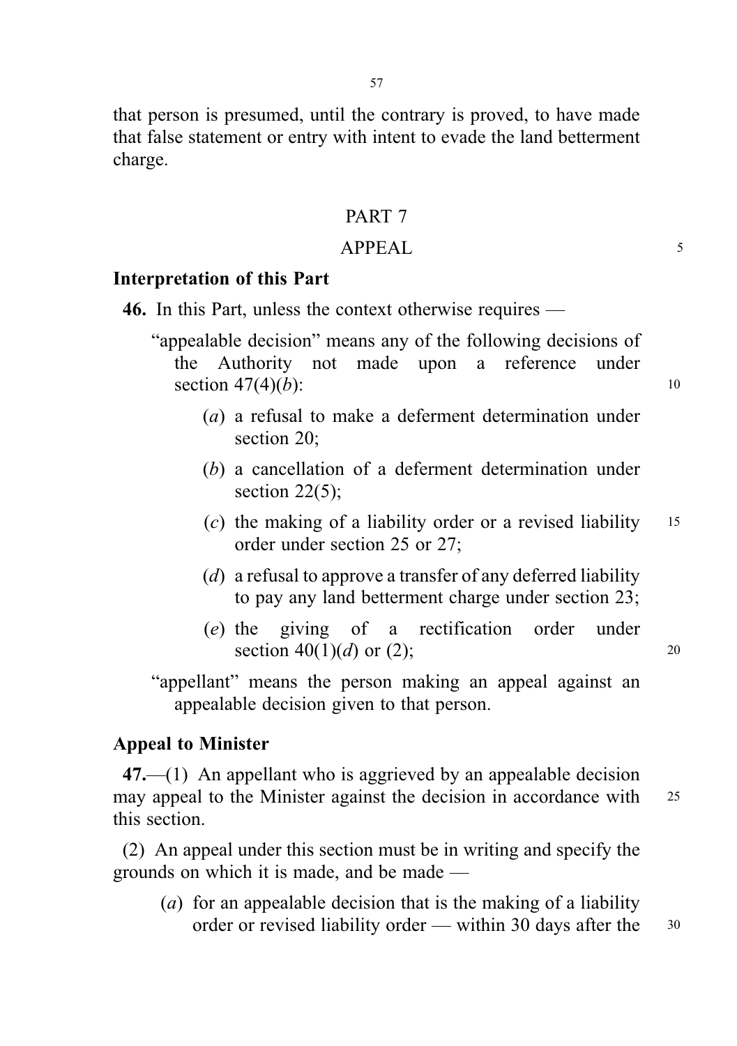that person is presumed, until the contrary is proved, to have made that false statement or entry with intent to evade the land betterment charge.

## PART 7

## APPEAL

### Interpretation of this Part

**46.** In this Part, unless the context otherwise requires —

"appealable decision" means any of the following decisions of the Authority not made upon a reference under section 47(4)(*b*):

- (*a*) a refusal to make a deferment determination under section 20;
- (*b*) a cancellation of a deferment determination under section 22(5);
- (*c*) the making of a liability order or a revised liability order under section 25 or 27;
- (*d*) a refusal to approve a transfer of any deferred liability to pay any land betterment charge under section 23;
- (*e*) the giving of a rectification order under section 40(1)(*d*) or (2);

"appellant" means the person making an appeal against an appealable decision given to that person.

### Appeal to Minister

**47.**—(1) An appellant who is aggrieved by an appealable decision may appeal to the Minister against the decision in accordance with this section.

(2) An appeal under this section must be in writing and specify the grounds on which it is made, and be made —

- (*a*) for an appealable decision that is the making of a liability order or revised liability order — within 30 days after the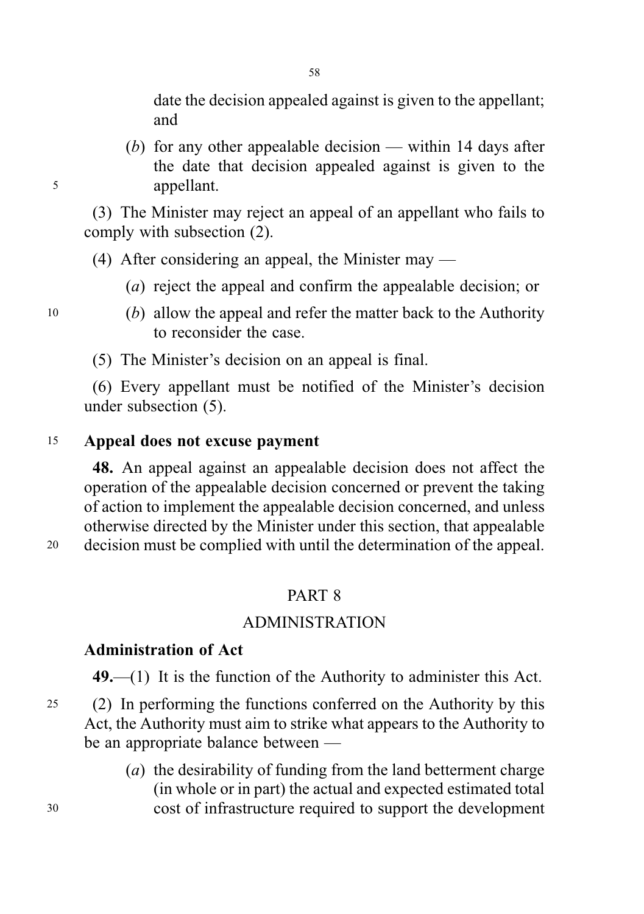date the decision appealed against is given to the appellant; and

(*b*) for any other appealable decision — within 14 days after the date that decision appealed against is given to the appellant.

(3) The Minister may reject an appeal of an appellant who fails to comply with subsection (2).

(4) After considering an appeal, the Minister may —

(*a*) reject the appeal and confirm the appealable decision; or

(*b*) allow the appeal and refer the matter back to the Authority to reconsider the case.

(5) The Minister's decision on an appeal is final.

(6) Every appellant must be notified of the Minister's decision under subsection (5).

**Appeal does not excuse payment**

**48.** An appeal against an appealable decision does not affect the operation of the appealable decision concerned or prevent the taking of action to implement the appealable decision concerned, and unless otherwise directed by the Minister under this section, that appealable decision must be complied with until the determination of the appeal.

## PART 8

## ADMINISTRATION

**Administration of Act**

**49.**—(1) It is the function of the Authority to administer this Act.

(2) In performing the functions conferred on the Authority by this Act, the Authority must aim to strike what appears to the Authority to be an appropriate balance between —

(*a*) the desirability of funding from the land betterment charge (in whole or in part) the actual and expected estimated total cost of infrastructure required to support the development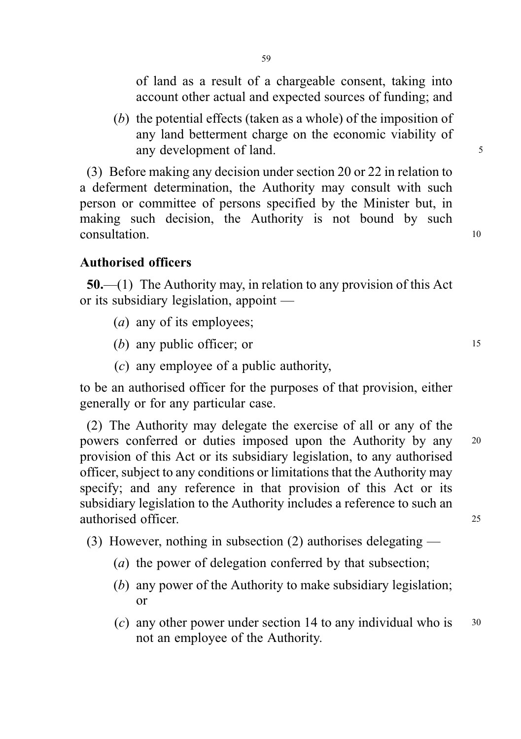of land as a result of a chargeable consent, taking into account other actual and expected sources of funding; and

(*b*) the potential effects (taken as a whole) of the imposition of any land betterment charge on the economic viability of any development of land.

(3) Before making any decision under section 20 or 22 in relation to a deferment determination, the Authority may consult with such person or committee of persons specified by the Minister but, in making such decision, the Authority is not bound by such consultation.

### Authorised officers

**50.**—(1) The Authority may, in relation to any provision of this Act or its subsidiary legislation, appoint —

(*a*) any of its employees;

(*b*) any public officer; or

(*c*) any employee of a public authority,

to be an authorised officer for the purposes of that provision, either generally or for any particular case.

(2) The Authority may delegate the exercise of all or any of the powers conferred or duties imposed upon the Authority by any provision of this Act or its subsidiary legislation, to any authorised officer, subject to any conditions or limitations that the Authority may specify; and any reference in that provision of this Act or its subsidiary legislation to the Authority includes a reference to such an authorised officer.

(3) However, nothing in subsection (2) authorises delegating —

(*a*) the power of delegation conferred by that subsection;

(*b*) any power of the Authority to make subsidiary legislation; or

(*c*) any other power under section 14 to any individual who is not an employee of the Authority.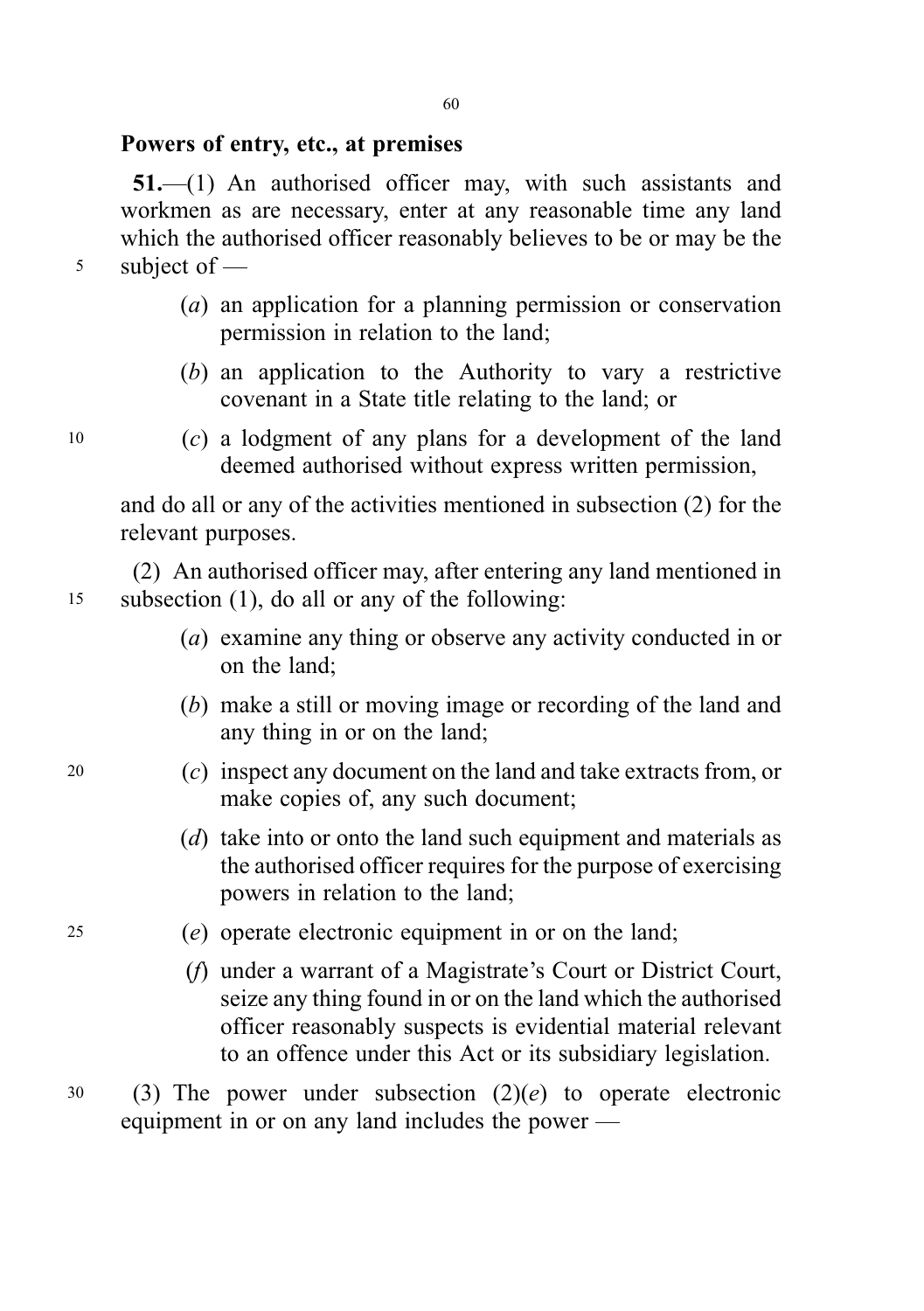**Powers of entry, etc., at premises**

**51.**—(1) An authorised officer may, with such assistants and workmen as are necessary, enter at any reasonable time any land which the authorised officer reasonably believes to be or may be the subject of —

(*a*) an application for a planning permission or conservation permission in relation to the land;

(*b*) an application to the Authority to vary a restrictive covenant in a State title relating to the land; or

(*c*) a lodgment of any plans for a development of the land deemed authorised without express written permission,

and do all or any of the activities mentioned in subsection (2) for the relevant purposes.

(2) An authorised officer may, after entering any land mentioned in subsection (1), do all or any of the following:

(*a*) examine any thing or observe any activity conducted in or on the land;

(*b*) make a still or moving image or recording of the land and any thing in or on the land;

(*c*) inspect any document on the land and take extracts from, or make copies of, any such document;

(*d*) take into or onto the land such equipment and materials as the authorised officer requires for the purpose of exercising powers in relation to the land;

(*e*) operate electronic equipment in or on the land;

(*f*) under a warrant of a Magistrate's Court or District Court, seize any thing found in or on the land which the authorised officer reasonably suspects is evidential material relevant to an offence under this Act or its subsidiary legislation.

(3) The power under subsection (2)(*e*) to operate electronic equipment in or on any land includes the power —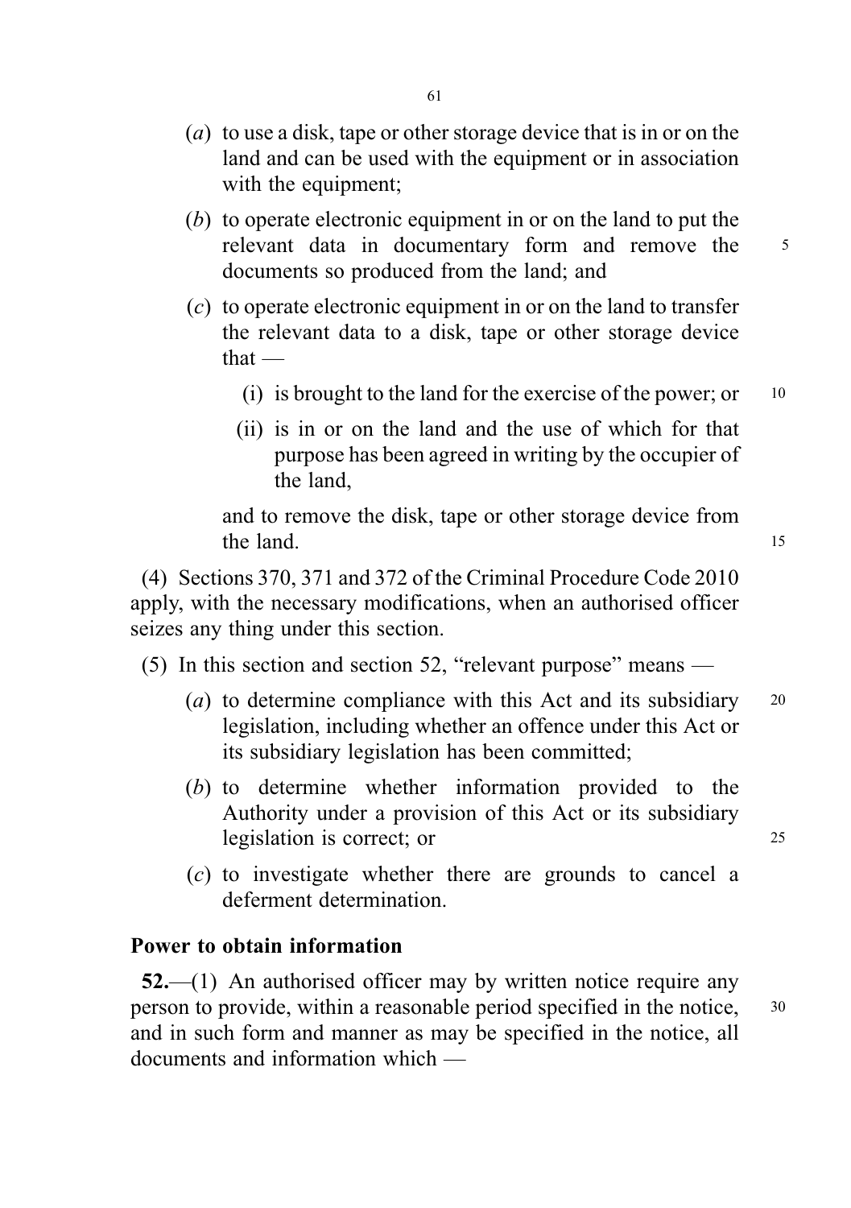(*a*) to use a disk, tape or other storage device that is in or on the land and can be used with the equipment or in association with the equipment;

(*b*) to operate electronic equipment in or on the land to put the relevant data in documentary form and remove the documents so produced from the land; and

(*c*) to operate electronic equipment in or on the land to transfer the relevant data to a disk, tape or other storage device that —

(i) is brought to the land for the exercise of the power; or

(ii) is in or on the land and the use of which for that purpose has been agreed in writing by the occupier of the land,

and to remove the disk, tape or other storage device from the land.

(4) Sections 370, 371 and 372 of the Criminal Procedure Code 2010 apply, with the necessary modifications, when an authorised officer seizes any thing under this section.

(5) In this section and section 52, "relevant purpose" means —

(*a*) to determine compliance with this Act and its subsidiary legislation, including whether an offence under this Act or its subsidiary legislation has been committed;

(*b*) to determine whether information provided to the Authority under a provision of this Act or its subsidiary legislation is correct; or

(*c*) to investigate whether there are grounds to cancel a deferment determination.

**Power to obtain information**

**52.**—(1) An authorised officer may by written notice require any person to provide, within a reasonable period specified in the notice, and in such form and manner as may be specified in the notice, all documents and information which —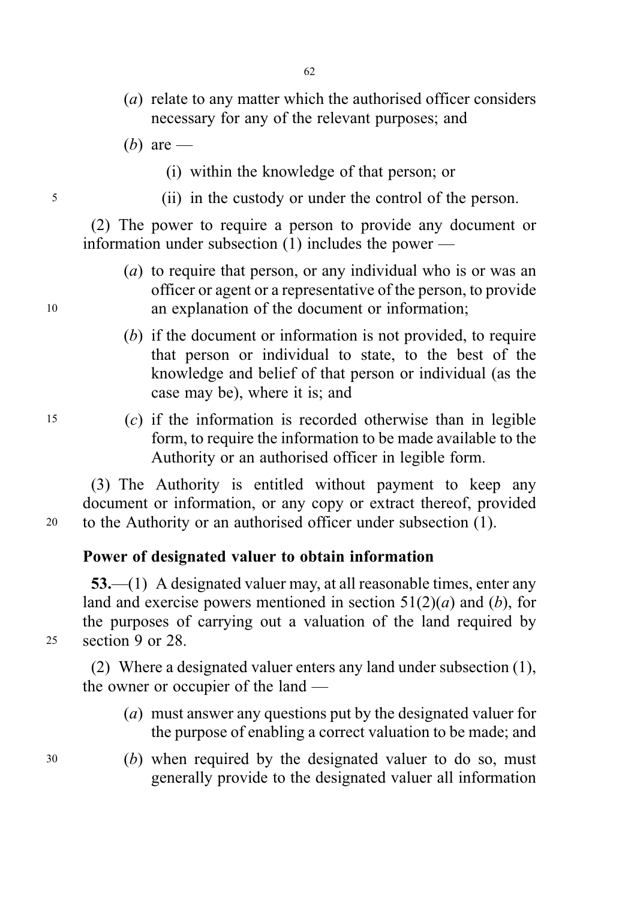(*a*) relate to any matter which the authorised officer considers necessary for any of the relevant purposes; and

(*b*) are —

(i) within the knowledge of that person; or

(ii) in the custody or under the control of the person.

(2) The power to require a person to provide any document or information under subsection (1) includes the power —

(*a*) to require that person, or any individual who is or was an officer or agent or a representative of the person, to provide an explanation of the document or information;

(*b*) if the document or information is not provided, to require that person or individual to state, to the best of the knowledge and belief of that person or individual (as the case may be), where it is; and

(*c*) if the information is recorded otherwise than in legible form, to require the information to be made available to the Authority or an authorised officer in legible form.

(3) The Authority is entitled without payment to keep any document or information, or any copy or extract thereof, provided to the Authority or an authorised officer under subsection (1).

**Power of designated valuer to obtain information**

**53.**—(1) A designated valuer may, at all reasonable times, enter any land and exercise powers mentioned in section 51(2)(*a*) and (*b*), for the purposes of carrying out a valuation of the land required by section 9 or 28.

(2) Where a designated valuer enters any land under subsection (1), the owner or occupier of the land —

(*a*) must answer any questions put by the designated valuer for the purpose of enabling a correct valuation to be made; and

(*b*) when required by the designated valuer to do so, must generally provide to the designated valuer all information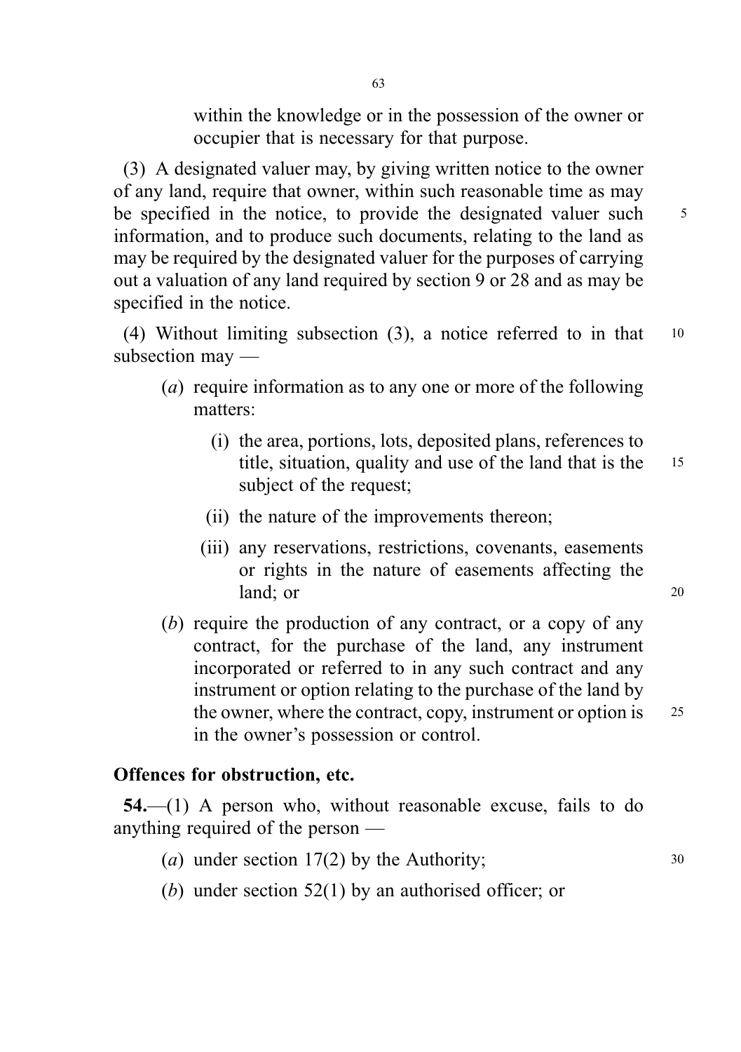within the knowledge or in the possession of the owner or occupier that is necessary for that purpose.

(3) A designated valuer may, by giving written notice to the owner of any land, require that owner, within such reasonable time as may be specified in the notice, to provide the designated valuer such information, and to produce such documents, relating to the land as may be required by the designated valuer for the purposes of carrying out a valuation of any land required by section 9 or 28 and as may be specified in the notice.

(4) Without limiting subsection (3), a notice referred to in that subsection may —

(*a*) require information as to any one or more of the following matters:

(i) the area, portions, lots, deposited plans, references to title, situation, quality and use of the land that is the subject of the request;

(ii) the nature of the improvements thereon;

(iii) any reservations, restrictions, covenants, easements or rights in the nature of easements affecting the land; or

(*b*) require the production of any contract, or a copy of any contract, for the purchase of the land, any instrument incorporated or referred to in any such contract and any instrument or option relating to the purchase of the land by the owner, where the contract, copy, instrument or option is in the owner's possession or control.

**Offences for obstruction, etc.**

**54.**—(1) A person who, without reasonable excuse, fails to do anything required of the person —

(*a*) under section 17(2) by the Authority;

(*b*) under section 52(1) by an authorised officer; or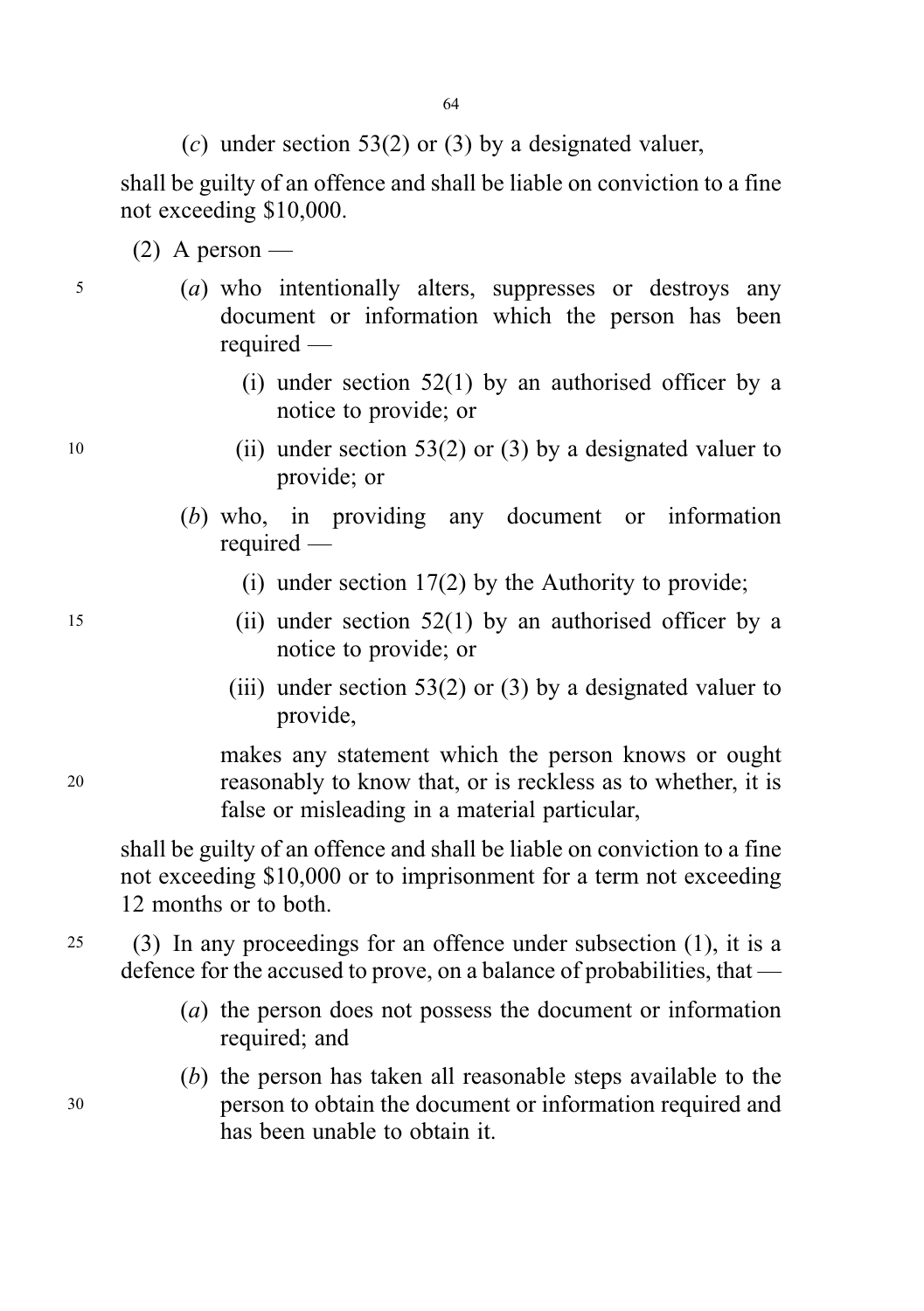(*c*) under section 53(2) or (3) by a designated valuer,

shall be guilty of an offence and shall be liable on conviction to a fine not exceeding $10,000.

(2) A person —

(*a*) who intentionally alters, suppresses or destroys any document or information which the person has been required —

(i) under section 52(1) by an authorised officer by a notice to provide; or

(ii) under section 53(2) or (3) by a designated valuer to provide; or

(*b*) who, in providing any document or information required —

(i) under section 17(2) by the Authority to provide;

(ii) under section 52(1) by an authorised officer by a notice to provide; or

(iii) under section 53(2) or (3) by a designated valuer to provide,

makes any statement which the person knows or ought reasonably to know that, or is reckless as to whether, it is false or misleading in a material particular,

shall be guilty of an offence and shall be liable on conviction to a fine not exceeding $10,000 or to imprisonment for a term not exceeding 12 months or to both.

(3) In any proceedings for an offence under subsection (1), it is a defence for the accused to prove, on a balance of probabilities, that —

(*a*) the person does not possess the document or information required; and

(*b*) the person has taken all reasonable steps available to the person to obtain the document or information required and has been unable to obtain it.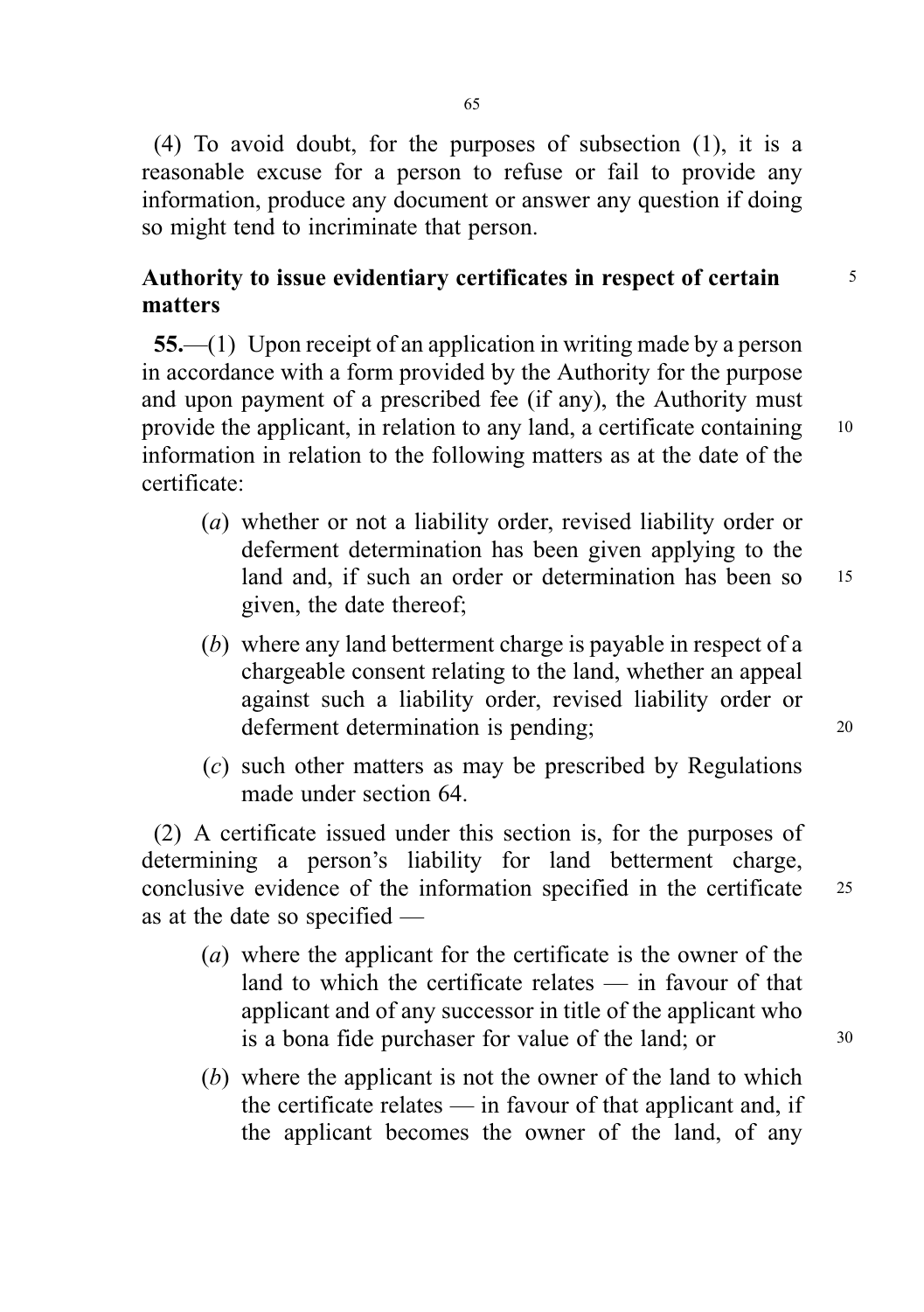(4) To avoid doubt, for the purposes of subsection (1), it is a reasonable excuse for a person to refuse or fail to provide any information, produce any document or answer any question if doing so might tend to incriminate that person.

**Authority to issue evidentiary certificates in respect of certain matters**

**55.**—(1) Upon receipt of an application in writing made by a person in accordance with a form provided by the Authority for the purpose and upon payment of a prescribed fee (if any), the Authority must provide the applicant, in relation to any land, a certificate containing information in relation to the following matters as at the date of the certificate:

- (*a*) whether or not a liability order, revised liability order or deferment determination has been given applying to the land and, if such an order or determination has been so given, the date thereof;
- (*b*) where any land betterment charge is payable in respect of a chargeable consent relating to the land, whether an appeal against such a liability order, revised liability order or deferment determination is pending;
- (*c*) such other matters as may be prescribed by Regulations made under section 64.

(2) A certificate issued under this section is, for the purposes of determining a person's liability for land betterment charge, conclusive evidence of the information specified in the certificate as at the date so specified —

- (*a*) where the applicant for the certificate is the owner of the land to which the certificate relates — in favour of that applicant and of any successor in title of the applicant who is a bona fide purchaser for value of the land; or
- (*b*) where the applicant is not the owner of the land to which the certificate relates — in favour of that applicant and, if the applicant becomes the owner of the land, of any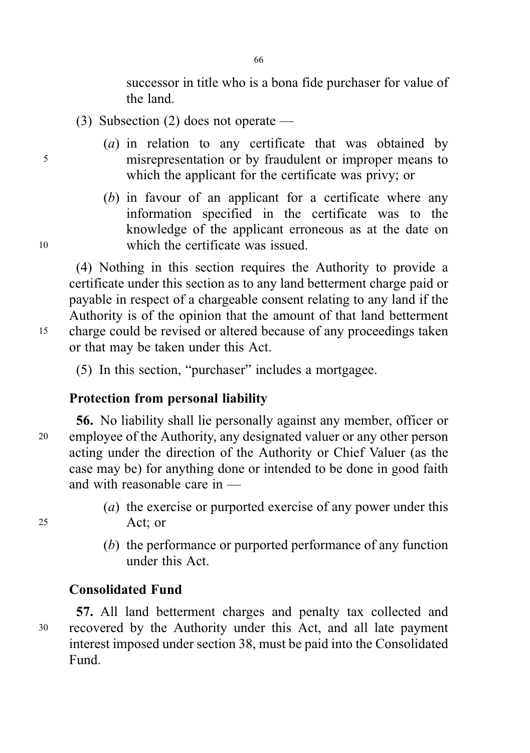successor in title who is a bona fide purchaser for value of the land.

(3) Subsection (2) does not operate —

(*a*) in relation to any certificate that was obtained by misrepresentation or by fraudulent or improper means to which the applicant for the certificate was privy; or

(*b*) in favour of an applicant for a certificate where any information specified in the certificate was to the knowledge of the applicant erroneous as at the date on which the certificate was issued.

(4) Nothing in this section requires the Authority to provide a certificate under this section as to any land betterment charge paid or payable in respect of a chargeable consent relating to any land if the Authority is of the opinion that the amount of that land betterment charge could be revised or altered because of any proceedings taken or that may be taken under this Act.

(5) In this section, "purchaser" includes a mortgagee.

### Protection from personal liability

**56.** No liability shall lie personally against any member, officer or employee of the Authority, any designated valuer or any other person acting under the direction of the Authority or Chief Valuer (as the case may be) for anything done or intended to be done in good faith and with reasonable care in —

(*a*) the exercise or purported exercise of any power under this Act; or

(*b*) the performance or purported performance of any function under this Act.

### Consolidated Fund

**57.** All land betterment charges and penalty tax collected and recovered by the Authority under this Act, and all late payment interest imposed under section 38, must be paid into the Consolidated Fund.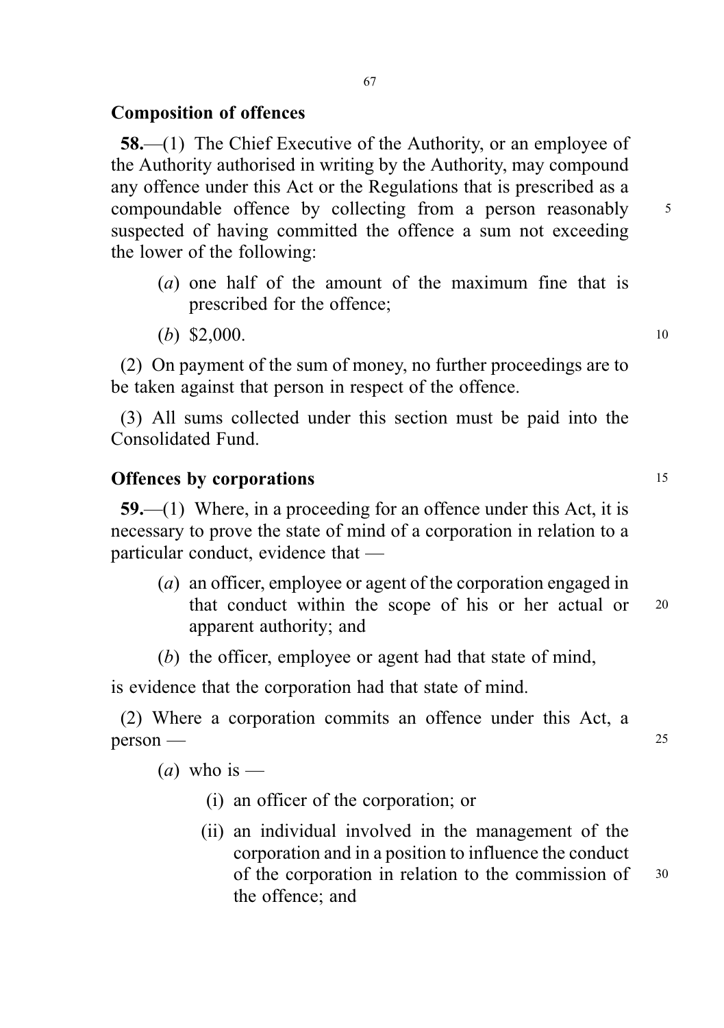## Composition of offences

**58.**—(1) The Chief Executive of the Authority, or an employee of the Authority authorised in writing by the Authority, may compound any offence under this Act or the Regulations that is prescribed as a compoundable offence by collecting from a person reasonably suspected of having committed the offence a sum not exceeding the lower of the following:

- (*a*) one half of the amount of the maximum fine that is prescribed for the offence;
- (*b*) $2,000.

(2) On payment of the sum of money, no further proceedings are to be taken against that person in respect of the offence.

(3) All sums collected under this section must be paid into the Consolidated Fund.

## Offences by corporations

**59.**—(1) Where, in a proceeding for an offence under this Act, it is necessary to prove the state of mind of a corporation in relation to a particular conduct, evidence that —

- (*a*) an officer, employee or agent of the corporation engaged in that conduct within the scope of his or her actual or apparent authority; and
- (*b*) the officer, employee or agent had that state of mind,

is evidence that the corporation had that state of mind.

(2) Where a corporation commits an offence under this Act, a person —

- (*a*) who is —
  - (i) an officer of the corporation; or
  - (ii) an individual involved in the management of the corporation and in a position to influence the conduct of the corporation in relation to the commission of the offence; and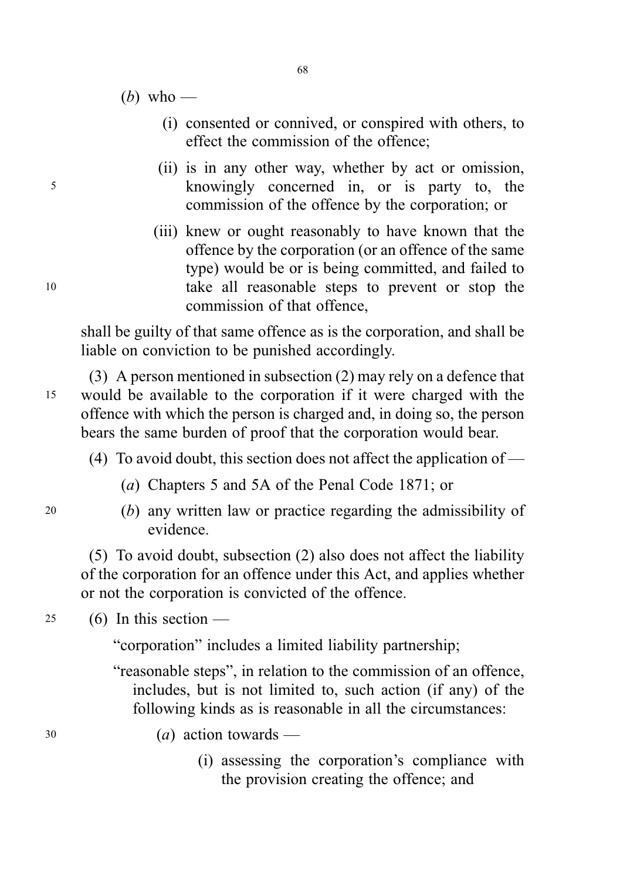(*b*) who —

(i) consented or connived, or conspired with others, to effect the commission of the offence;

(ii) is in any other way, whether by act or omission, knowingly concerned in, or is party to, the commission of the offence by the corporation; or

(iii) knew or ought reasonably to have known that the offence by the corporation (or an offence of the same type) would be or is being committed, and failed to take all reasonable steps to prevent or stop the commission of that offence,

shall be guilty of that same offence as is the corporation, and shall be liable on conviction to be punished accordingly.

(3) A person mentioned in subsection (2) may rely on a defence that would be available to the corporation if it were charged with the offence with which the person is charged and, in doing so, the person bears the same burden of proof that the corporation would bear.

(4) To avoid doubt, this section does not affect the application of —

(*a*) Chapters 5 and 5A of the Penal Code 1871; or

(*b*) any written law or practice regarding the admissibility of evidence.

(5) To avoid doubt, subsection (2) also does not affect the liability of the corporation for an offence under this Act, and applies whether or not the corporation is convicted of the offence.

(6) In this section —

"corporation" includes a limited liability partnership;

"reasonable steps", in relation to the commission of an offence, includes, but is not limited to, such action (if any) of the following kinds as is reasonable in all the circumstances:

(*a*) action towards —

(i) assessing the corporation's compliance with the provision creating the offence; and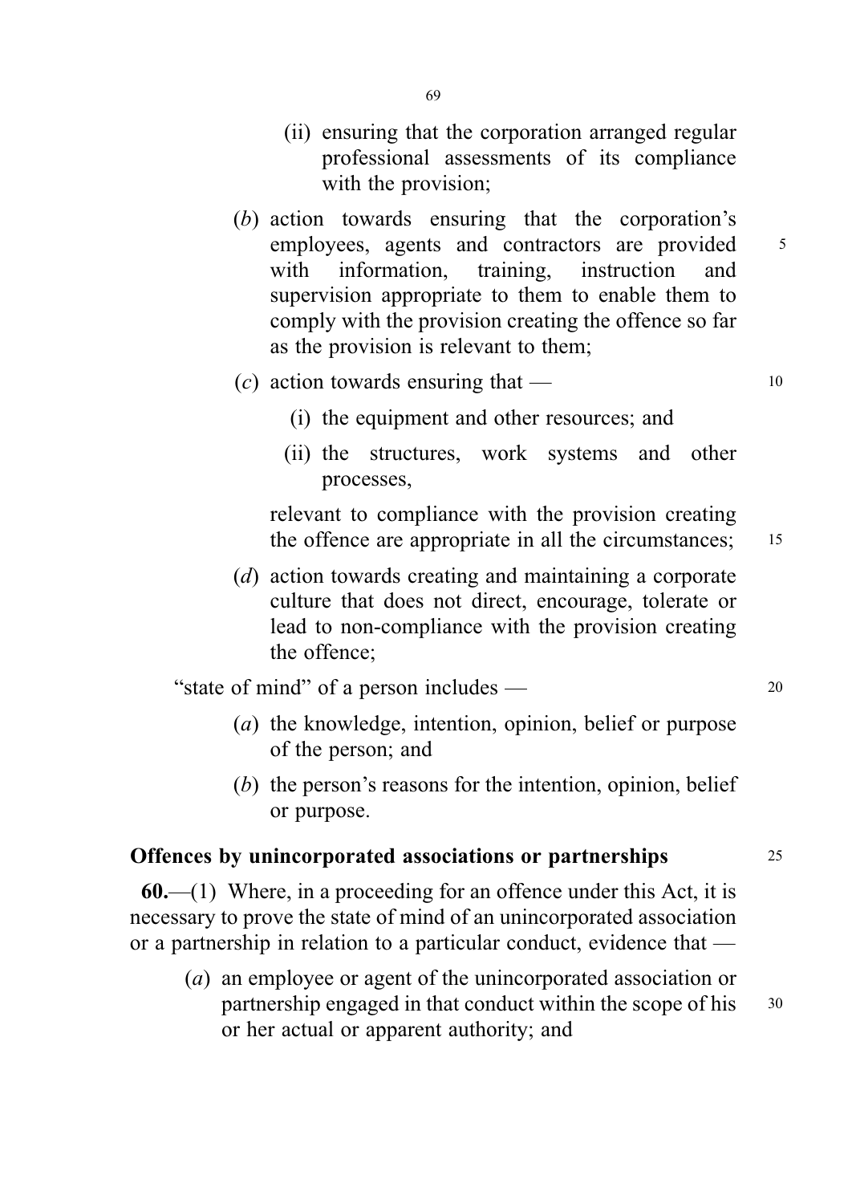(ii) ensuring that the corporation arranged regular professional assessments of its compliance with the provision;

(*b*) action towards ensuring that the corporation's employees, agents and contractors are provided with information, training, instruction and supervision appropriate to them to enable them to comply with the provision creating the offence so far as the provision is relevant to them;

(*c*) action towards ensuring that —

(i) the equipment and other resources; and

(ii) the structures, work systems and other processes,

relevant to compliance with the provision creating the offence are appropriate in all the circumstances;

(*d*) action towards creating and maintaining a corporate culture that does not direct, encourage, tolerate or lead to non-compliance with the provision creating the offence;

"state of mind" of a person includes —

(*a*) the knowledge, intention, opinion, belief or purpose of the person; and

(*b*) the person's reasons for the intention, opinion, belief or purpose.

**Offences by unincorporated associations or partnerships**

**60.**—(1) Where, in a proceeding for an offence under this Act, it is necessary to prove the state of mind of an unincorporated association or a partnership in relation to a particular conduct, evidence that —

(*a*) an employee or agent of the unincorporated association or partnership engaged in that conduct within the scope of his or her actual or apparent authority; and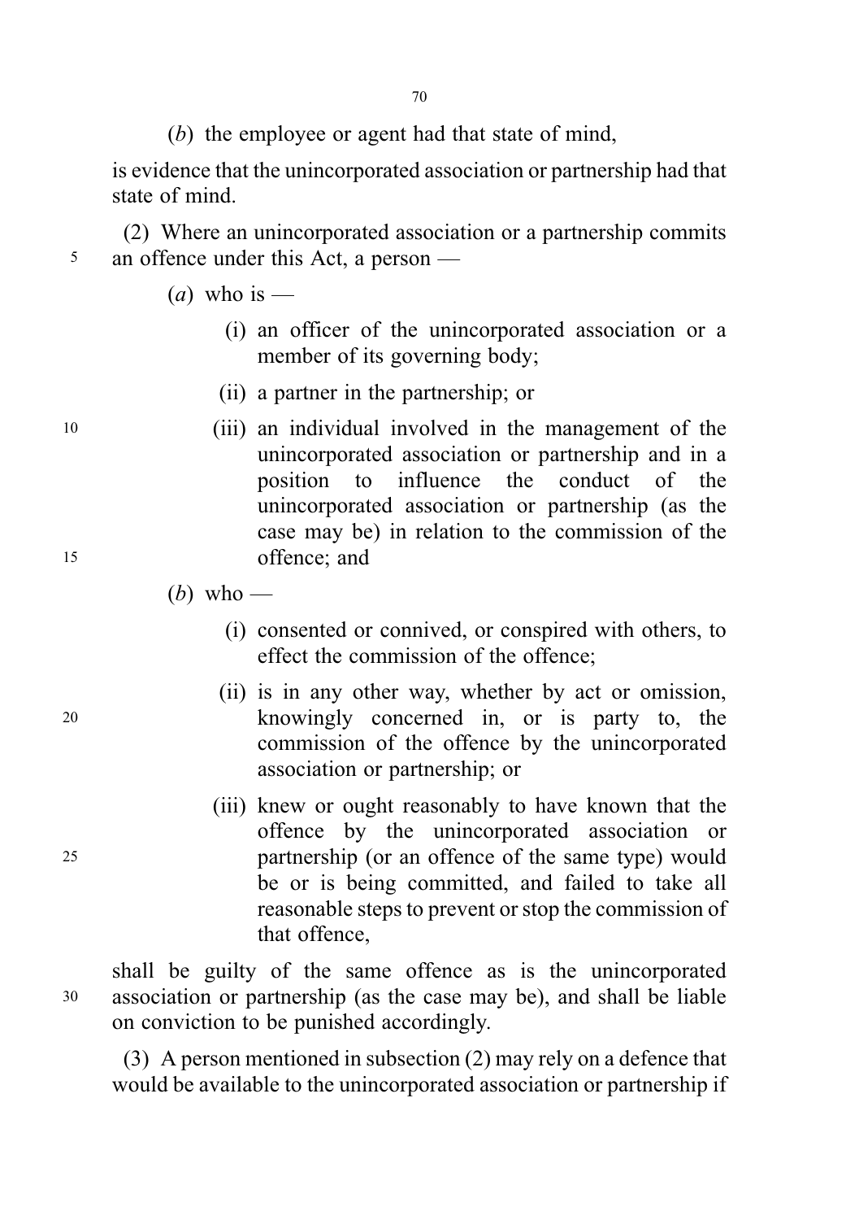(*b*) the employee or agent had that state of mind,

is evidence that the unincorporated association or partnership had that state of mind.

(2) Where an unincorporated association or a partnership commits an offence under this Act, a person —

(*a*) who is —

(i) an officer of the unincorporated association or a member of its governing body;

(ii) a partner in the partnership; or

(iii) an individual involved in the management of the unincorporated association or partnership and in a position to influence the conduct of the unincorporated association or partnership (as the case may be) in relation to the commission of the offence; and

(*b*) who —

(i) consented or connived, or conspired with others, to effect the commission of the offence;

(ii) is in any other way, whether by act or omission, knowingly concerned in, or is party to, the commission of the offence by the unincorporated association or partnership; or

(iii) knew or ought reasonably to have known that the offence by the unincorporated association or partnership (or an offence of the same type) would be or is being committed, and failed to take all reasonable steps to prevent or stop the commission of that offence,

shall be guilty of the same offence as is the unincorporated association or partnership (as the case may be), and shall be liable on conviction to be punished accordingly.

(3) A person mentioned in subsection (2) may rely on a defence that would be available to the unincorporated association or partnership if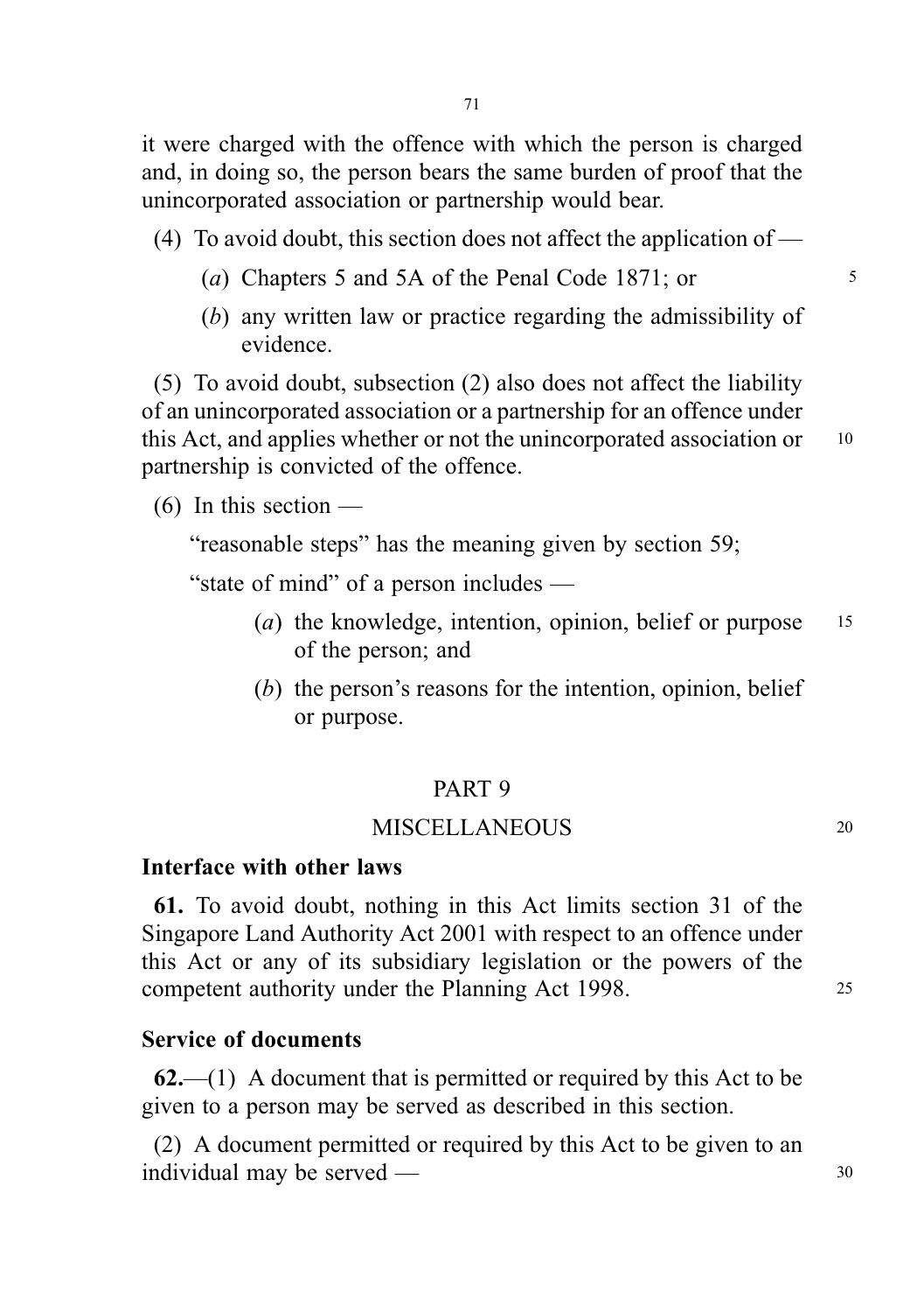it were charged with the offence with which the person is charged and, in doing so, the person bears the same burden of proof that the unincorporated association or partnership would bear.

(4) To avoid doubt, this section does not affect the application of —

(*a*) Chapters 5 and 5A of the Penal Code 1871; or

(*b*) any written law or practice regarding the admissibility of evidence.

(5) To avoid doubt, subsection (2) also does not affect the liability of an unincorporated association or a partnership for an offence under this Act, and applies whether or not the unincorporated association or partnership is convicted of the offence.

(6) In this section —

"reasonable steps" has the meaning given by section 59;

"state of mind" of a person includes —

(*a*) the knowledge, intention, opinion, belief or purpose of the person; and

(*b*) the person's reasons for the intention, opinion, belief or purpose.

## PART 9

## MISCELLANEOUS

### Interface with other laws

**61.** To avoid doubt, nothing in this Act limits section 31 of the Singapore Land Authority Act 2001 with respect to an offence under this Act or any of its subsidiary legislation or the powers of the competent authority under the Planning Act 1998.

### Service of documents

**62.**—(1) A document that is permitted or required by this Act to be given to a person may be served as described in this section.

(2) A document permitted or required by this Act to be given to an individual may be served —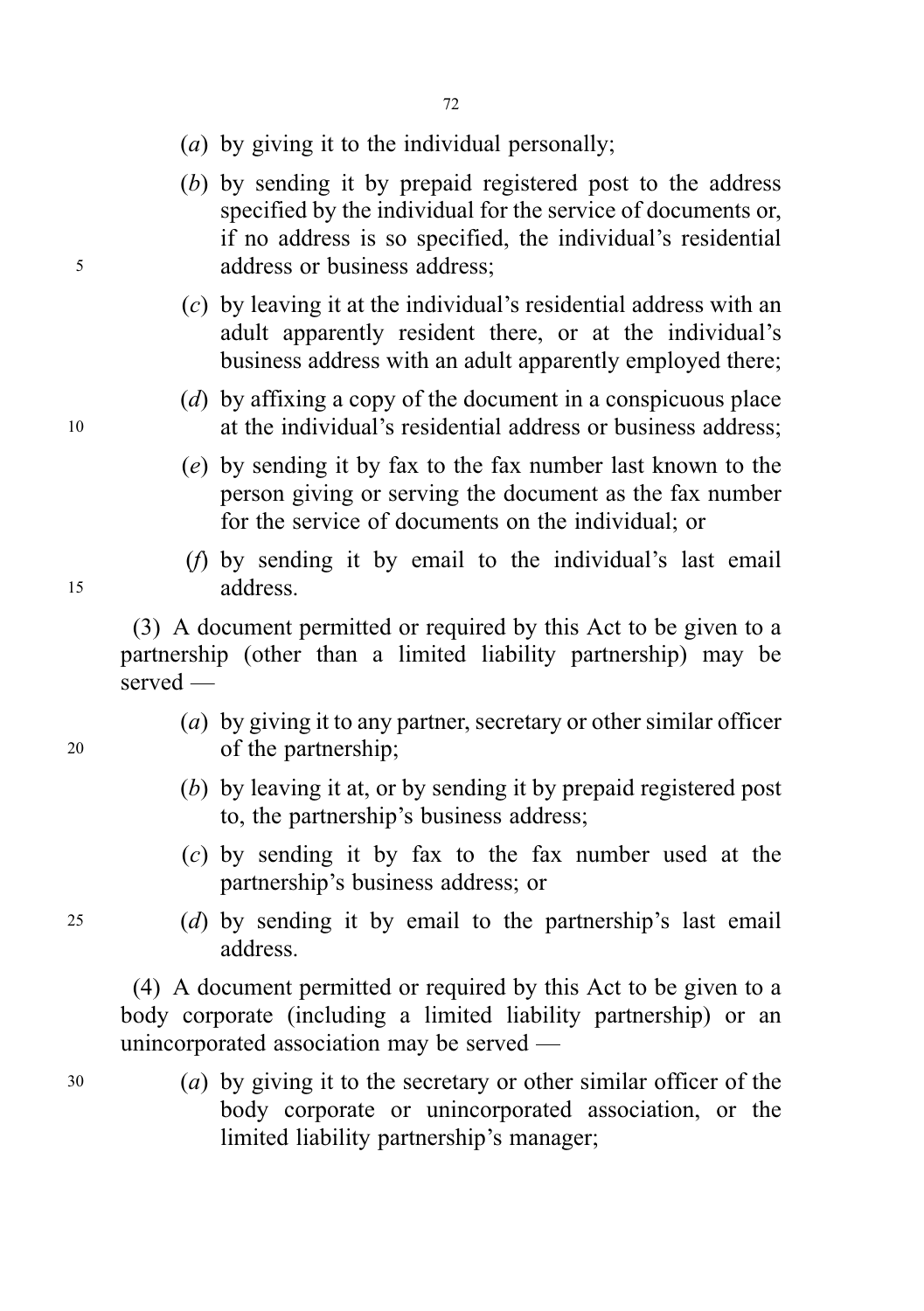(*a*) by giving it to the individual personally;

(*b*) by sending it by prepaid registered post to the address specified by the individual for the service of documents or, if no address is so specified, the individual's residential address or business address;

(*c*) by leaving it at the individual's residential address with an adult apparently resident there, or at the individual's business address with an adult apparently employed there;

(*d*) by affixing a copy of the document in a conspicuous place at the individual's residential address or business address;

(*e*) by sending it by fax to the fax number last known to the person giving or serving the document as the fax number for the service of documents on the individual; or

(*f*) by sending it by email to the individual's last email address.

(3) A document permitted or required by this Act to be given to a partnership (other than a limited liability partnership) may be served —

(*a*) by giving it to any partner, secretary or other similar officer of the partnership;

(*b*) by leaving it at, or by sending it by prepaid registered post to, the partnership's business address;

(*c*) by sending it by fax to the fax number used at the partnership's business address; or

(*d*) by sending it by email to the partnership's last email address.

(4) A document permitted or required by this Act to be given to a body corporate (including a limited liability partnership) or an unincorporated association may be served —

(*a*) by giving it to the secretary or other similar officer of the body corporate or unincorporated association, or the limited liability partnership's manager;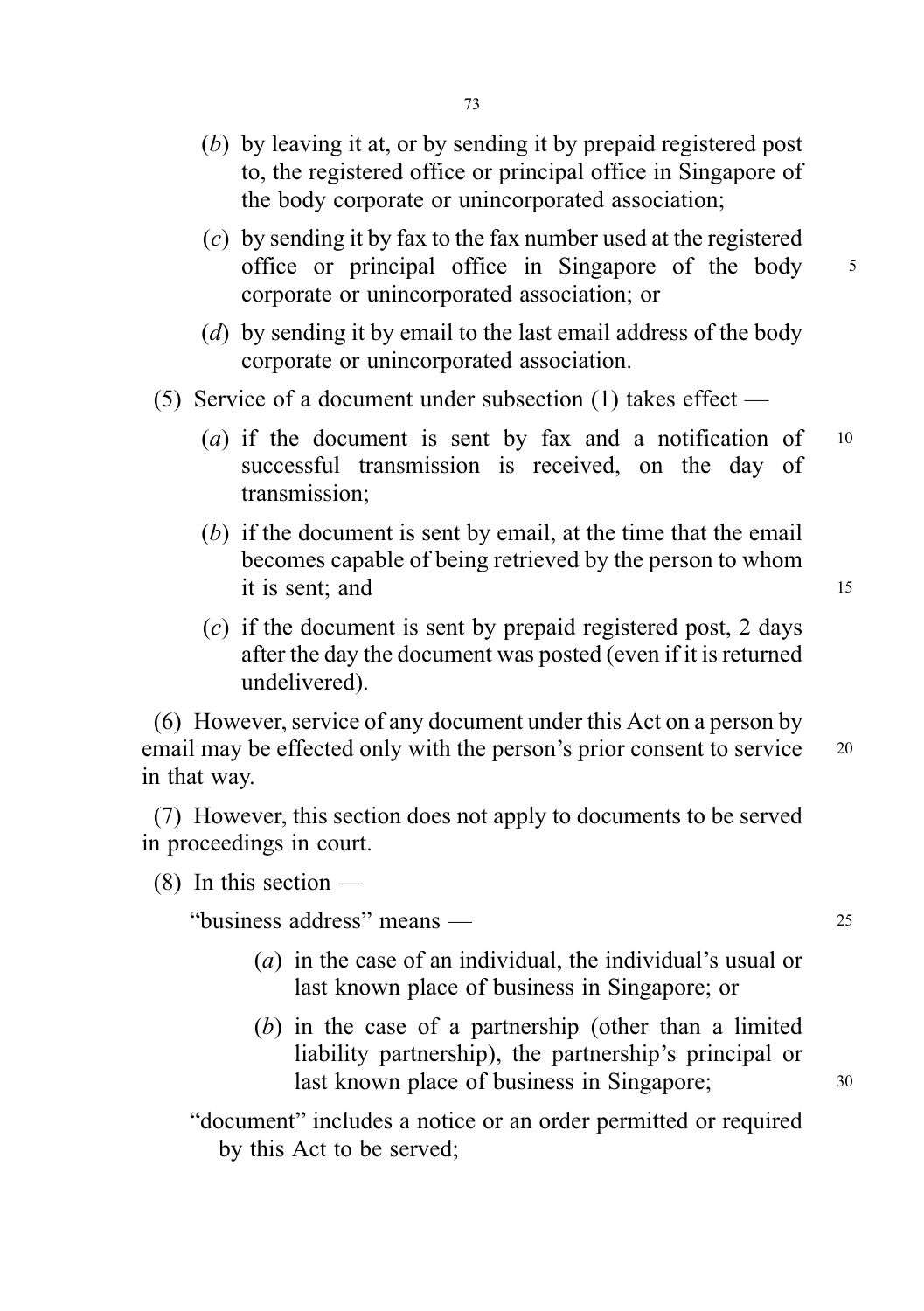(*b*) by leaving it at, or by sending it by prepaid registered post to, the registered office or principal office in Singapore of the body corporate or unincorporated association;

(*c*) by sending it by fax to the fax number used at the registered office or principal office in Singapore of the body corporate or unincorporated association; or

(*d*) by sending it by email to the last email address of the body corporate or unincorporated association.

(5) Service of a document under subsection (1) takes effect —

(*a*) if the document is sent by fax and a notification of successful transmission is received, on the day of transmission;

(*b*) if the document is sent by email, at the time that the email becomes capable of being retrieved by the person to whom it is sent; and

(*c*) if the document is sent by prepaid registered post, 2 days after the day the document was posted (even if it is returned undelivered).

(6) However, service of any document under this Act on a person by email may be effected only with the person's prior consent to service in that way.

(7) However, this section does not apply to documents to be served in proceedings in court.

(8) In this section —

"business address" means —

(*a*) in the case of an individual, the individual's usual or last known place of business in Singapore; or

(*b*) in the case of a partnership (other than a limited liability partnership), the partnership's principal or last known place of business in Singapore;

"document" includes a notice or an order permitted or required by this Act to be served;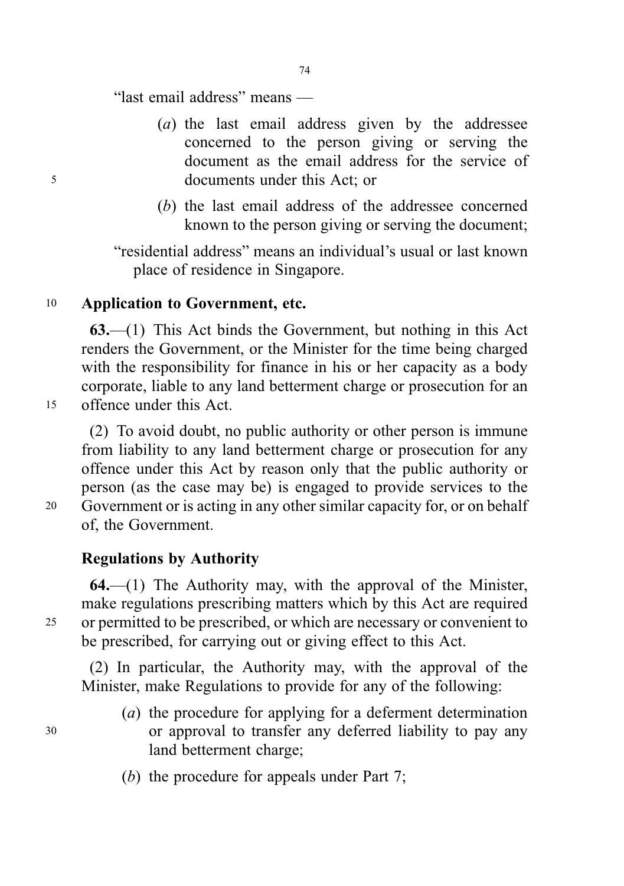"last email address" means —

(*a*) the last email address given by the addressee concerned to the person giving or serving the document as the email address for the service of documents under this Act; or

(*b*) the last email address of the addressee concerned known to the person giving or serving the document;

"residential address" means an individual's usual or last known place of residence in Singapore.

### Application to Government, etc.

**63.**—(1) This Act binds the Government, but nothing in this Act renders the Government, or the Minister for the time being charged with the responsibility for finance in his or her capacity as a body corporate, liable to any land betterment charge or prosecution for an offence under this Act.

(2) To avoid doubt, no public authority or other person is immune from liability to any land betterment charge or prosecution for any offence under this Act by reason only that the public authority or person (as the case may be) is engaged to provide services to the Government or is acting in any other similar capacity for, or on behalf of, the Government.

### Regulations by Authority

**64.**—(1) The Authority may, with the approval of the Minister, make regulations prescribing matters which by this Act are required or permitted to be prescribed, or which are necessary or convenient to be prescribed, for carrying out or giving effect to this Act.

(2) In particular, the Authority may, with the approval of the Minister, make Regulations to provide for any of the following:

(*a*) the procedure for applying for a deferment determination or approval to transfer any deferred liability to pay any land betterment charge;

(*b*) the procedure for appeals under Part 7;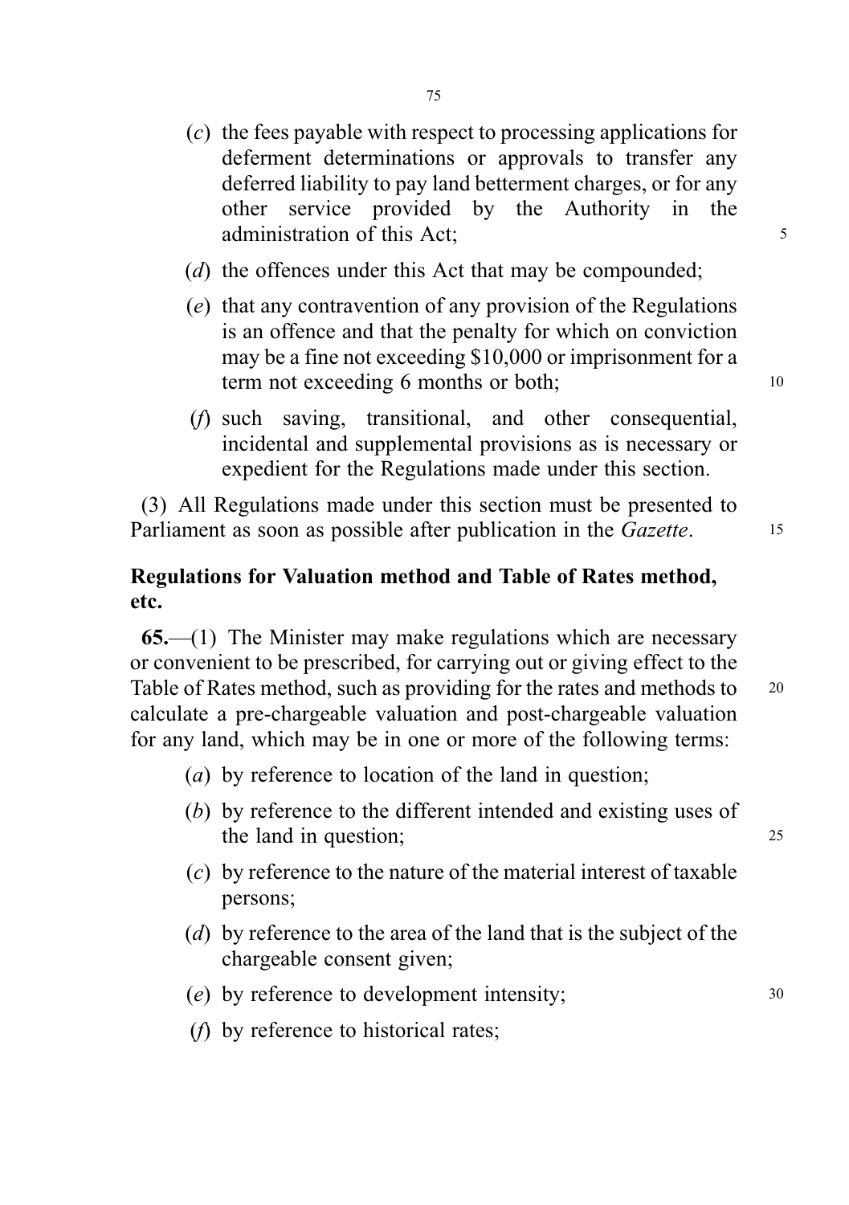(*c*) the fees payable with respect to processing applications for deferment determinations or approvals to transfer any deferred liability to pay land betterment charges, or for any other service provided by the Authority in the administration of this Act;

(*d*) the offences under this Act that may be compounded;

(*e*) that any contravention of any provision of the Regulations is an offence and that the penalty for which on conviction may be a fine not exceeding $10,000 or imprisonment for a term not exceeding 6 months or both;

(*f*) such saving, transitional, and other consequential, incidental and supplemental provisions as is necessary or expedient for the Regulations made under this section.

(3) All Regulations made under this section must be presented to Parliament as soon as possible after publication in the *Gazette*.

**Regulations for Valuation method and Table of Rates method, etc.**

**65.**—(1) The Minister may make regulations which are necessary or convenient to be prescribed, for carrying out or giving effect to the Table of Rates method, such as providing for the rates and methods to calculate a pre-chargeable valuation and post-chargeable valuation for any land, which may be in one or more of the following terms:

(*a*) by reference to location of the land in question;

(*b*) by reference to the different intended and existing uses of the land in question;

(*c*) by reference to the nature of the material interest of taxable persons;

(*d*) by reference to the area of the land that is the subject of the chargeable consent given;

(*e*) by reference to development intensity;

(*f*) by reference to historical rates;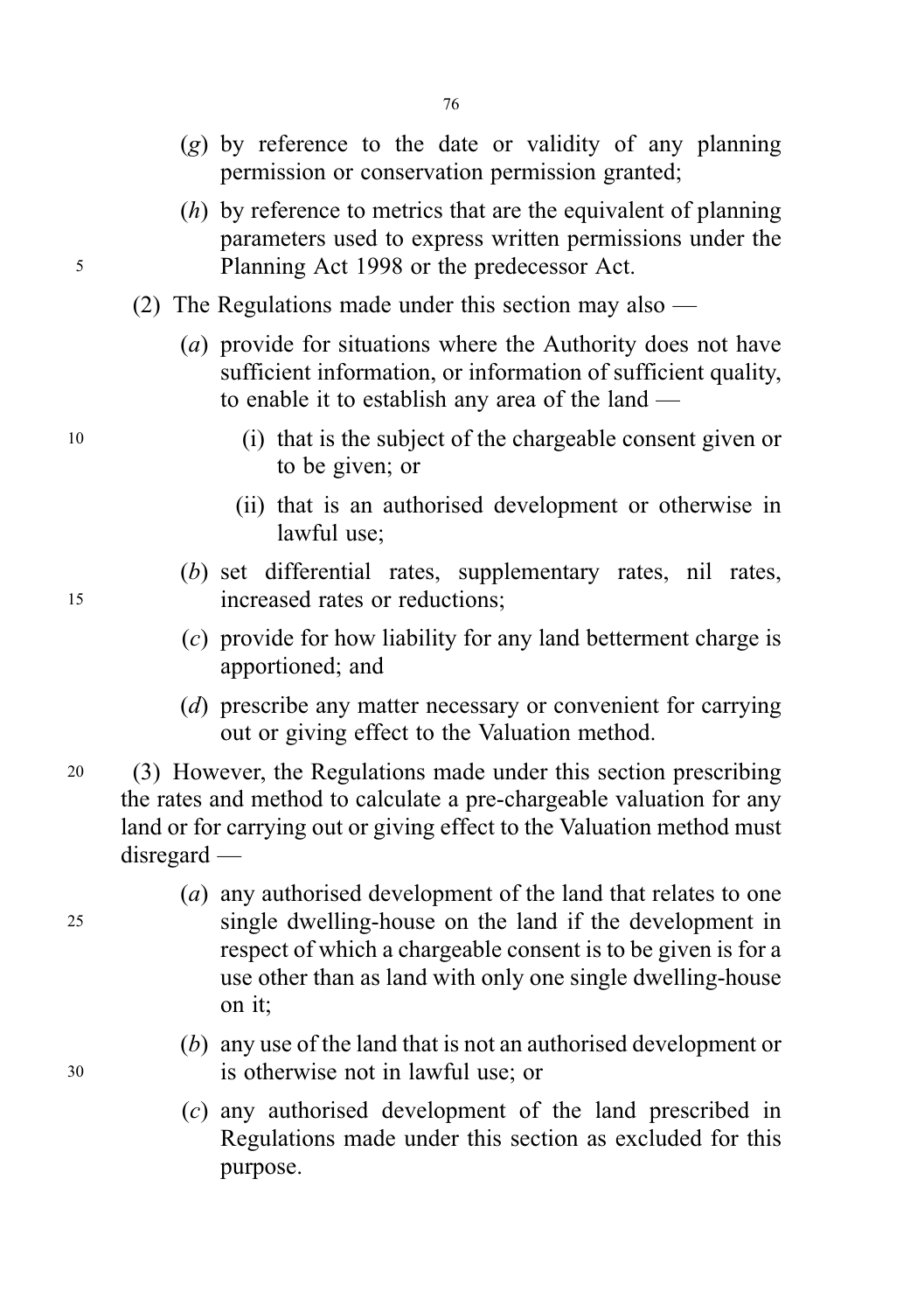(*g*) by reference to the date or validity of any planning permission or conservation permission granted;

(*h*) by reference to metrics that are the equivalent of planning parameters used to express written permissions under the Planning Act 1998 or the predecessor Act.

(2) The Regulations made under this section may also —

(*a*) provide for situations where the Authority does not have sufficient information, or information of sufficient quality, to enable it to establish any area of the land —

(i) that is the subject of the chargeable consent given or to be given; or

(ii) that is an authorised development or otherwise in lawful use;

(*b*) set differential rates, supplementary rates, nil rates, increased rates or reductions;

(*c*) provide for how liability for any land betterment charge is apportioned; and

(*d*) prescribe any matter necessary or convenient for carrying out or giving effect to the Valuation method.

(3) However, the Regulations made under this section prescribing the rates and method to calculate a pre-chargeable valuation for any land or for carrying out or giving effect to the Valuation method must disregard —

(*a*) any authorised development of the land that relates to one single dwelling-house on the land if the development in respect of which a chargeable consent is to be given is for a use other than as land with only one single dwelling-house on it;

(*b*) any use of the land that is not an authorised development or is otherwise not in lawful use; or

(*c*) any authorised development of the land prescribed in Regulations made under this section as excluded for this purpose.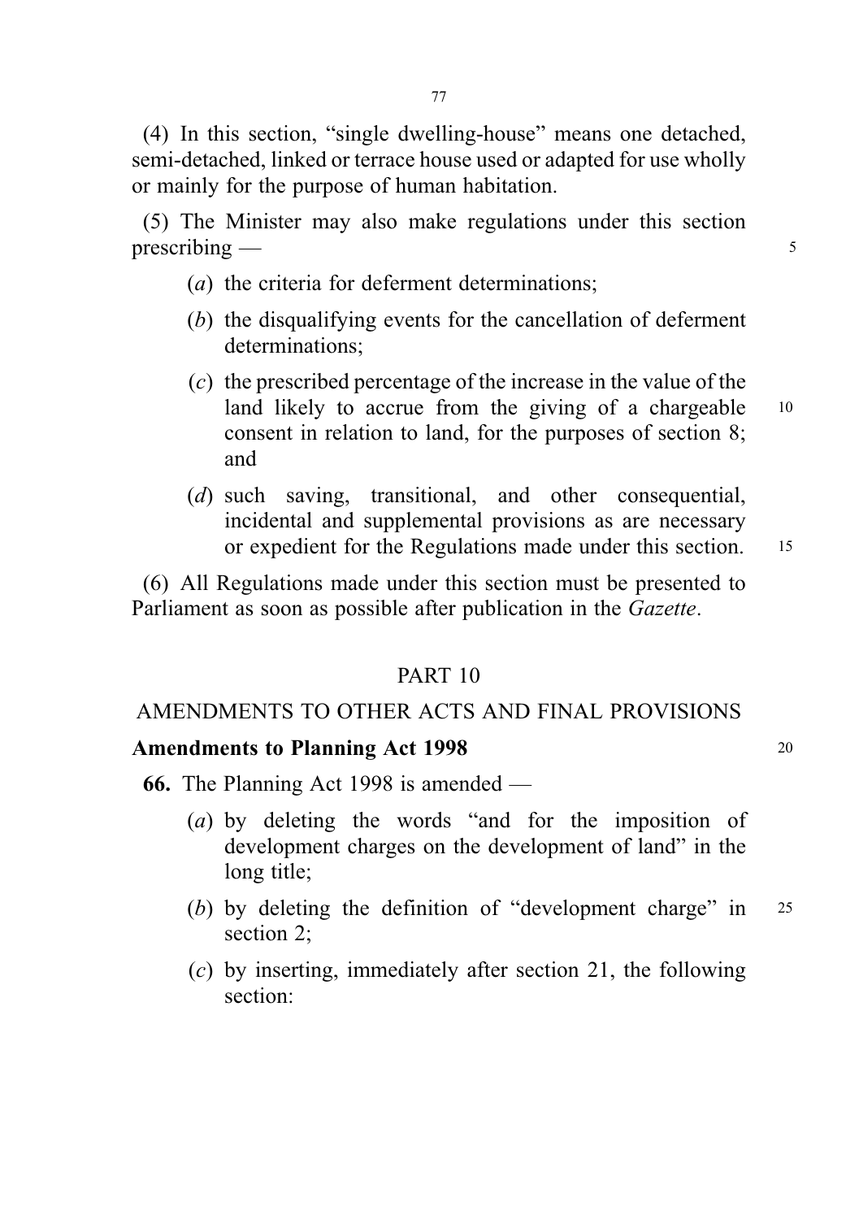(4) In this section, "single dwelling-house" means one detached, semi-detached, linked or terrace house used or adapted for use wholly or mainly for the purpose of human habitation.

(5) The Minister may also make regulations under this section prescribing —

- (*a*) the criteria for deferment determinations;
- (*b*) the disqualifying events for the cancellation of deferment determinations;
- (*c*) the prescribed percentage of the increase in the value of the land likely to accrue from the giving of a chargeable consent in relation to land, for the purposes of section 8; and
- (*d*) such saving, transitional, and other consequential, incidental and supplemental provisions as are necessary or expedient for the Regulations made under this section.

(6) All Regulations made under this section must be presented to Parliament as soon as possible after publication in the *Gazette*.

## PART 10

## AMENDMENTS TO OTHER ACTS AND FINAL PROVISIONS

### Amendments to Planning Act 1998

**66.** The Planning Act 1998 is amended —

- (*a*) by deleting the words "and for the imposition of development charges on the development of land" in the long title;
- (*b*) by deleting the definition of "development charge" in section 2;
- (*c*) by inserting, immediately after section 21, the following section: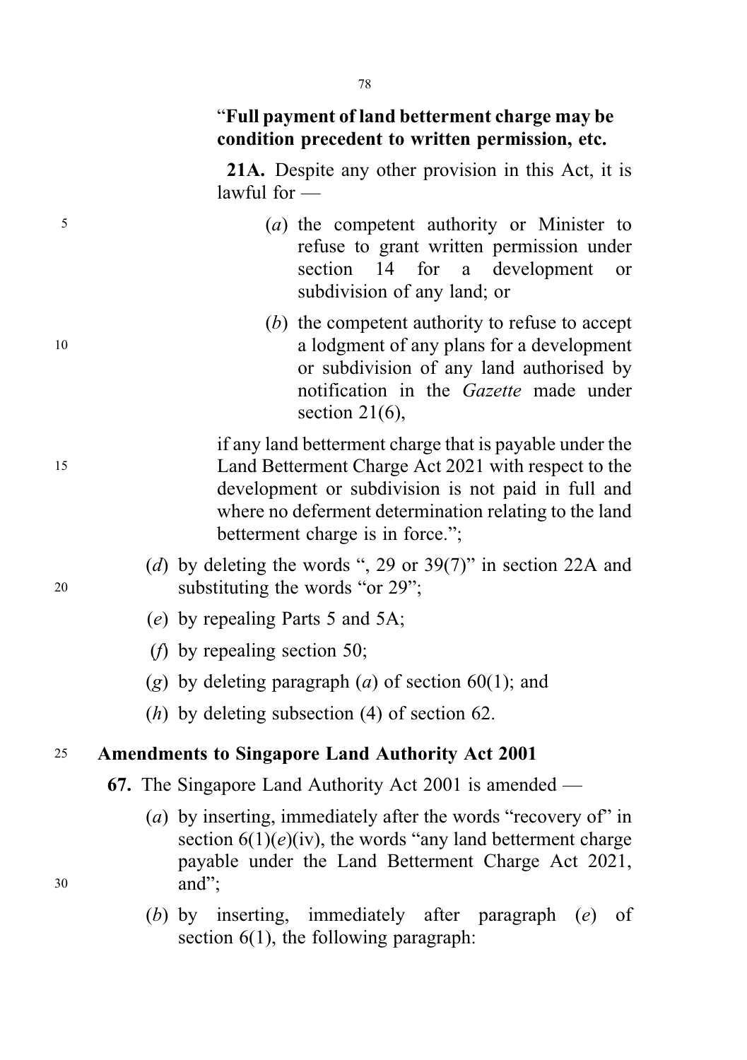"**Full payment of land betterment charge may be condition precedent to written permission, etc.**

**21A.** Despite any other provision in this Act, it is lawful for —

(*a*) the competent authority or Minister to refuse to grant written permission under section 14 for a development or subdivision of any land; or

(*b*) the competent authority to refuse to accept a lodgment of any plans for a development or subdivision of any land authorised by notification in the *Gazette* made under section 21(6),

if any land betterment charge that is payable under the Land Betterment Charge Act 2021 with respect to the development or subdivision is not paid in full and where no deferment determination relating to the land betterment charge is in force.";

(*d*) by deleting the words ", 29 or 39(7)" in section 22A and substituting the words "or 29";

(*e*) by repealing Parts 5 and 5A;

(*f*) by repealing section 50;

(*g*) by deleting paragraph (*a*) of section 60(1); and

(*h*) by deleting subsection (4) of section 62.

**Amendments to Singapore Land Authority Act 2001**

**67.** The Singapore Land Authority Act 2001 is amended —

(*a*) by inserting, immediately after the words "recovery of" in section 6(1)(*e*)(iv), the words "any land betterment charge payable under the Land Betterment Charge Act 2021, and";

(*b*) by inserting, immediately after paragraph (*e*) of section 6(1), the following paragraph: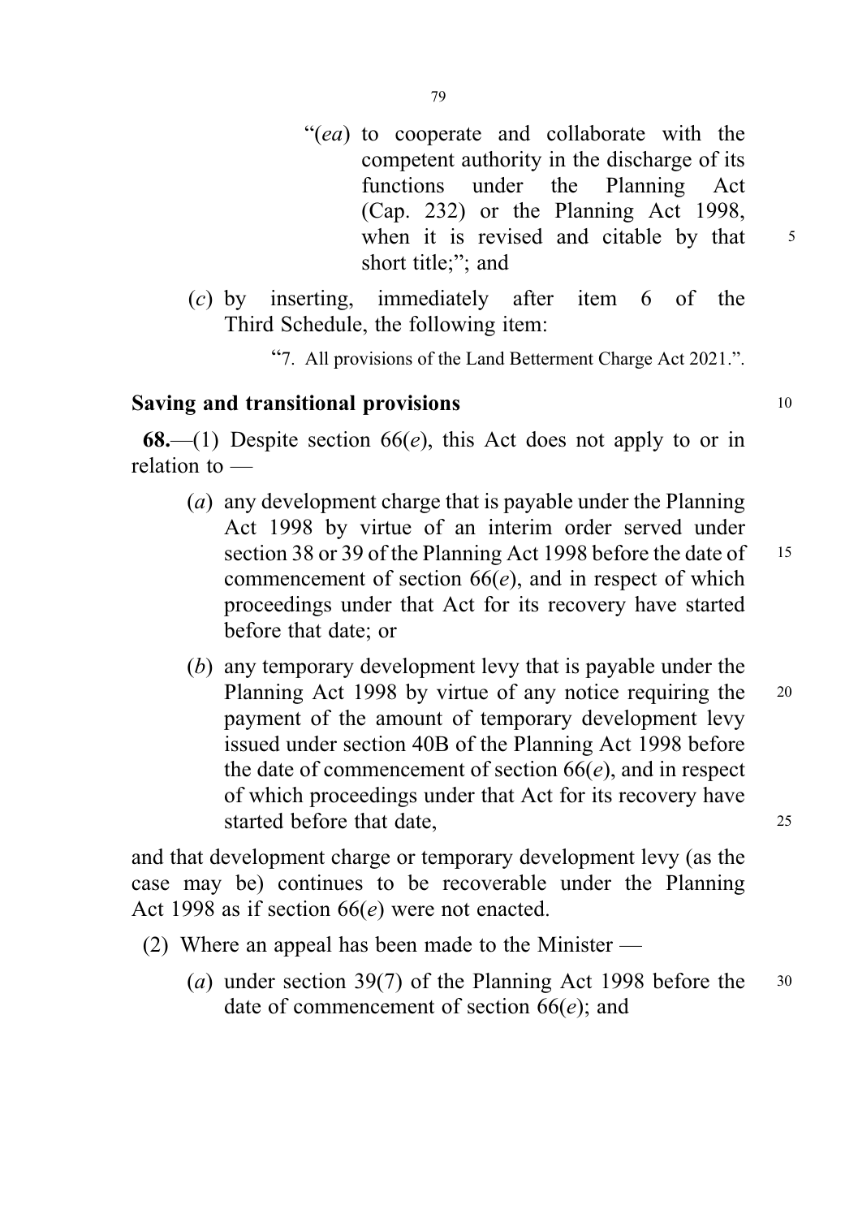“(*ea*) to cooperate and collaborate with the competent authority in the discharge of its functions under the Planning Act (Cap. 232) or the Planning Act 1998, when it is revised and citable by that short title;”; and

(*c*) by inserting, immediately after item 6 of the Third Schedule, the following item:

“7. All provisions of the Land Betterment Charge Act 2021.”.

**Saving and transitional provisions**

**68.**—(1) Despite section 66(*e*), this Act does not apply to or in relation to —

(*a*) any development charge that is payable under the Planning Act 1998 by virtue of an interim order served under section 38 or 39 of the Planning Act 1998 before the date of commencement of section 66(*e*), and in respect of which proceedings under that Act for its recovery have started before that date; or

(*b*) any temporary development levy that is payable under the Planning Act 1998 by virtue of any notice requiring the payment of the amount of temporary development levy issued under section 40B of the Planning Act 1998 before the date of commencement of section 66(*e*), and in respect of which proceedings under that Act for its recovery have started before that date,

and that development charge or temporary development levy (as the case may be) continues to be recoverable under the Planning Act 1998 as if section 66(*e*) were not enacted.

(2) Where an appeal has been made to the Minister —

(*a*) under section 39(7) of the Planning Act 1998 before the date of commencement of section 66(*e*); and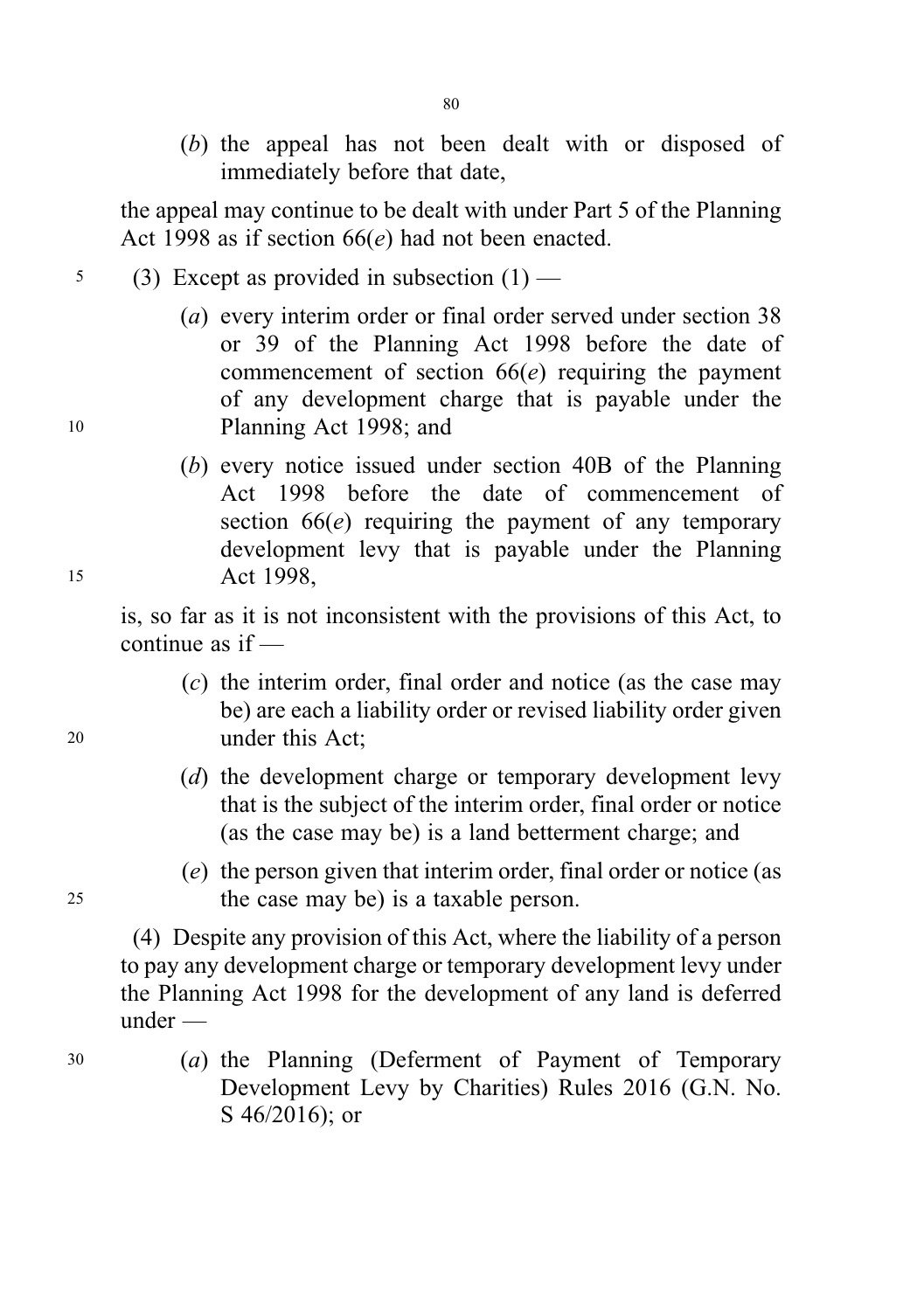(*b*) the appeal has not been dealt with or disposed of immediately before that date,

the appeal may continue to be dealt with under Part 5 of the Planning Act 1998 as if section 66(*e*) had not been enacted.

(3) Except as provided in subsection (1) —

(*a*) every interim order or final order served under section 38 or 39 of the Planning Act 1998 before the date of commencement of section 66(*e*) requiring the payment of any development charge that is payable under the Planning Act 1998; and

(*b*) every notice issued under section 40B of the Planning Act 1998 before the date of commencement of section 66(*e*) requiring the payment of any temporary development levy that is payable under the Planning Act 1998,

is, so far as it is not inconsistent with the provisions of this Act, to continue as if —

(*c*) the interim order, final order and notice (as the case may be) are each a liability order or revised liability order given under this Act;

(*d*) the development charge or temporary development levy that is the subject of the interim order, final order or notice (as the case may be) is a land betterment charge; and

(*e*) the person given that interim order, final order or notice (as the case may be) is a taxable person.

(4) Despite any provision of this Act, where the liability of a person to pay any development charge or temporary development levy under the Planning Act 1998 for the development of any land is deferred under —

(*a*) the Planning (Deferment of Payment of Temporary Development Levy by Charities) Rules 2016 (G.N. No. S 46/2016); or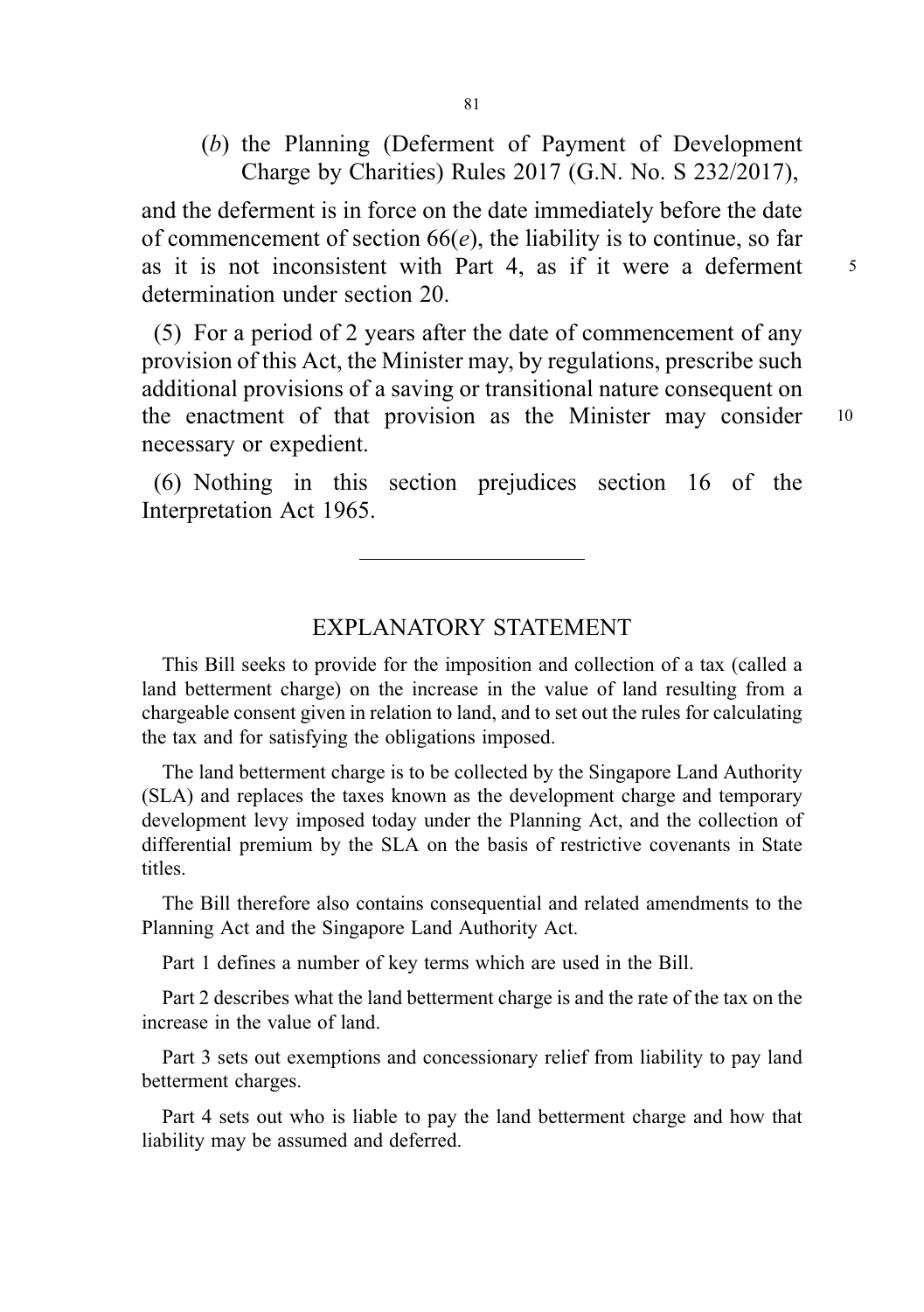(*b*) the Planning (Deferment of Payment of Development Charge by Charities) Rules 2017 (G.N. No. S 232/2017),

and the deferment is in force on the date immediately before the date of commencement of section 66(*e*), the liability is to continue, so far as it is not inconsistent with Part 4, as if it were a deferment determination under section 20.

(5) For a period of 2 years after the date of commencement of any provision of this Act, the Minister may, by regulations, prescribe such additional provisions of a saving or transitional nature consequent on the enactment of that provision as the Minister may consider necessary or expedient.

(6) Nothing in this section prejudices section 16 of the Interpretation Act 1965.

---

## EXPLANATORY STATEMENT

This Bill seeks to provide for the imposition and collection of a tax (called a land betterment charge) on the increase in the value of land resulting from a chargeable consent given in relation to land, and to set out the rules for calculating the tax and for satisfying the obligations imposed.

The land betterment charge is to be collected by the Singapore Land Authority (SLA) and replaces the taxes known as the development charge and temporary development levy imposed today under the Planning Act, and the collection of differential premium by the SLA on the basis of restrictive covenants in State titles.

The Bill therefore also contains consequential and related amendments to the Planning Act and the Singapore Land Authority Act.

Part 1 defines a number of key terms which are used in the Bill.

Part 2 describes what the land betterment charge is and the rate of the tax on the increase in the value of land.

Part 3 sets out exemptions and concessionary relief from liability to pay land betterment charges.

Part 4 sets out who is liable to pay the land betterment charge and how that liability may be assumed and deferred.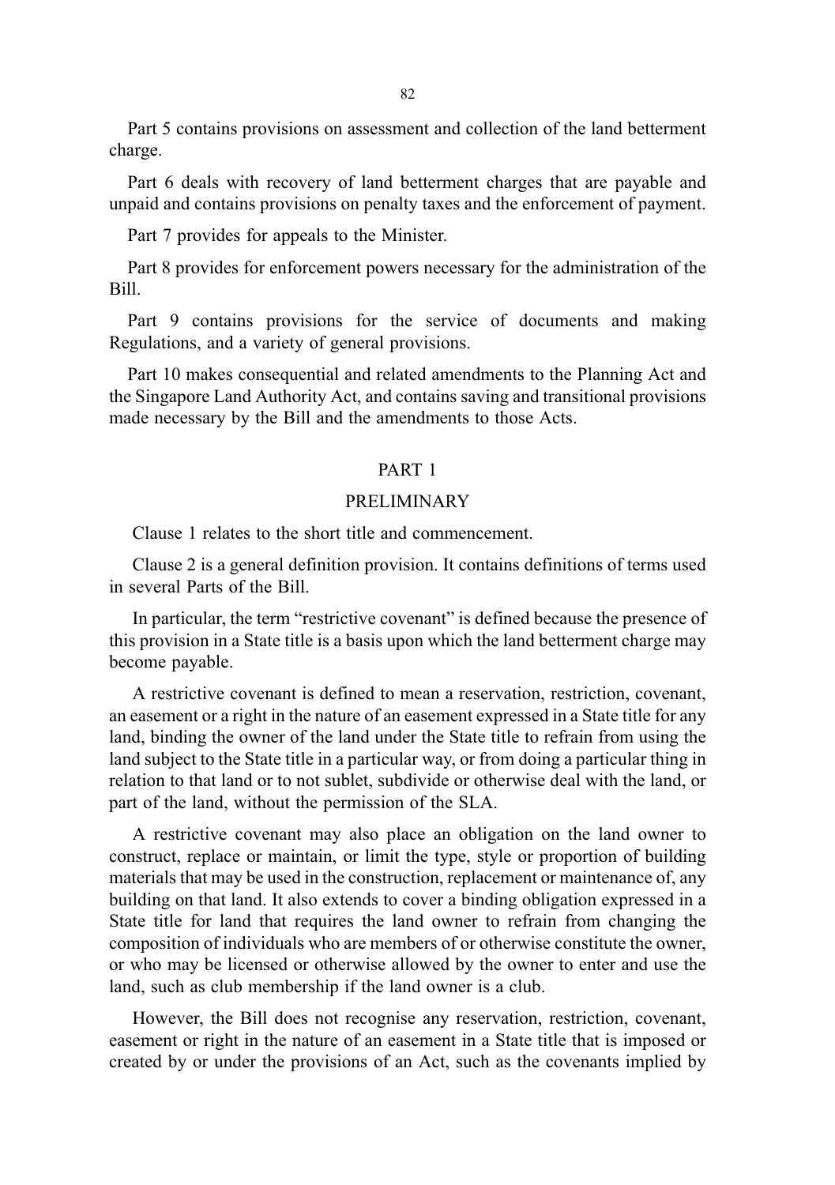Part 5 contains provisions on assessment and collection of the land betterment charge.

Part 6 deals with recovery of land betterment charges that are payable and unpaid and contains provisions on penalty taxes and the enforcement of payment.

Part 7 provides for appeals to the Minister.

Part 8 provides for enforcement powers necessary for the administration of the Bill.

Part 9 contains provisions for the service of documents and making Regulations, and a variety of general provisions.

Part 10 makes consequential and related amendments to the Planning Act and the Singapore Land Authority Act, and contains saving and transitional provisions made necessary by the Bill and the amendments to those Acts.

## PART 1

## PRELIMINARY

Clause 1 relates to the short title and commencement.

Clause 2 is a general definition provision. It contains definitions of terms used in several Parts of the Bill.

In particular, the term "restrictive covenant" is defined because the presence of this provision in a State title is a basis upon which the land betterment charge may become payable.

A restrictive covenant is defined to mean a reservation, restriction, covenant, an easement or a right in the nature of an easement expressed in a State title for any land, binding the owner of the land under the State title to refrain from using the land subject to the State title in a particular way, or from doing a particular thing in relation to that land or to not sublet, subdivide or otherwise deal with the land, or part of the land, without the permission of the SLA.

A restrictive covenant may also place an obligation on the land owner to construct, replace or maintain, or limit the type, style or proportion of building materials that may be used in the construction, replacement or maintenance of, any building on that land. It also extends to cover a binding obligation expressed in a State title for land that requires the land owner to refrain from changing the composition of individuals who are members of or otherwise constitute the owner, or who may be licensed or otherwise allowed by the owner to enter and use the land, such as club membership if the land owner is a club.

However, the Bill does not recognise any reservation, restriction, covenant, easement or right in the nature of an easement in a State title that is imposed or created by or under the provisions of an Act, such as the covenants implied by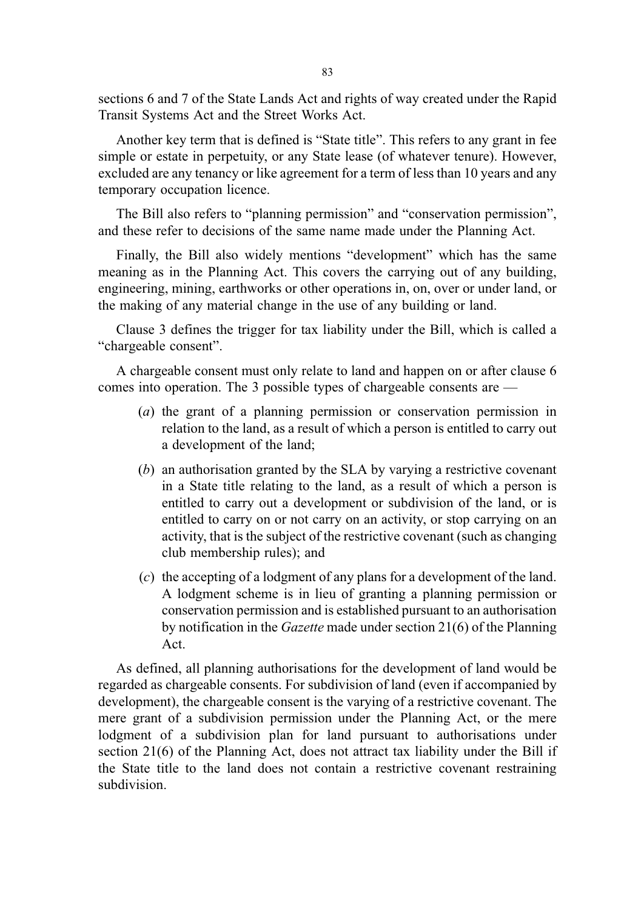sections 6 and 7 of the State Lands Act and rights of way created under the Rapid Transit Systems Act and the Street Works Act.

Another key term that is defined is “State title”. This refers to any grant in fee simple or estate in perpetuity, or any State lease (of whatever tenure). However, excluded are any tenancy or like agreement for a term of less than 10 years and any temporary occupation licence.

The Bill also refers to “planning permission” and “conservation permission”, and these refer to decisions of the same name made under the Planning Act.

Finally, the Bill also widely mentions “development” which has the same meaning as in the Planning Act. This covers the carrying out of any building, engineering, mining, earthworks or other operations in, on, over or under land, or the making of any material change in the use of any building or land.

Clause 3 defines the trigger for tax liability under the Bill, which is called a “chargeable consent”.

A chargeable consent must only relate to land and happen on or after clause 6 comes into operation. The 3 possible types of chargeable consents are —

(*a*) the grant of a planning permission or conservation permission in relation to the land, as a result of which a person is entitled to carry out a development of the land;

(*b*) an authorisation granted by the SLA by varying a restrictive covenant in a State title relating to the land, as a result of which a person is entitled to carry out a development or subdivision of the land, or is entitled to carry on or not carry on an activity, or stop carrying on an activity, that is the subject of the restrictive covenant (such as changing club membership rules); and

(*c*) the accepting of a lodgment of any plans for a development of the land. A lodgment scheme is in lieu of granting a planning permission or conservation permission and is established pursuant to an authorisation by notification in the *Gazette* made under section 21(6) of the Planning Act.

As defined, all planning authorisations for the development of land would be regarded as chargeable consents. For subdivision of land (even if accompanied by development), the chargeable consent is the varying of a restrictive covenant. The mere grant of a subdivision permission under the Planning Act, or the mere lodgment of a subdivision plan for land pursuant to authorisations under section 21(6) of the Planning Act, does not attract tax liability under the Bill if the State title to the land does not contain a restrictive covenant restraining subdivision.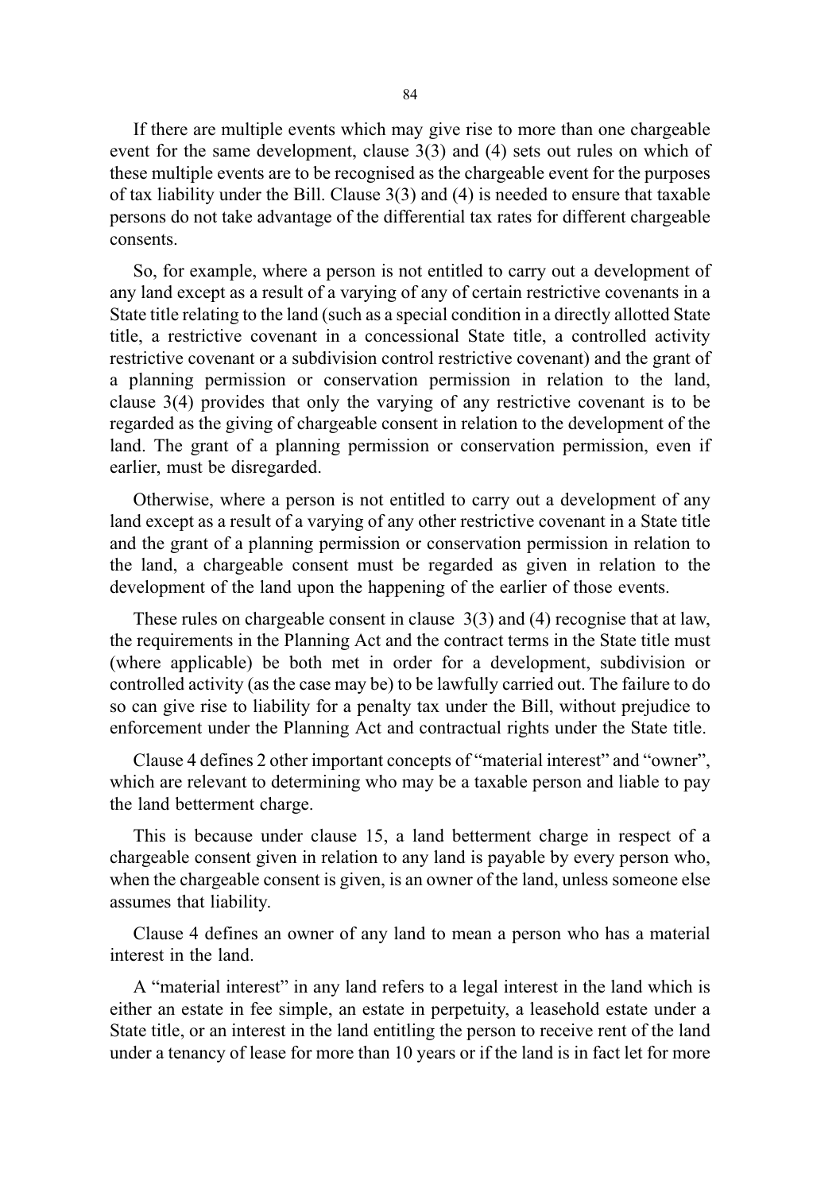If there are multiple events which may give rise to more than one chargeable event for the same development, clause 3(3) and (4) sets out rules on which of these multiple events are to be recognised as the chargeable event for the purposes of tax liability under the Bill. Clause 3(3) and (4) is needed to ensure that taxable persons do not take advantage of the differential tax rates for different chargeable consents.

So, for example, where a person is not entitled to carry out a development of any land except as a result of a varying of any of certain restrictive covenants in a State title relating to the land (such as a special condition in a directly allotted State title, a restrictive covenant in a concessional State title, a controlled activity restrictive covenant or a subdivision control restrictive covenant) and the grant of a planning permission or conservation permission in relation to the land, clause 3(4) provides that only the varying of any restrictive covenant is to be regarded as the giving of chargeable consent in relation to the development of the land. The grant of a planning permission or conservation permission, even if earlier, must be disregarded.

Otherwise, where a person is not entitled to carry out a development of any land except as a result of a varying of any other restrictive covenant in a State title and the grant of a planning permission or conservation permission in relation to the land, a chargeable consent must be regarded as given in relation to the development of the land upon the happening of the earlier of those events.

These rules on chargeable consent in clause 3(3) and (4) recognise that at law, the requirements in the Planning Act and the contract terms in the State title must (where applicable) be both met in order for a development, subdivision or controlled activity (as the case may be) to be lawfully carried out. The failure to do so can give rise to liability for a penalty tax under the Bill, without prejudice to enforcement under the Planning Act and contractual rights under the State title.

Clause 4 defines 2 other important concepts of "material interest" and "owner", which are relevant to determining who may be a taxable person and liable to pay the land betterment charge.

This is because under clause 15, a land betterment charge in respect of a chargeable consent given in relation to any land is payable by every person who, when the chargeable consent is given, is an owner of the land, unless someone else assumes that liability.

Clause 4 defines an owner of any land to mean a person who has a material interest in the land.

A "material interest" in any land refers to a legal interest in the land which is either an estate in fee simple, an estate in perpetuity, a leasehold estate under a State title, or an interest in the land entitling the person to receive rent of the land under a tenancy of lease for more than 10 years or if the land is in fact let for more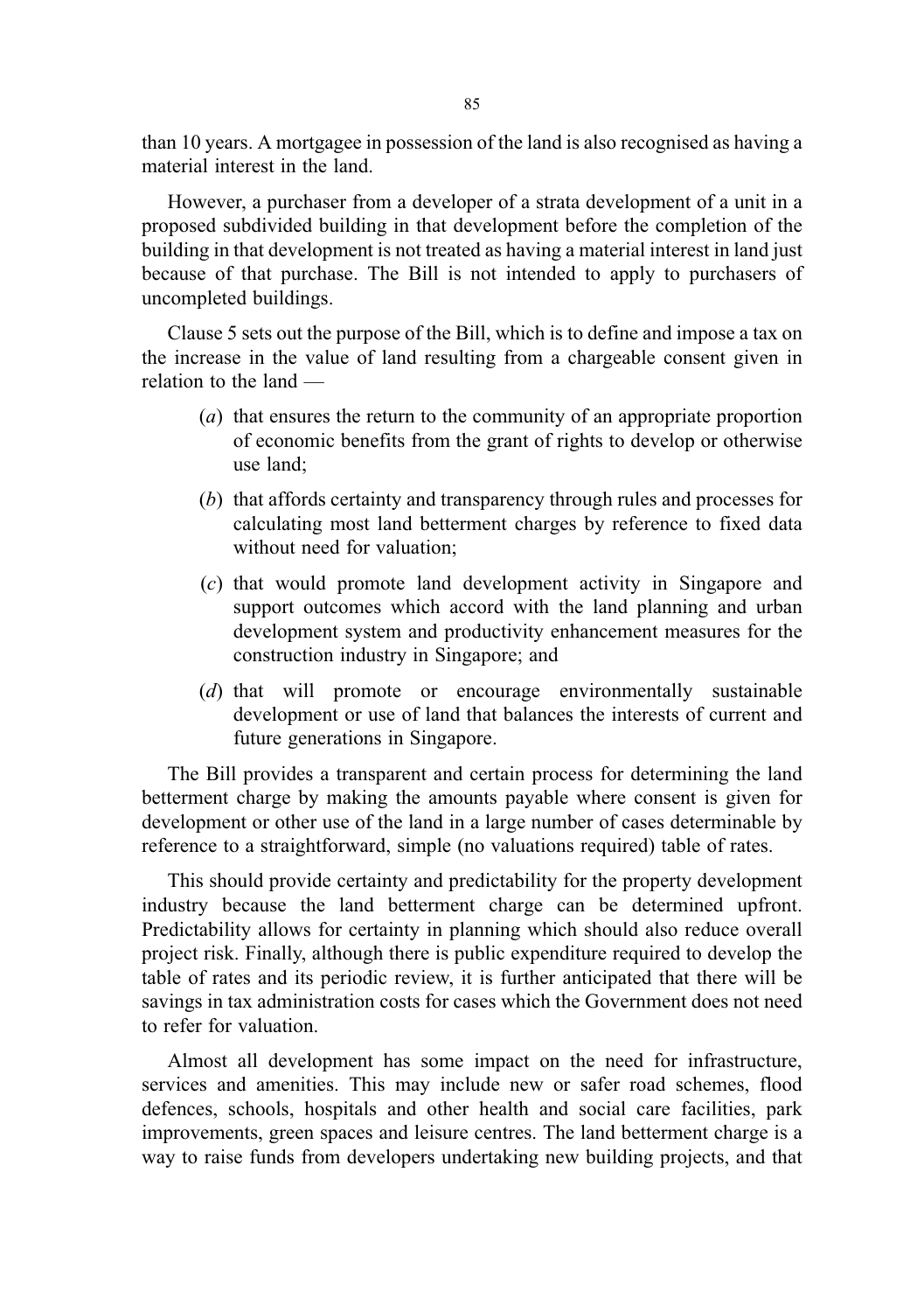than 10 years. A mortgagee in possession of the land is also recognised as having a material interest in the land.

However, a purchaser from a developer of a strata development of a unit in a proposed subdivided building in that development before the completion of the building in that development is not treated as having a material interest in land just because of that purchase. The Bill is not intended to apply to purchasers of uncompleted buildings.

Clause 5 sets out the purpose of the Bill, which is to define and impose a tax on the increase in the value of land resulting from a chargeable consent given in relation to the land —

(*a*) that ensures the return to the community of an appropriate proportion of economic benefits from the grant of rights to develop or otherwise use land;

(*b*) that affords certainty and transparency through rules and processes for calculating most land betterment charges by reference to fixed data without need for valuation;

(*c*) that would promote land development activity in Singapore and support outcomes which accord with the land planning and urban development system and productivity enhancement measures for the construction industry in Singapore; and

(*d*) that will promote or encourage environmentally sustainable development or use of land that balances the interests of current and future generations in Singapore.

The Bill provides a transparent and certain process for determining the land betterment charge by making the amounts payable where consent is given for development or other use of the land in a large number of cases determinable by reference to a straightforward, simple (no valuations required) table of rates.

This should provide certainty and predictability for the property development industry because the land betterment charge can be determined upfront. Predictability allows for certainty in planning which should also reduce overall project risk. Finally, although there is public expenditure required to develop the table of rates and its periodic review, it is further anticipated that there will be savings in tax administration costs for cases which the Government does not need to refer for valuation.

Almost all development has some impact on the need for infrastructure, services and amenities. This may include new or safer road schemes, flood defences, schools, hospitals and other health and social care facilities, park improvements, green spaces and leisure centres. The land betterment charge is a way to raise funds from developers undertaking new building projects, and that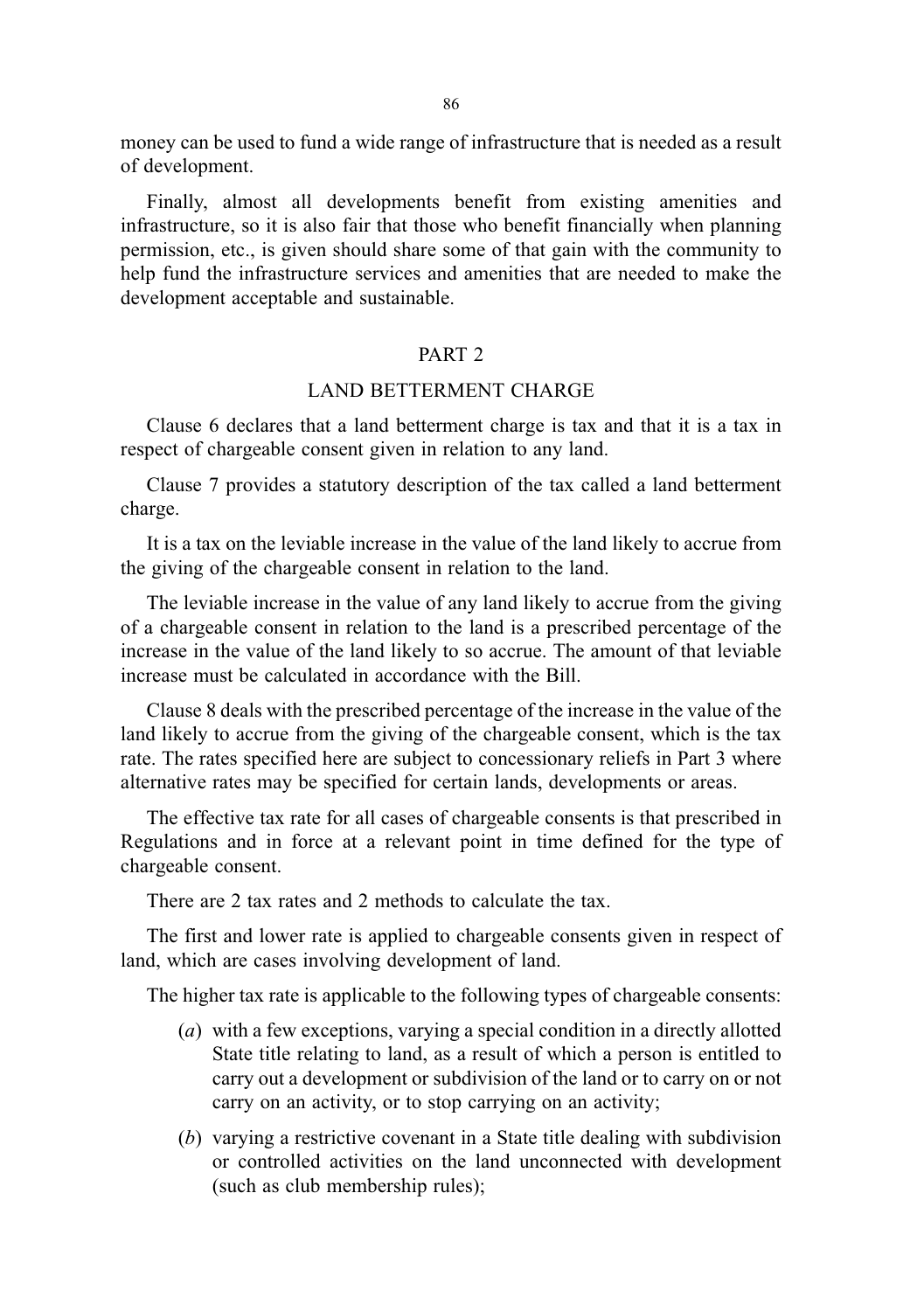money can be used to fund a wide range of infrastructure that is needed as a result of development.

Finally, almost all developments benefit from existing amenities and infrastructure, so it is also fair that those who benefit financially when planning permission, etc., is given should share some of that gain with the community to help fund the infrastructure services and amenities that are needed to make the development acceptable and sustainable.

## PART 2

## LAND BETTERMENT CHARGE

Clause 6 declares that a land betterment charge is tax and that it is a tax in respect of chargeable consent given in relation to any land.

Clause 7 provides a statutory description of the tax called a land betterment charge.

It is a tax on the leviable increase in the value of the land likely to accrue from the giving of the chargeable consent in relation to the land.

The leviable increase in the value of any land likely to accrue from the giving of a chargeable consent in relation to the land is a prescribed percentage of the increase in the value of the land likely to so accrue. The amount of that leviable increase must be calculated in accordance with the Bill.

Clause 8 deals with the prescribed percentage of the increase in the value of the land likely to accrue from the giving of the chargeable consent, which is the tax rate. The rates specified here are subject to concessionary reliefs in Part 3 where alternative rates may be specified for certain lands, developments or areas.

The effective tax rate for all cases of chargeable consents is that prescribed in Regulations and in force at a relevant point in time defined for the type of chargeable consent.

There are 2 tax rates and 2 methods to calculate the tax.

The first and lower rate is applied to chargeable consents given in respect of land, which are cases involving development of land.

The higher tax rate is applicable to the following types of chargeable consents:

(*a*) with a few exceptions, varying a special condition in a directly allotted State title relating to land, as a result of which a person is entitled to carry out a development or subdivision of the land or to carry on or not carry on an activity, or to stop carrying on an activity;

(*b*) varying a restrictive covenant in a State title dealing with subdivision or controlled activities on the land unconnected with development (such as club membership rules);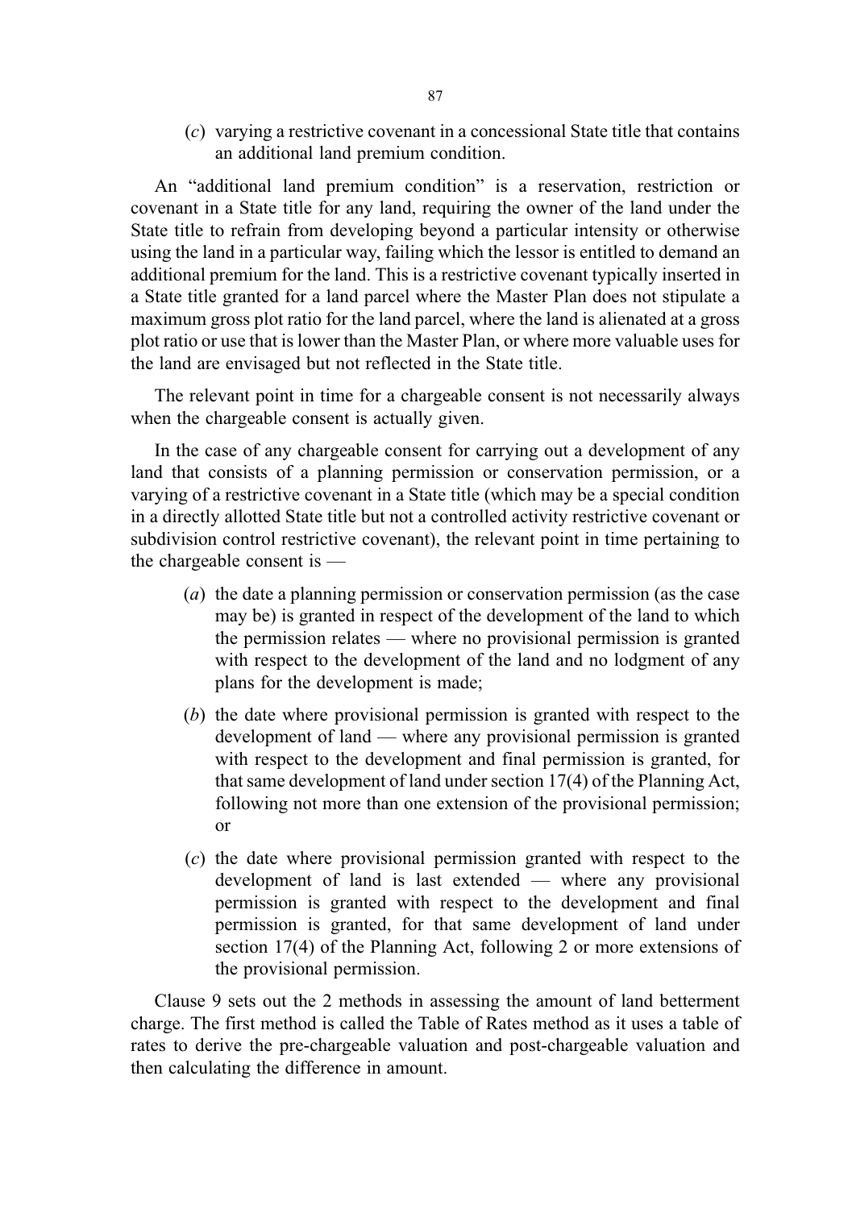(*c*) varying a restrictive covenant in a concessional State title that contains an additional land premium condition.

An "additional land premium condition" is a reservation, restriction or covenant in a State title for any land, requiring the owner of the land under the State title to refrain from developing beyond a particular intensity or otherwise using the land in a particular way, failing which the lessor is entitled to demand an additional premium for the land. This is a restrictive covenant typically inserted in a State title granted for a land parcel where the Master Plan does not stipulate a maximum gross plot ratio for the land parcel, where the land is alienated at a gross plot ratio or use that is lower than the Master Plan, or where more valuable uses for the land are envisaged but not reflected in the State title.

The relevant point in time for a chargeable consent is not necessarily always when the chargeable consent is actually given.

In the case of any chargeable consent for carrying out a development of any land that consists of a planning permission or conservation permission, or a varying of a restrictive covenant in a State title (which may be a special condition in a directly allotted State title but not a controlled activity restrictive covenant or subdivision control restrictive covenant), the relevant point in time pertaining to the chargeable consent is —

(*a*) the date a planning permission or conservation permission (as the case may be) is granted in respect of the development of the land to which the permission relates — where no provisional permission is granted with respect to the development of the land and no lodgment of any plans for the development is made;

(*b*) the date where provisional permission is granted with respect to the development of land — where any provisional permission is granted with respect to the development and final permission is granted, for that same development of land under section 17(4) of the Planning Act, following not more than one extension of the provisional permission; or

(*c*) the date where provisional permission granted with respect to the development of land is last extended — where any provisional permission is granted with respect to the development and final permission is granted, for that same development of land under section 17(4) of the Planning Act, following 2 or more extensions of the provisional permission.

Clause 9 sets out the 2 methods in assessing the amount of land betterment charge. The first method is called the Table of Rates method as it uses a table of rates to derive the pre-chargeable valuation and post-chargeable valuation and then calculating the difference in amount.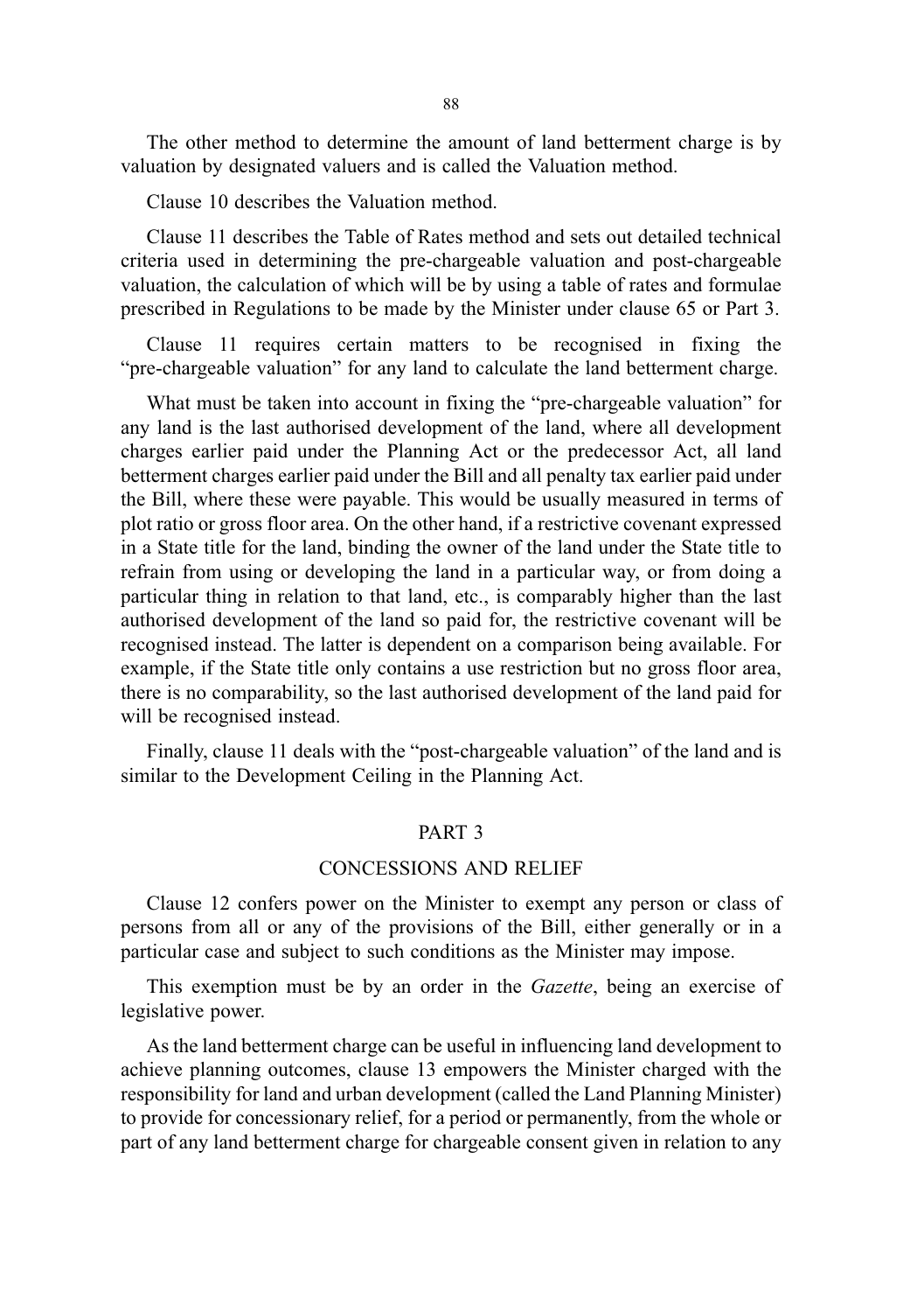The other method to determine the amount of land betterment charge is by valuation by designated valuers and is called the Valuation method.

Clause 10 describes the Valuation method.

Clause 11 describes the Table of Rates method and sets out detailed technical criteria used in determining the pre-chargeable valuation and post-chargeable valuation, the calculation of which will be by using a table of rates and formulae prescribed in Regulations to be made by the Minister under clause 65 or Part 3.

Clause 11 requires certain matters to be recognised in fixing the "pre-chargeable valuation" for any land to calculate the land betterment charge.

What must be taken into account in fixing the "pre-chargeable valuation" for any land is the last authorised development of the land, where all development charges earlier paid under the Planning Act or the predecessor Act, all land betterment charges earlier paid under the Bill and all penalty tax earlier paid under the Bill, where these were payable. This would be usually measured in terms of plot ratio or gross floor area. On the other hand, if a restrictive covenant expressed in a State title for the land, binding the owner of the land under the State title to refrain from using or developing the land in a particular way, or from doing a particular thing in relation to that land, etc., is comparably higher than the last authorised development of the land so paid for, the restrictive covenant will be recognised instead. The latter is dependent on a comparison being available. For example, if the State title only contains a use restriction but no gross floor area, there is no comparability, so the last authorised development of the land paid for will be recognised instead.

Finally, clause 11 deals with the "post-chargeable valuation" of the land and is similar to the Development Ceiling in the Planning Act.

## PART 3

## CONCESSIONS AND RELIEF

Clause 12 confers power on the Minister to exempt any person or class of persons from all or any of the provisions of the Bill, either generally or in a particular case and subject to such conditions as the Minister may impose.

This exemption must be by an order in the *Gazette*, being an exercise of legislative power.

As the land betterment charge can be useful in influencing land development to achieve planning outcomes, clause 13 empowers the Minister charged with the responsibility for land and urban development (called the Land Planning Minister) to provide for concessionary relief, for a period or permanently, from the whole or part of any land betterment charge for chargeable consent given in relation to any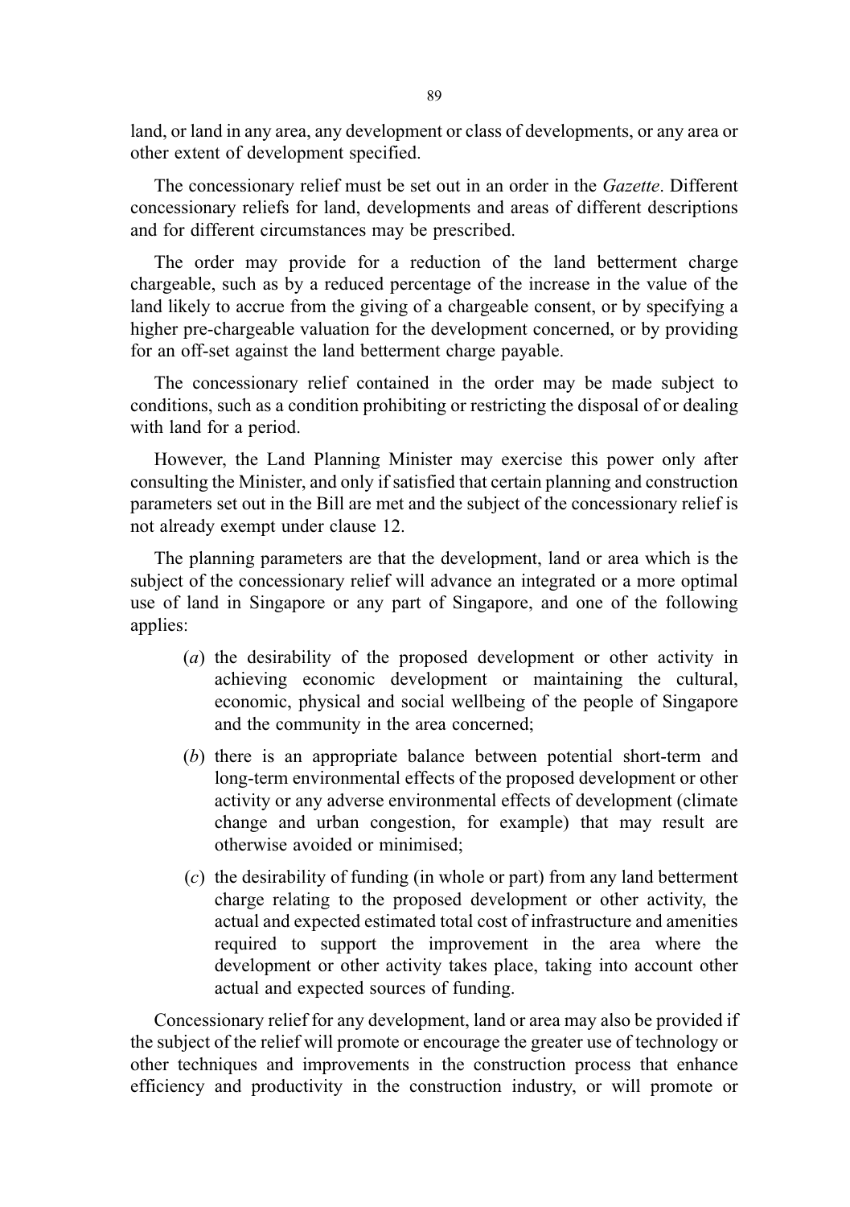land, or land in any area, any development or class of developments, or any area or other extent of development specified.

The concessionary relief must be set out in an order in the *Gazette*. Different concessionary reliefs for land, developments and areas of different descriptions and for different circumstances may be prescribed.

The order may provide for a reduction of the land betterment charge chargeable, such as by a reduced percentage of the increase in the value of the land likely to accrue from the giving of a chargeable consent, or by specifying a higher pre-chargeable valuation for the development concerned, or by providing for an off-set against the land betterment charge payable.

The concessionary relief contained in the order may be made subject to conditions, such as a condition prohibiting or restricting the disposal of or dealing with land for a period.

However, the Land Planning Minister may exercise this power only after consulting the Minister, and only if satisfied that certain planning and construction parameters set out in the Bill are met and the subject of the concessionary relief is not already exempt under clause 12.

The planning parameters are that the development, land or area which is the subject of the concessionary relief will advance an integrated or a more optimal use of land in Singapore or any part of Singapore, and one of the following applies:

(*a*) the desirability of the proposed development or other activity in achieving economic development or maintaining the cultural, economic, physical and social wellbeing of the people of Singapore and the community in the area concerned;

(*b*) there is an appropriate balance between potential short-term and long-term environmental effects of the proposed development or other activity or any adverse environmental effects of development (climate change and urban congestion, for example) that may result are otherwise avoided or minimised;

(*c*) the desirability of funding (in whole or part) from any land betterment charge relating to the proposed development or other activity, the actual and expected estimated total cost of infrastructure and amenities required to support the improvement in the area where the development or other activity takes place, taking into account other actual and expected sources of funding.

Concessionary relief for any development, land or area may also be provided if the subject of the relief will promote or encourage the greater use of technology or other techniques and improvements in the construction process that enhance efficiency and productivity in the construction industry, or will promote or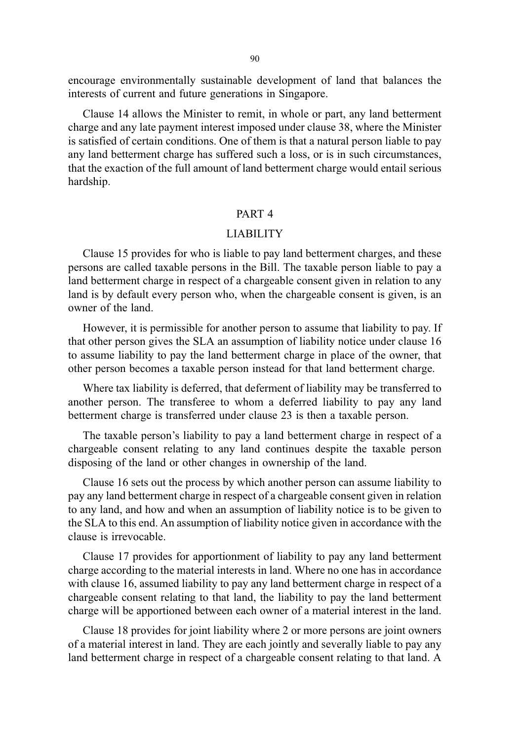encourage environmentally sustainable development of land that balances the interests of current and future generations in Singapore.

Clause 14 allows the Minister to remit, in whole or part, any land betterment charge and any late payment interest imposed under clause 38, where the Minister is satisfied of certain conditions. One of them is that a natural person liable to pay any land betterment charge has suffered such a loss, or is in such circumstances, that the exaction of the full amount of land betterment charge would entail serious hardship.

## PART 4

## LIABILITY

Clause 15 provides for who is liable to pay land betterment charges, and these persons are called taxable persons in the Bill. The taxable person liable to pay a land betterment charge in respect of a chargeable consent given in relation to any land is by default every person who, when the chargeable consent is given, is an owner of the land.

However, it is permissible for another person to assume that liability to pay. If that other person gives the SLA an assumption of liability notice under clause 16 to assume liability to pay the land betterment charge in place of the owner, that other person becomes a taxable person instead for that land betterment charge.

Where tax liability is deferred, that deferment of liability may be transferred to another person. The transferee to whom a deferred liability to pay any land betterment charge is transferred under clause 23 is then a taxable person.

The taxable person's liability to pay a land betterment charge in respect of a chargeable consent relating to any land continues despite the taxable person disposing of the land or other changes in ownership of the land.

Clause 16 sets out the process by which another person can assume liability to pay any land betterment charge in respect of a chargeable consent given in relation to any land, and how and when an assumption of liability notice is to be given to the SLA to this end. An assumption of liability notice given in accordance with the clause is irrevocable.

Clause 17 provides for apportionment of liability to pay any land betterment charge according to the material interests in land. Where no one has in accordance with clause 16, assumed liability to pay any land betterment charge in respect of a chargeable consent relating to that land, the liability to pay the land betterment charge will be apportioned between each owner of a material interest in the land.

Clause 18 provides for joint liability where 2 or more persons are joint owners of a material interest in land. They are each jointly and severally liable to pay any land betterment charge in respect of a chargeable consent relating to that land. A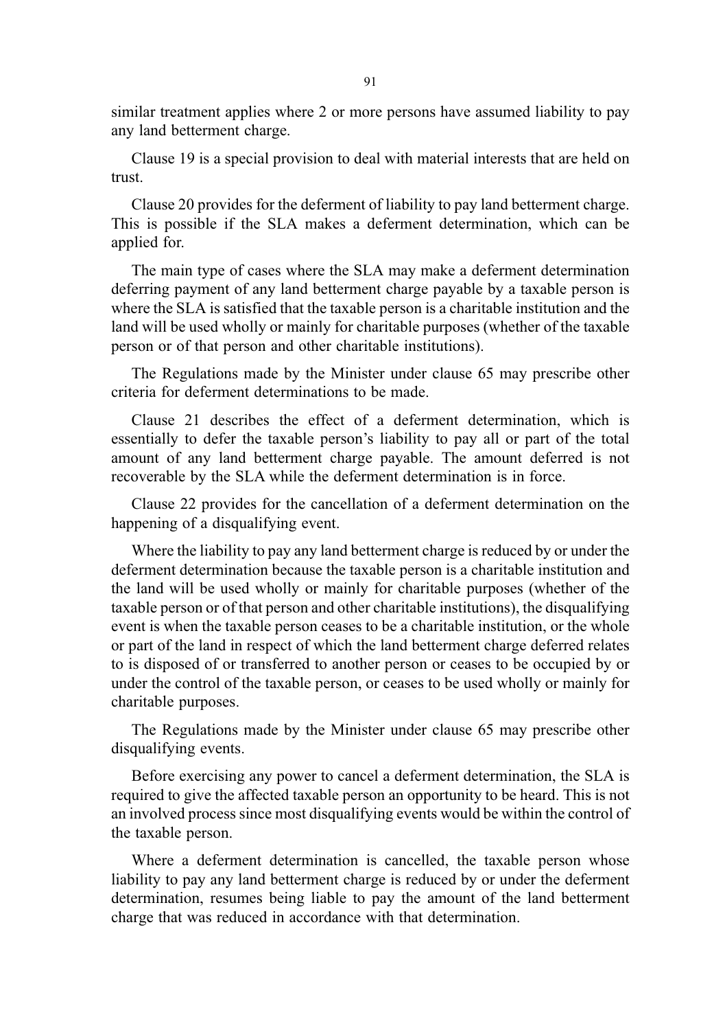similar treatment applies where 2 or more persons have assumed liability to pay any land betterment charge.

Clause 19 is a special provision to deal with material interests that are held on trust.

Clause 20 provides for the deferment of liability to pay land betterment charge. This is possible if the SLA makes a deferment determination, which can be applied for.

The main type of cases where the SLA may make a deferment determination deferring payment of any land betterment charge payable by a taxable person is where the SLA is satisfied that the taxable person is a charitable institution and the land will be used wholly or mainly for charitable purposes (whether of the taxable person or of that person and other charitable institutions).

The Regulations made by the Minister under clause 65 may prescribe other criteria for deferment determinations to be made.

Clause 21 describes the effect of a deferment determination, which is essentially to defer the taxable person's liability to pay all or part of the total amount of any land betterment charge payable. The amount deferred is not recoverable by the SLA while the deferment determination is in force.

Clause 22 provides for the cancellation of a deferment determination on the happening of a disqualifying event.

Where the liability to pay any land betterment charge is reduced by or under the deferment determination because the taxable person is a charitable institution and the land will be used wholly or mainly for charitable purposes (whether of the taxable person or of that person and other charitable institutions), the disqualifying event is when the taxable person ceases to be a charitable institution, or the whole or part of the land in respect of which the land betterment charge deferred relates to is disposed of or transferred to another person or ceases to be occupied by or under the control of the taxable person, or ceases to be used wholly or mainly for charitable purposes.

The Regulations made by the Minister under clause 65 may prescribe other disqualifying events.

Before exercising any power to cancel a deferment determination, the SLA is required to give the affected taxable person an opportunity to be heard. This is not an involved process since most disqualifying events would be within the control of the taxable person.

Where a deferment determination is cancelled, the taxable person whose liability to pay any land betterment charge is reduced by or under the deferment determination, resumes being liable to pay the amount of the land betterment charge that was reduced in accordance with that determination.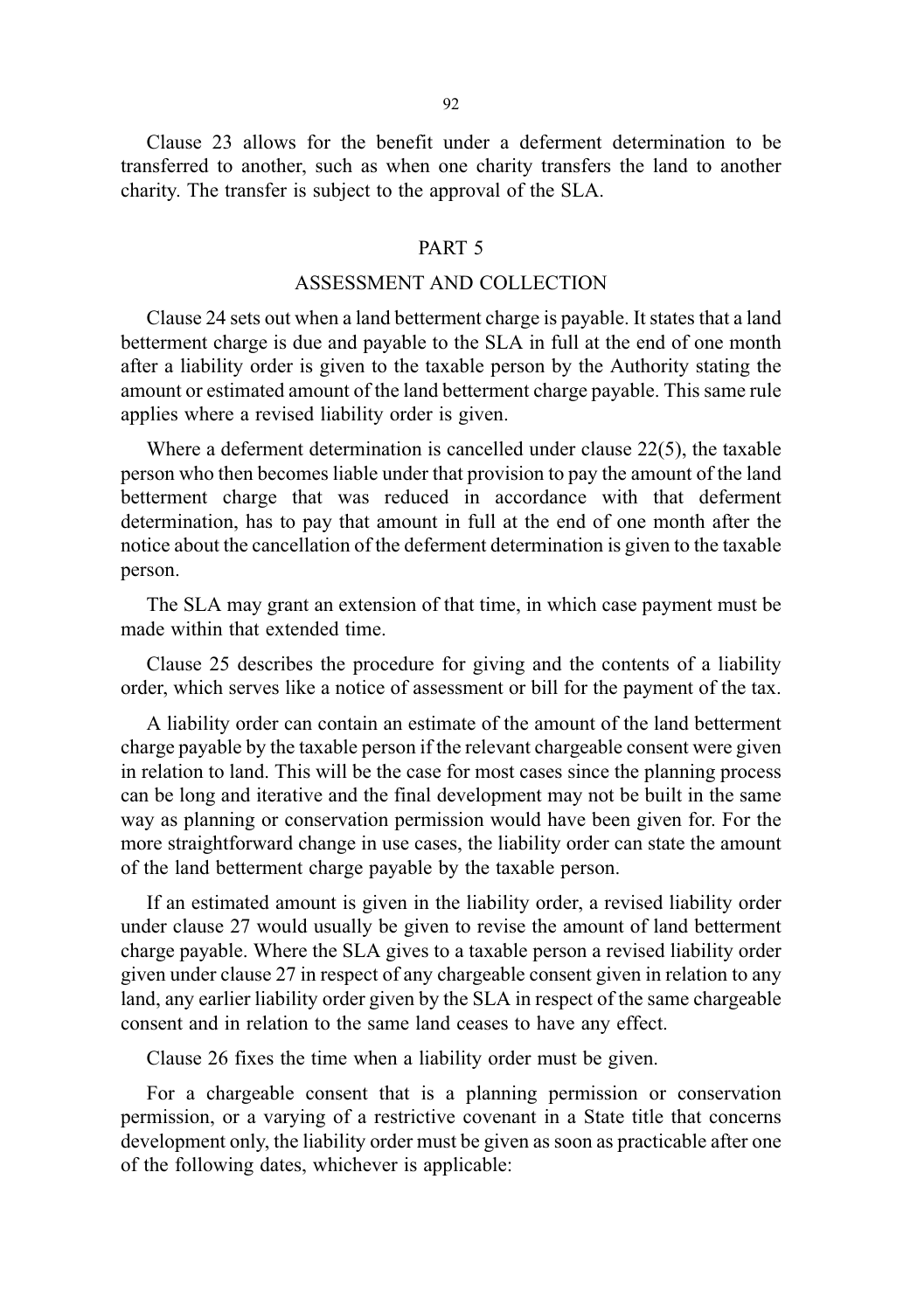Clause 23 allows for the benefit under a deferment determination to be transferred to another, such as when one charity transfers the land to another charity. The transfer is subject to the approval of the SLA.

## PART 5

## ASSESSMENT AND COLLECTION

Clause 24 sets out when a land betterment charge is payable. It states that a land betterment charge is due and payable to the SLA in full at the end of one month after a liability order is given to the taxable person by the Authority stating the amount or estimated amount of the land betterment charge payable. This same rule applies where a revised liability order is given.

Where a deferment determination is cancelled under clause 22(5), the taxable person who then becomes liable under that provision to pay the amount of the land betterment charge that was reduced in accordance with that deferment determination, has to pay that amount in full at the end of one month after the notice about the cancellation of the deferment determination is given to the taxable person.

The SLA may grant an extension of that time, in which case payment must be made within that extended time.

Clause 25 describes the procedure for giving and the contents of a liability order, which serves like a notice of assessment or bill for the payment of the tax.

A liability order can contain an estimate of the amount of the land betterment charge payable by the taxable person if the relevant chargeable consent were given in relation to land. This will be the case for most cases since the planning process can be long and iterative and the final development may not be built in the same way as planning or conservation permission would have been given for. For the more straightforward change in use cases, the liability order can state the amount of the land betterment charge payable by the taxable person.

If an estimated amount is given in the liability order, a revised liability order under clause 27 would usually be given to revise the amount of land betterment charge payable. Where the SLA gives to a taxable person a revised liability order given under clause 27 in respect of any chargeable consent given in relation to any land, any earlier liability order given by the SLA in respect of the same chargeable consent and in relation to the same land ceases to have any effect.

Clause 26 fixes the time when a liability order must be given.

For a chargeable consent that is a planning permission or conservation permission, or a varying of a restrictive covenant in a State title that concerns development only, the liability order must be given as soon as practicable after one of the following dates, whichever is applicable: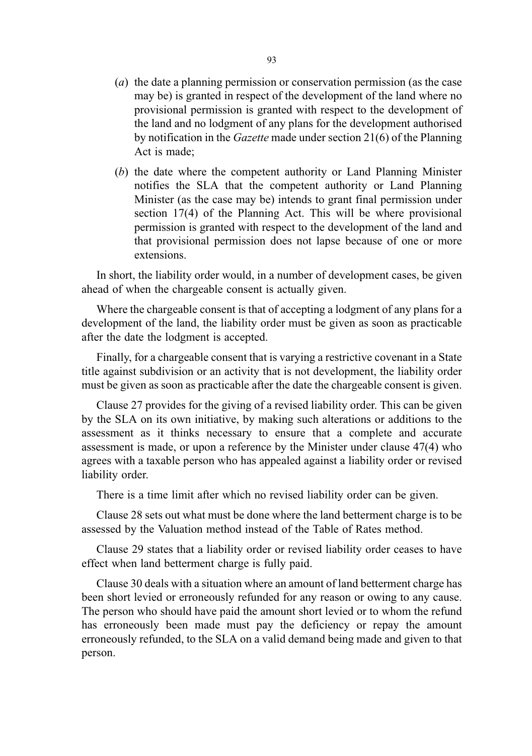(*a*) the date a planning permission or conservation permission (as the case may be) is granted in respect of the development of the land where no provisional permission is granted with respect to the development of the land and no lodgment of any plans for the development authorised by notification in the *Gazette* made under section 21(6) of the Planning Act is made;

(*b*) the date where the competent authority or Land Planning Minister notifies the SLA that the competent authority or Land Planning Minister (as the case may be) intends to grant final permission under section 17(4) of the Planning Act. This will be where provisional permission is granted with respect to the development of the land and that provisional permission does not lapse because of one or more extensions.

In short, the liability order would, in a number of development cases, be given ahead of when the chargeable consent is actually given.

Where the chargeable consent is that of accepting a lodgment of any plans for a development of the land, the liability order must be given as soon as practicable after the date the lodgment is accepted.

Finally, for a chargeable consent that is varying a restrictive covenant in a State title against subdivision or an activity that is not development, the liability order must be given as soon as practicable after the date the chargeable consent is given.

Clause 27 provides for the giving of a revised liability order. This can be given by the SLA on its own initiative, by making such alterations or additions to the assessment as it thinks necessary to ensure that a complete and accurate assessment is made, or upon a reference by the Minister under clause 47(4) who agrees with a taxable person who has appealed against a liability order or revised liability order.

There is a time limit after which no revised liability order can be given.

Clause 28 sets out what must be done where the land betterment charge is to be assessed by the Valuation method instead of the Table of Rates method.

Clause 29 states that a liability order or revised liability order ceases to have effect when land betterment charge is fully paid.

Clause 30 deals with a situation where an amount of land betterment charge has been short levied or erroneously refunded for any reason or owing to any cause. The person who should have paid the amount short levied or to whom the refund has erroneously been made must pay the deficiency or repay the amount erroneously refunded, to the SLA on a valid demand being made and given to that person.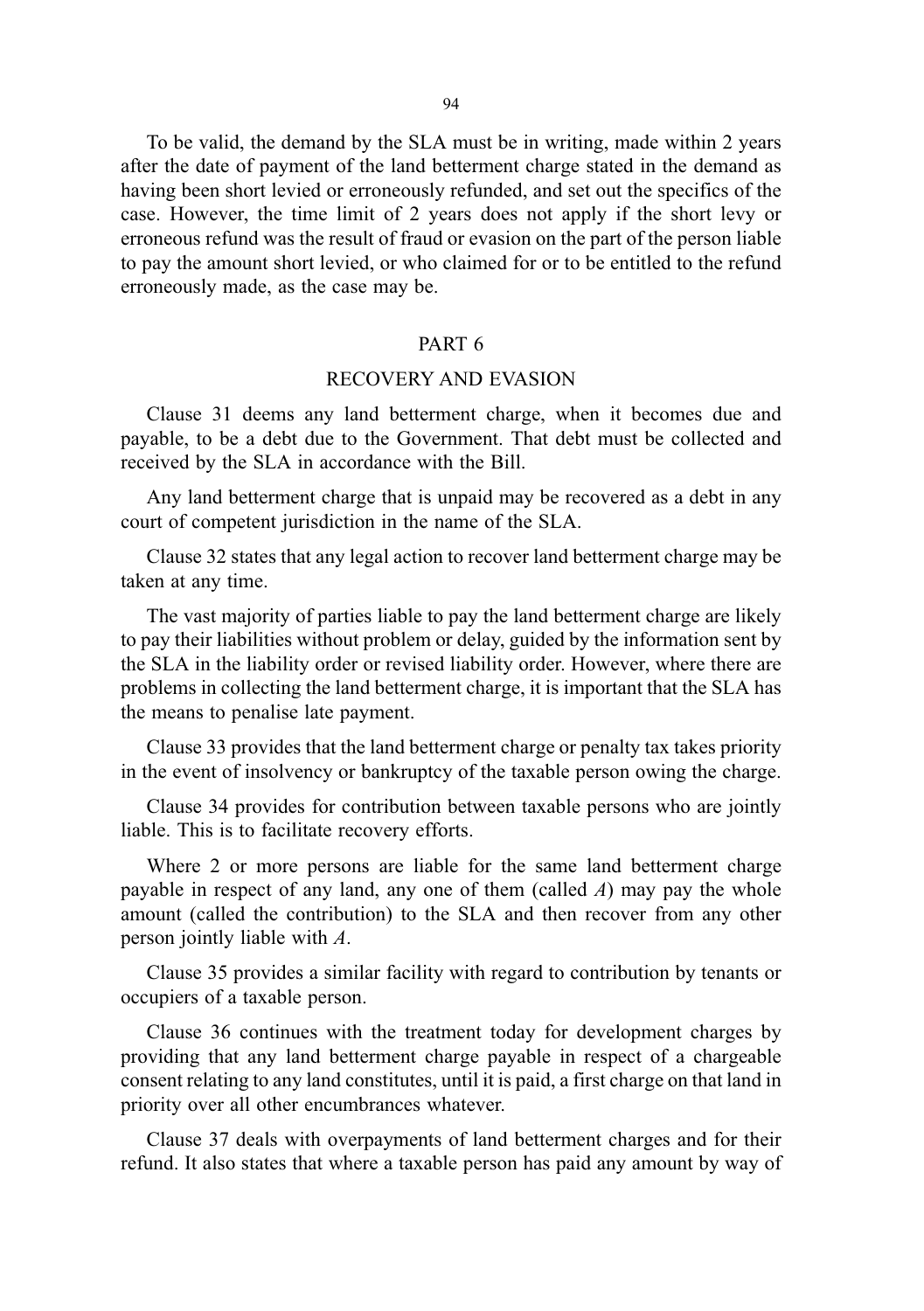To be valid, the demand by the SLA must be in writing, made within 2 years after the date of payment of the land betterment charge stated in the demand as having been short levied or erroneously refunded, and set out the specifics of the case. However, the time limit of 2 years does not apply if the short levy or erroneous refund was the result of fraud or evasion on the part of the person liable to pay the amount short levied, or who claimed for or to be entitled to the refund erroneously made, as the case may be.

## PART 6

## RECOVERY AND EVASION

Clause 31 deems any land betterment charge, when it becomes due and payable, to be a debt due to the Government. That debt must be collected and received by the SLA in accordance with the Bill.

Any land betterment charge that is unpaid may be recovered as a debt in any court of competent jurisdiction in the name of the SLA.

Clause 32 states that any legal action to recover land betterment charge may be taken at any time.

The vast majority of parties liable to pay the land betterment charge are likely to pay their liabilities without problem or delay, guided by the information sent by the SLA in the liability order or revised liability order. However, where there are problems in collecting the land betterment charge, it is important that the SLA has the means to penalise late payment.

Clause 33 provides that the land betterment charge or penalty tax takes priority in the event of insolvency or bankruptcy of the taxable person owing the charge.

Clause 34 provides for contribution between taxable persons who are jointly liable. This is to facilitate recovery efforts.

Where 2 or more persons are liable for the same land betterment charge payable in respect of any land, any one of them (called *A*) may pay the whole amount (called the contribution) to the SLA and then recover from any other person jointly liable with *A*.

Clause 35 provides a similar facility with regard to contribution by tenants or occupiers of a taxable person.

Clause 36 continues with the treatment today for development charges by providing that any land betterment charge payable in respect of a chargeable consent relating to any land constitutes, until it is paid, a first charge on that land in priority over all other encumbrances whatever.

Clause 37 deals with overpayments of land betterment charges and for their refund. It also states that where a taxable person has paid any amount by way of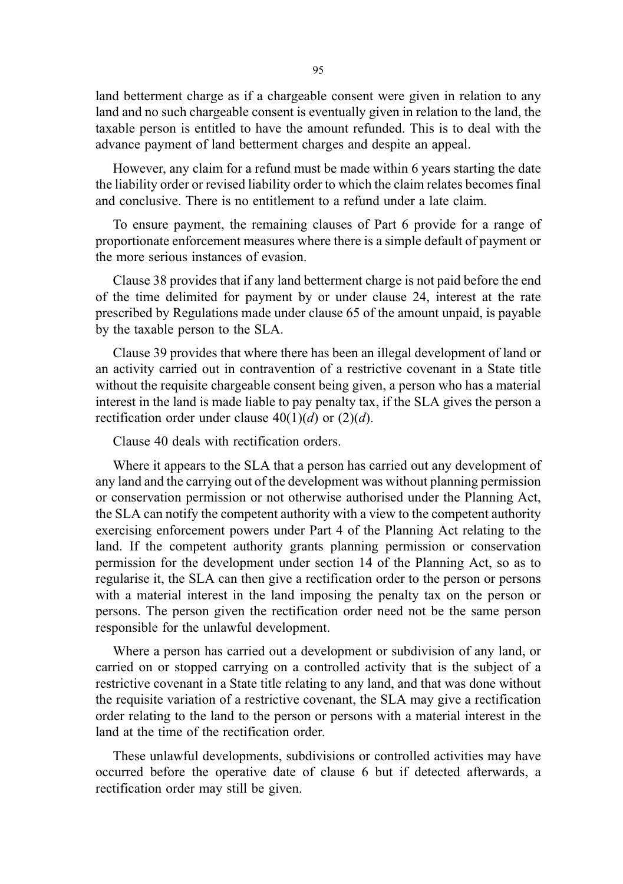land betterment charge as if a chargeable consent were given in relation to any land and no such chargeable consent is eventually given in relation to the land, the taxable person is entitled to have the amount refunded. This is to deal with the advance payment of land betterment charges and despite an appeal.

However, any claim for a refund must be made within 6 years starting the date the liability order or revised liability order to which the claim relates becomes final and conclusive. There is no entitlement to a refund under a late claim.

To ensure payment, the remaining clauses of Part 6 provide for a range of proportionate enforcement measures where there is a simple default of payment or the more serious instances of evasion.

Clause 38 provides that if any land betterment charge is not paid before the end of the time delimited for payment by or under clause 24, interest at the rate prescribed by Regulations made under clause 65 of the amount unpaid, is payable by the taxable person to the SLA.

Clause 39 provides that where there has been an illegal development of land or an activity carried out in contravention of a restrictive covenant in a State title without the requisite chargeable consent being given, a person who has a material interest in the land is made liable to pay penalty tax, if the SLA gives the person a rectification order under clause 40(1)(*d*) or (2)(*d*).

Clause 40 deals with rectification orders.

Where it appears to the SLA that a person has carried out any development of any land and the carrying out of the development was without planning permission or conservation permission or not otherwise authorised under the Planning Act, the SLA can notify the competent authority with a view to the competent authority exercising enforcement powers under Part 4 of the Planning Act relating to the land. If the competent authority grants planning permission or conservation permission for the development under section 14 of the Planning Act, so as to regularise it, the SLA can then give a rectification order to the person or persons with a material interest in the land imposing the penalty tax on the person or persons. The person given the rectification order need not be the same person responsible for the unlawful development.

Where a person has carried out a development or subdivision of any land, or carried on or stopped carrying on a controlled activity that is the subject of a restrictive covenant in a State title relating to any land, and that was done without the requisite variation of a restrictive covenant, the SLA may give a rectification order relating to the land to the person or persons with a material interest in the land at the time of the rectification order.

These unlawful developments, subdivisions or controlled activities may have occurred before the operative date of clause 6 but if detected afterwards, a rectification order may still be given.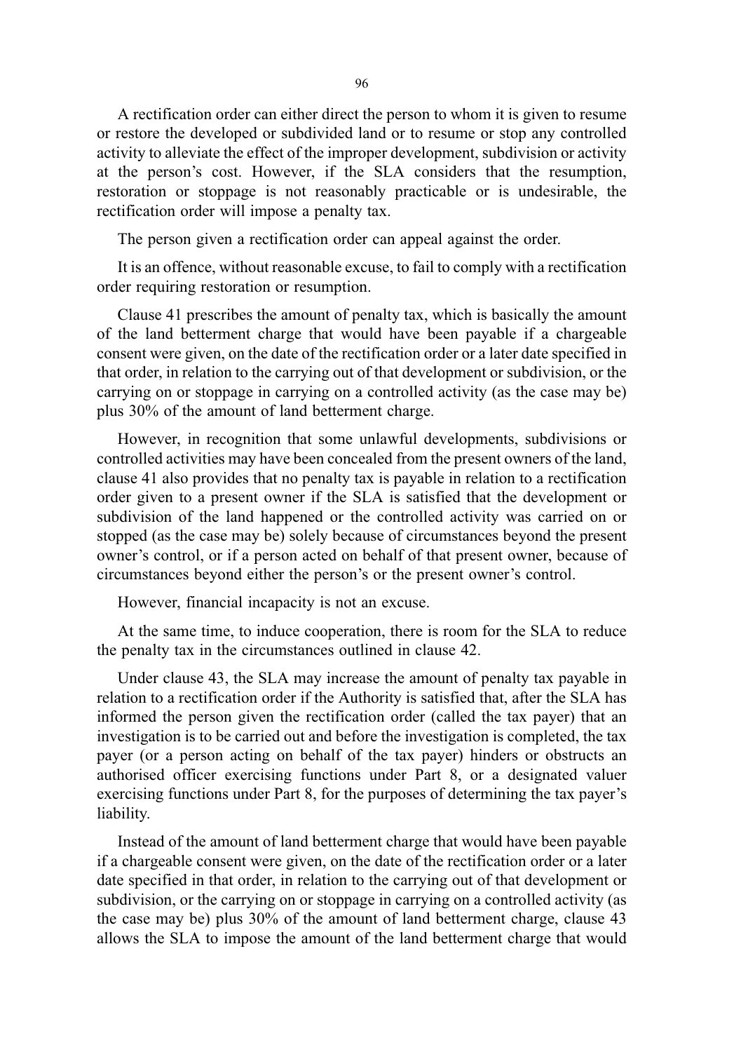A rectification order can either direct the person to whom it is given to resume or restore the developed or subdivided land or to resume or stop any controlled activity to alleviate the effect of the improper development, subdivision or activity at the person's cost. However, if the SLA considers that the resumption, restoration or stoppage is not reasonably practicable or is undesirable, the rectification order will impose a penalty tax.

The person given a rectification order can appeal against the order.

It is an offence, without reasonable excuse, to fail to comply with a rectification order requiring restoration or resumption.

Clause 41 prescribes the amount of penalty tax, which is basically the amount of the land betterment charge that would have been payable if a chargeable consent were given, on the date of the rectification order or a later date specified in that order, in relation to the carrying out of that development or subdivision, or the carrying on or stoppage in carrying on a controlled activity (as the case may be) plus 30% of the amount of land betterment charge.

However, in recognition that some unlawful developments, subdivisions or controlled activities may have been concealed from the present owners of the land, clause 41 also provides that no penalty tax is payable in relation to a rectification order given to a present owner if the SLA is satisfied that the development or subdivision of the land happened or the controlled activity was carried on or stopped (as the case may be) solely because of circumstances beyond the present owner's control, or if a person acted on behalf of that present owner, because of circumstances beyond either the person's or the present owner's control.

However, financial incapacity is not an excuse.

At the same time, to induce cooperation, there is room for the SLA to reduce the penalty tax in the circumstances outlined in clause 42.

Under clause 43, the SLA may increase the amount of penalty tax payable in relation to a rectification order if the Authority is satisfied that, after the SLA has informed the person given the rectification order (called the tax payer) that an investigation is to be carried out and before the investigation is completed, the tax payer (or a person acting on behalf of the tax payer) hinders or obstructs an authorised officer exercising functions under Part 8, or a designated valuer exercising functions under Part 8, for the purposes of determining the tax payer's liability.

Instead of the amount of land betterment charge that would have been payable if a chargeable consent were given, on the date of the rectification order or a later date specified in that order, in relation to the carrying out of that development or subdivision, or the carrying on or stoppage in carrying on a controlled activity (as the case may be) plus 30% of the amount of land betterment charge, clause 43 allows the SLA to impose the amount of the land betterment charge that would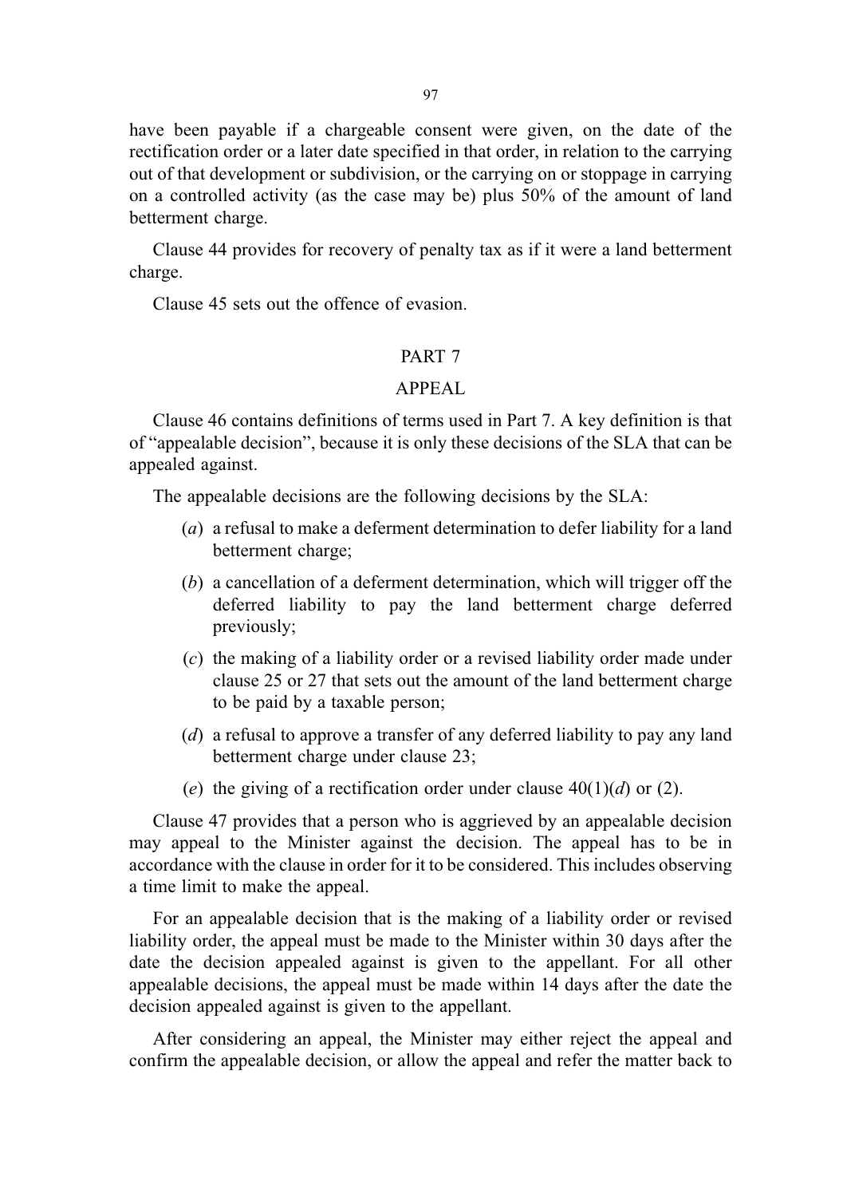have been payable if a chargeable consent were given, on the date of the rectification order or a later date specified in that order, in relation to the carrying out of that development or subdivision, or the carrying on or stoppage in carrying on a controlled activity (as the case may be) plus 50% of the amount of land betterment charge.

Clause 44 provides for recovery of penalty tax as if it were a land betterment charge.

Clause 45 sets out the offence of evasion.

## PART 7

## APPEAL

Clause 46 contains definitions of terms used in Part 7. A key definition is that of "appealable decision", because it is only these decisions of the SLA that can be appealed against.

The appealable decisions are the following decisions by the SLA:

(*a*) a refusal to make a deferment determination to defer liability for a land betterment charge;

(*b*) a cancellation of a deferment determination, which will trigger off the deferred liability to pay the land betterment charge deferred previously;

(*c*) the making of a liability order or a revised liability order made under clause 25 or 27 that sets out the amount of the land betterment charge to be paid by a taxable person;

(*d*) a refusal to approve a transfer of any deferred liability to pay any land betterment charge under clause 23;

(*e*) the giving of a rectification order under clause 40(1)(*d*) or (2).

Clause 47 provides that a person who is aggrieved by an appealable decision may appeal to the Minister against the decision. The appeal has to be in accordance with the clause in order for it to be considered. This includes observing a time limit to make the appeal.

For an appealable decision that is the making of a liability order or revised liability order, the appeal must be made to the Minister within 30 days after the date the decision appealed against is given to the appellant. For all other appealable decisions, the appeal must be made within 14 days after the date the decision appealed against is given to the appellant.

After considering an appeal, the Minister may either reject the appeal and confirm the appealable decision, or allow the appeal and refer the matter back to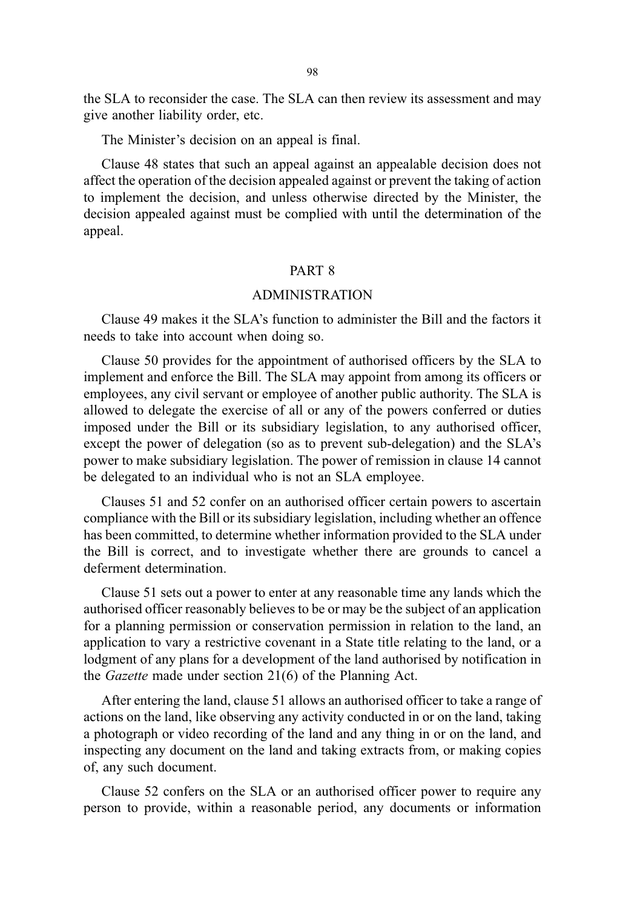the SLA to reconsider the case. The SLA can then review its assessment and may give another liability order, etc.

The Minister's decision on an appeal is final.

Clause 48 states that such an appeal against an appealable decision does not affect the operation of the decision appealed against or prevent the taking of action to implement the decision, and unless otherwise directed by the Minister, the decision appealed against must be complied with until the determination of the appeal.

## PART 8

## ADMINISTRATION

Clause 49 makes it the SLA's function to administer the Bill and the factors it needs to take into account when doing so.

Clause 50 provides for the appointment of authorised officers by the SLA to implement and enforce the Bill. The SLA may appoint from among its officers or employees, any civil servant or employee of another public authority. The SLA is allowed to delegate the exercise of all or any of the powers conferred or duties imposed under the Bill or its subsidiary legislation, to any authorised officer, except the power of delegation (so as to prevent sub-delegation) and the SLA's power to make subsidiary legislation. The power of remission in clause 14 cannot be delegated to an individual who is not an SLA employee.

Clauses 51 and 52 confer on an authorised officer certain powers to ascertain compliance with the Bill or its subsidiary legislation, including whether an offence has been committed, to determine whether information provided to the SLA under the Bill is correct, and to investigate whether there are grounds to cancel a deferment determination.

Clause 51 sets out a power to enter at any reasonable time any lands which the authorised officer reasonably believes to be or may be the subject of an application for a planning permission or conservation permission in relation to the land, an application to vary a restrictive covenant in a State title relating to the land, or a lodgment of any plans for a development of the land authorised by notification in the *Gazette* made under section 21(6) of the Planning Act.

After entering the land, clause 51 allows an authorised officer to take a range of actions on the land, like observing any activity conducted in or on the land, taking a photograph or video recording of the land and any thing in or on the land, and inspecting any document on the land and taking extracts from, or making copies of, any such document.

Clause 52 confers on the SLA or an authorised officer power to require any person to provide, within a reasonable period, any documents or information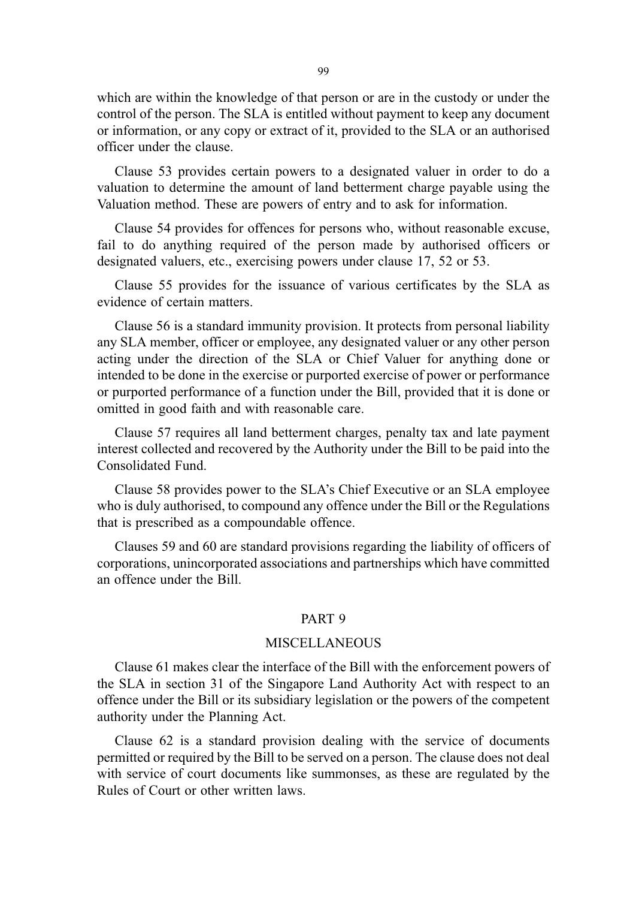which are within the knowledge of that person or are in the custody or under the control of the person. The SLA is entitled without payment to keep any document or information, or any copy or extract of it, provided to the SLA or an authorised officer under the clause.

Clause 53 provides certain powers to a designated valuer in order to do a valuation to determine the amount of land betterment charge payable using the Valuation method. These are powers of entry and to ask for information.

Clause 54 provides for offences for persons who, without reasonable excuse, fail to do anything required of the person made by authorised officers or designated valuers, etc., exercising powers under clause 17, 52 or 53.

Clause 55 provides for the issuance of various certificates by the SLA as evidence of certain matters.

Clause 56 is a standard immunity provision. It protects from personal liability any SLA member, officer or employee, any designated valuer or any other person acting under the direction of the SLA or Chief Valuer for anything done or intended to be done in the exercise or purported exercise of power or performance or purported performance of a function under the Bill, provided that it is done or omitted in good faith and with reasonable care.

Clause 57 requires all land betterment charges, penalty tax and late payment interest collected and recovered by the Authority under the Bill to be paid into the Consolidated Fund.

Clause 58 provides power to the SLA's Chief Executive or an SLA employee who is duly authorised, to compound any offence under the Bill or the Regulations that is prescribed as a compoundable offence.

Clauses 59 and 60 are standard provisions regarding the liability of officers of corporations, unincorporated associations and partnerships which have committed an offence under the Bill.

## PART 9

## MISCELLANEOUS

Clause 61 makes clear the interface of the Bill with the enforcement powers of the SLA in section 31 of the Singapore Land Authority Act with respect to an offence under the Bill or its subsidiary legislation or the powers of the competent authority under the Planning Act.

Clause 62 is a standard provision dealing with the service of documents permitted or required by the Bill to be served on a person. The clause does not deal with service of court documents like summonses, as these are regulated by the Rules of Court or other written laws.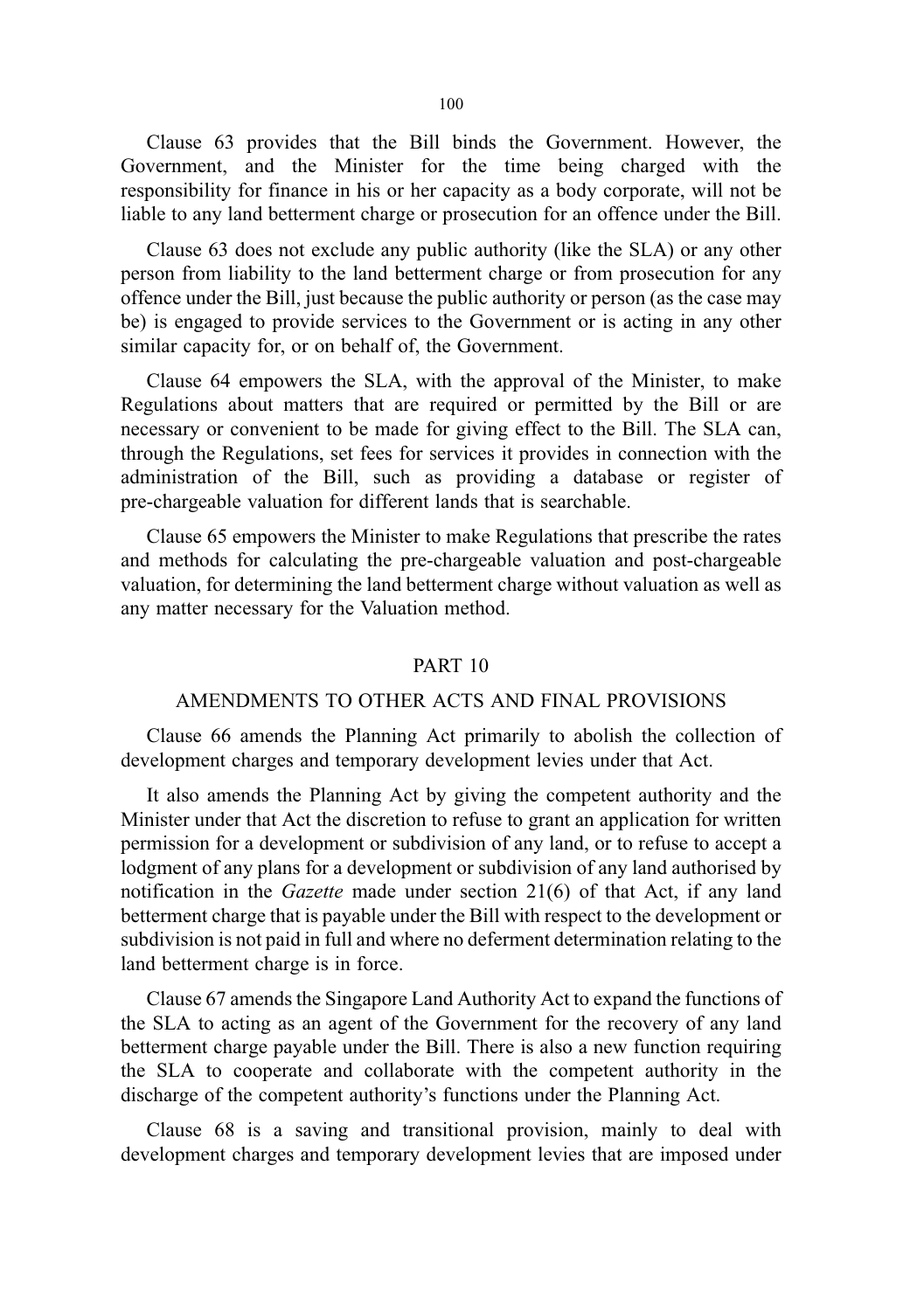Clause 63 provides that the Bill binds the Government. However, the Government, and the Minister for the time being charged with the responsibility for finance in his or her capacity as a body corporate, will not be liable to any land betterment charge or prosecution for an offence under the Bill.

Clause 63 does not exclude any public authority (like the SLA) or any other person from liability to the land betterment charge or from prosecution for any offence under the Bill, just because the public authority or person (as the case may be) is engaged to provide services to the Government or is acting in any other similar capacity for, or on behalf of, the Government.

Clause 64 empowers the SLA, with the approval of the Minister, to make Regulations about matters that are required or permitted by the Bill or are necessary or convenient to be made for giving effect to the Bill. The SLA can, through the Regulations, set fees for services it provides in connection with the administration of the Bill, such as providing a database or register of pre-chargeable valuation for different lands that is searchable.

Clause 65 empowers the Minister to make Regulations that prescribe the rates and methods for calculating the pre-chargeable valuation and post-chargeable valuation, for determining the land betterment charge without valuation as well as any matter necessary for the Valuation method.

## PART 10

## AMENDMENTS TO OTHER ACTS AND FINAL PROVISIONS

Clause 66 amends the Planning Act primarily to abolish the collection of development charges and temporary development levies under that Act.

It also amends the Planning Act by giving the competent authority and the Minister under that Act the discretion to refuse to grant an application for written permission for a development or subdivision of any land, or to refuse to accept a lodgment of any plans for a development or subdivision of any land authorised by notification in the *Gazette* made under section 21(6) of that Act, if any land betterment charge that is payable under the Bill with respect to the development or subdivision is not paid in full and where no deferment determination relating to the land betterment charge is in force.

Clause 67 amends the Singapore Land Authority Act to expand the functions of the SLA to acting as an agent of the Government for the recovery of any land betterment charge payable under the Bill. There is also a new function requiring the SLA to cooperate and collaborate with the competent authority in the discharge of the competent authority's functions under the Planning Act.

Clause 68 is a saving and transitional provision, mainly to deal with development charges and temporary development levies that are imposed under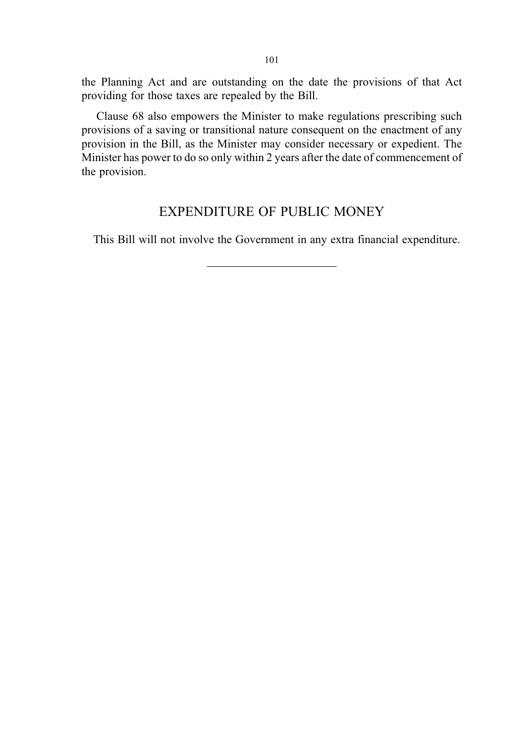the Planning Act and are outstanding on the date the provisions of that Act providing for those taxes are repealed by the Bill.

Clause 68 also empowers the Minister to make regulations prescribing such provisions of a saving or transitional nature consequent on the enactment of any provision in the Bill, as the Minister may consider necessary or expedient. The Minister has power to do so only within 2 years after the date of commencement of the provision.

## EXPENDITURE OF PUBLIC MONEY

This Bill will not involve the Government in any extra financial expenditure.